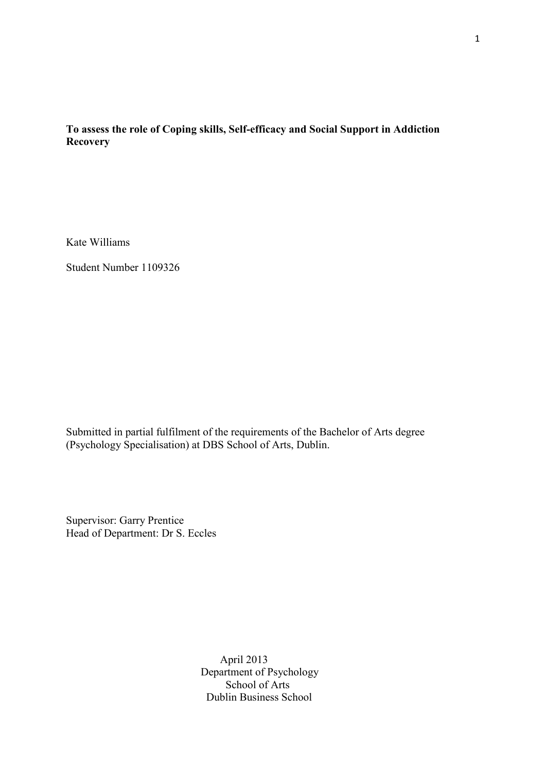**To assess the role of Coping skills, Self-efficacy and Social Support in Addiction Recovery**

Kate Williams

Student Number 1109326

Submitted in partial fulfilment of the requirements of the Bachelor of Arts degree (Psychology Specialisation) at DBS School of Arts, Dublin.

Supervisor: Garry Prentice
Head of Department: Dr S. Eccles

April 2013
Department of Psychology
School of Arts
Dublin Business School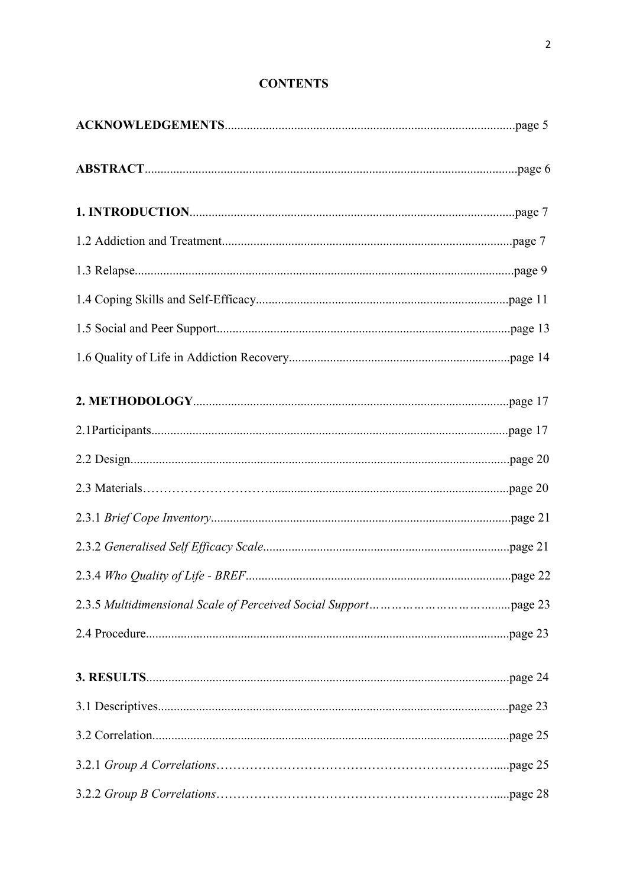## CONTENTS

**ACKNOWLEDGEMENTS**...........................................................................................page 5

**ABSTRACT**.....................................................................................................................page 6

**1. INTRODUCTION**......................................................................................................page 7

1.2 Addiction and Treatment...........................................................................................page 7

1.3 Relapse.......................................................................................................................page 9

1.4 Coping Skills and Self-Efficacy...............................................................................page 11

1.5 Social and Peer Support............................................................................................page 13

1.6 Quality of Life in Addiction Recovery.....................................................................page 14

**2. METHODOLOGY**...................................................................................................page 17

2.1Participants................................................................................................................page 17

2.2 Design.......................................................................................................................page 20

2.3 Materials………………………..............................................................................page 20

2.3.1 *Brief Cope Inventory*..............................................................................................page 21

2.3.2 *Generalised Self Efficacy Scale*.............................................................................page 21

2.3.4 *Who Quality of Life - BREF*...................................................................................page 22

2.3.5 *Multidimensional Scale of Perceived Social Support*…………………………........page 23

2.4 Procedure..................................................................................................................page 23

**3. RESULTS**.................................................................................................................page 24

3.1 Descriptives..............................................................................................................page 23

3.2 Correlation................................................................................................................page 25

3.2.1 *Group A Correlations*………………………………………………………….....page 25

3.2.2 *Group B Correlations*………………………………………………………….....page 28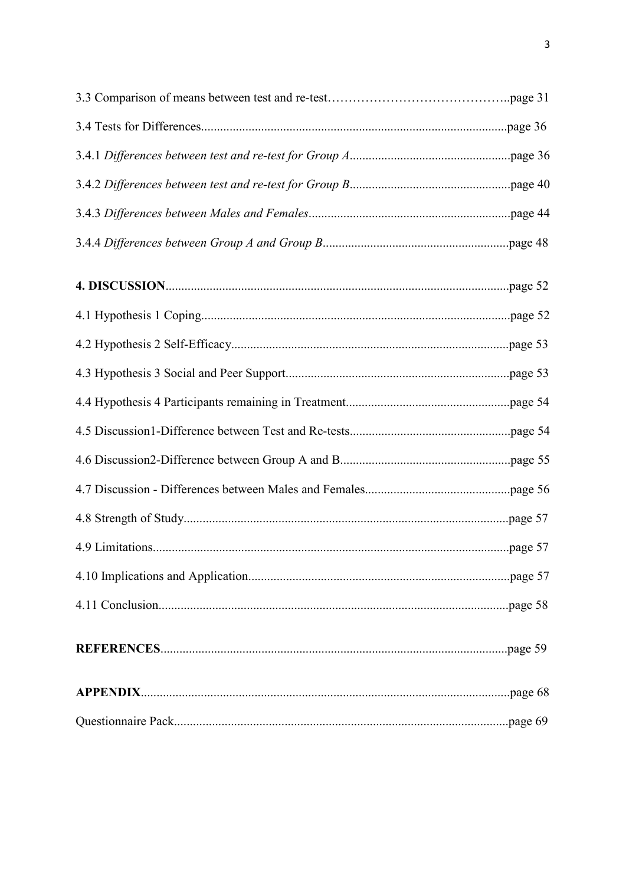3.3 Comparison of means between test and re-test……………………………………..page 31

3.4 Tests for Differences................................................................................................page 36

3.4.1 *Differences between test and re-test for Group A*..................................................page 36

3.4.2 *Differences between test and re-test for Group B*..................................................page 40

3.4.3 *Differences between Males and Females*...............................................................page 44

3.4.4 *Differences between Group A and Group B*..........................................................page 48

**4. DISCUSSION**............................................................................................................page 52

4.1 Hypothesis 1 Coping.................................................................................................page 52

4.2 Hypothesis 2 Self-Efficacy.......................................................................................page 53

4.3 Hypothesis 3 Social and Peer Support......................................................................page 53

4.4 Hypothesis 4 Participants remaining in Treatment...................................................page 54

4.5 Discussion1-Difference between Test and Re-tests..................................................page 54

4.6 Discussion2-Difference between Group A and B.....................................................page 55

4.7 Discussion - Differences between Males and Females.............................................page 56

4.8 Strength of Study......................................................................................................page 57

4.9 Limitations................................................................................................................page 57

4.10 Implications and Application..................................................................................page 57

4.11 Conclusion..............................................................................................................page 58

**REFERENCES**............................................................................................................page 59

**APPENDIX**...................................................................................................................page 68

Questionnaire Pack.........................................................................................................page 69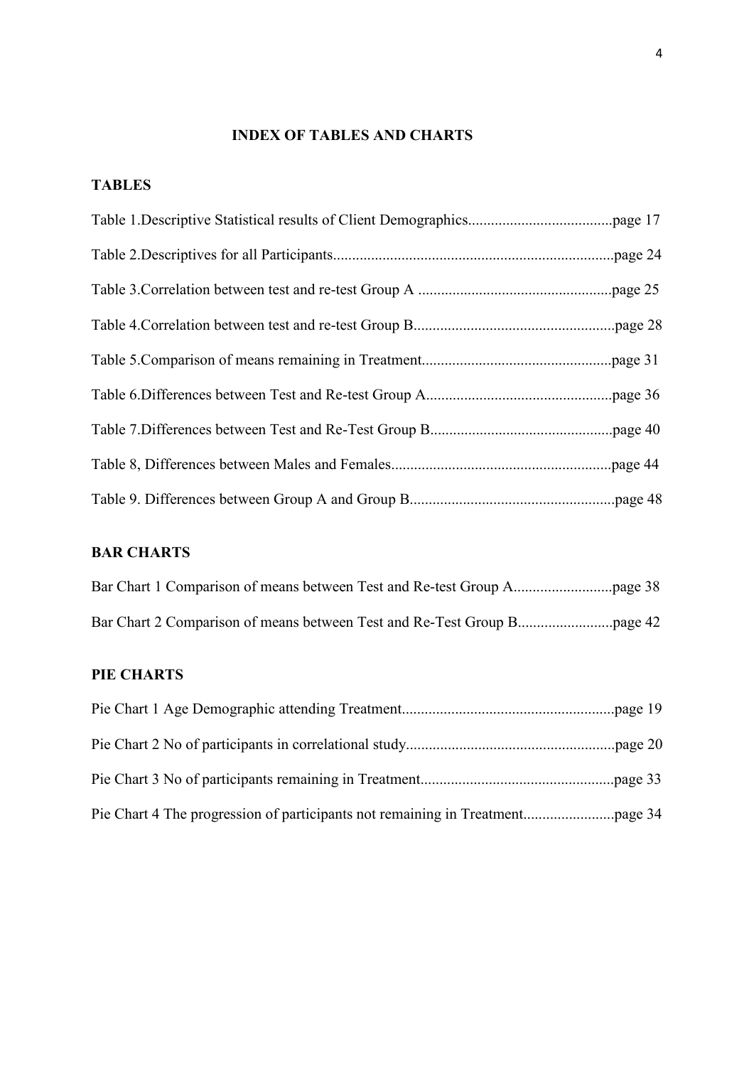# INDEX OF TABLES AND CHARTS

## TABLES

Table 1.Descriptive Statistical results of Client Demographics......................................page 17

Table 2.Descriptives for all Participants..........................................................................page 24

Table 3.Correlation between test and re-test Group A ...................................................page 25

Table 4.Correlation between test and re-test Group B.....................................................page 28

Table 5.Comparison of means remaining in Treatment..................................................page 31

Table 6.Differences between Test and Re-test Group A.................................................page 36

Table 7.Differences between Test and Re-Test Group B................................................page 40

Table 8, Differences between Males and Females..........................................................page 44

Table 9. Differences between Group A and Group B......................................................page 48

## BAR CHARTS

Bar Chart 1 Comparison of means between Test and Re-test Group A..........................page 38

Bar Chart 2 Comparison of means between Test and Re-Test Group B.........................page 42

## PIE CHARTS

Pie Chart 1 Age Demographic attending Treatment........................................................page 19

Pie Chart 2 No of participants in correlational study.......................................................page 20

Pie Chart 3 No of participants remaining in Treatment...................................................page 33

Pie Chart 4 The progression of participants not remaining in Treatment........................page 34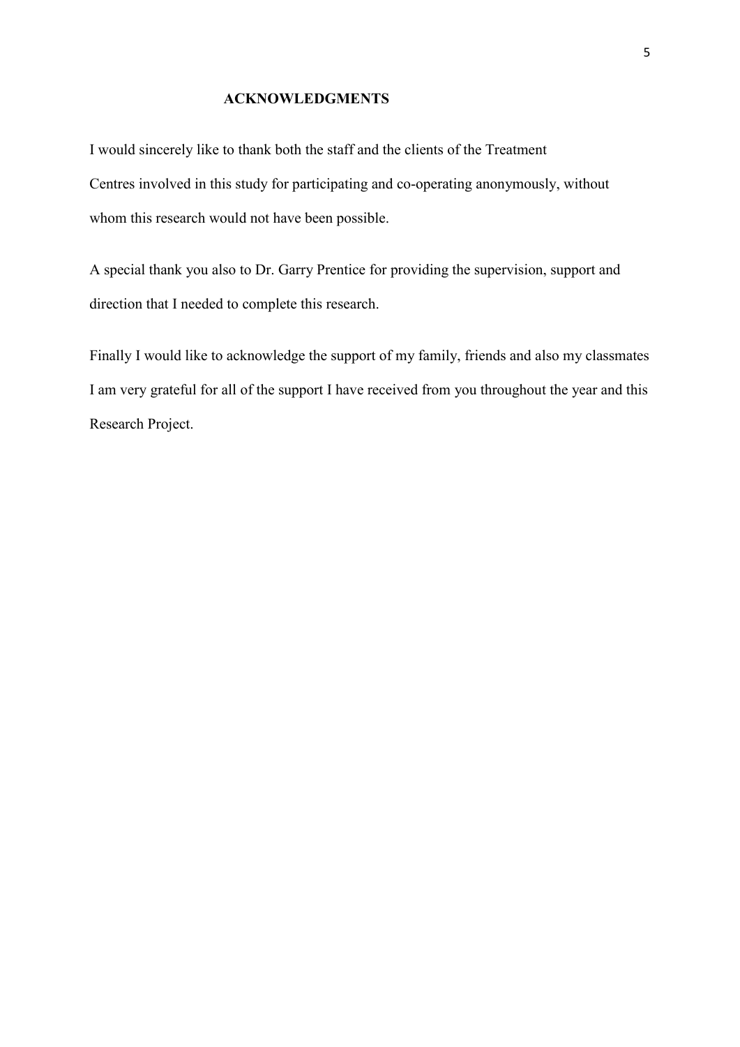# ACKNOWLEDGMENTS

I would sincerely like to thank both the staff and the clients of the Treatment Centres involved in this study for participating and co-operating anonymously, without whom this research would not have been possible.

A special thank you also to Dr. Garry Prentice for providing the supervision, support and direction that I needed to complete this research.

Finally I would like to acknowledge the support of my family, friends and also my classmates I am very grateful for all of the support I have received from you throughout the year and this Research Project.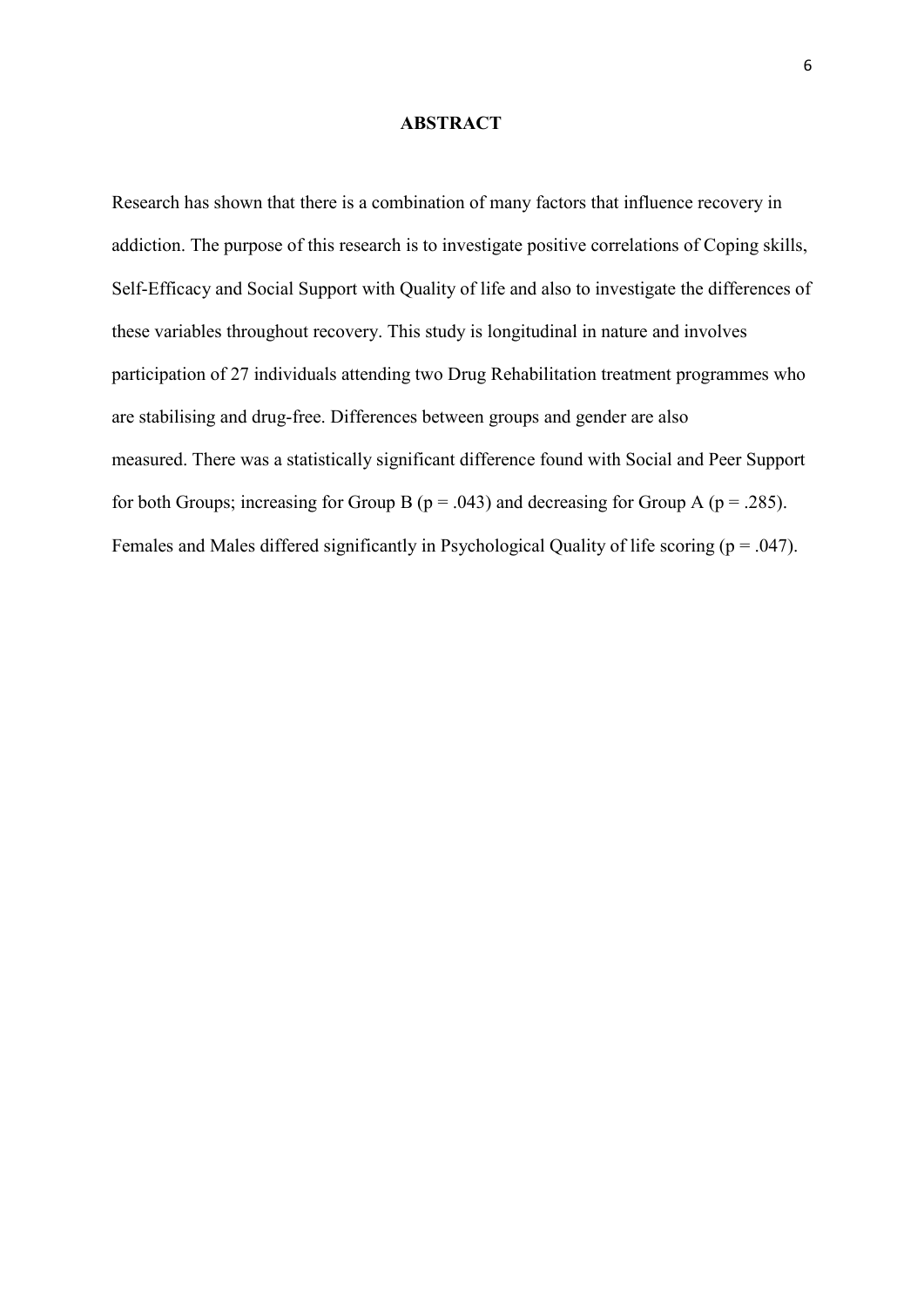# ABSTRACT

Research has shown that there is a combination of many factors that influence recovery in addiction. The purpose of this research is to investigate positive correlations of Coping skills, Self-Efficacy and Social Support with Quality of life and also to investigate the differences of these variables throughout recovery. This study is longitudinal in nature and involves participation of 27 individuals attending two Drug Rehabilitation treatment programmes who are stabilising and drug-free. Differences between groups and gender are also measured. There was a statistically significant difference found with Social and Peer Support for both Groups; increasing for Group B ($p = .043$) and decreasing for Group A ($p = .285$). Females and Males differed significantly in Psychological Quality of life scoring ($p = .047$).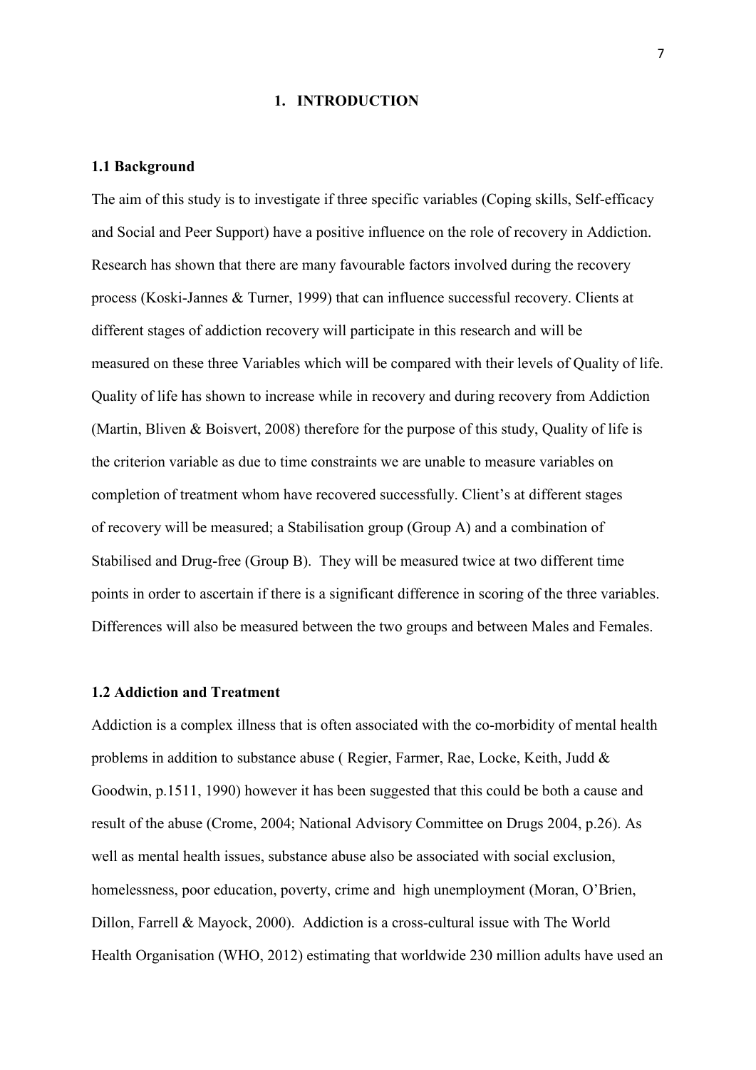# 1. INTRODUCTION

## 1.1 Background

The aim of this study is to investigate if three specific variables (Coping skills, Self-efficacy and Social and Peer Support) have a positive influence on the role of recovery in Addiction. Research has shown that there are many favourable factors involved during the recovery process (Koski-Jannes & Turner, 1999) that can influence successful recovery. Clients at different stages of addiction recovery will participate in this research and will be measured on these three Variables which will be compared with their levels of Quality of life. Quality of life has shown to increase while in recovery and during recovery from Addiction (Martin, Bliven & Boisvert, 2008) therefore for the purpose of this study, Quality of life is the criterion variable as due to time constraints we are unable to measure variables on completion of treatment whom have recovered successfully. Client's at different stages of recovery will be measured; a Stabilisation group (Group A) and a combination of Stabilised and Drug-free (Group B). They will be measured twice at two different time points in order to ascertain if there is a significant difference in scoring of the three variables. Differences will also be measured between the two groups and between Males and Females.

## 1.2 Addiction and Treatment

Addiction is a complex illness that is often associated with the co-morbidity of mental health problems in addition to substance abuse ( Regier, Farmer, Rae, Locke, Keith, Judd & Goodwin, p.1511, 1990) however it has been suggested that this could be both a cause and result of the abuse (Crome, 2004; National Advisory Committee on Drugs 2004, p.26). As well as mental health issues, substance abuse also be associated with social exclusion, homelessness, poor education, poverty, crime and high unemployment (Moran, O'Brien, Dillon, Farrell & Mayock, 2000). Addiction is a cross-cultural issue with The World Health Organisation (WHO, 2012) estimating that worldwide 230 million adults have used an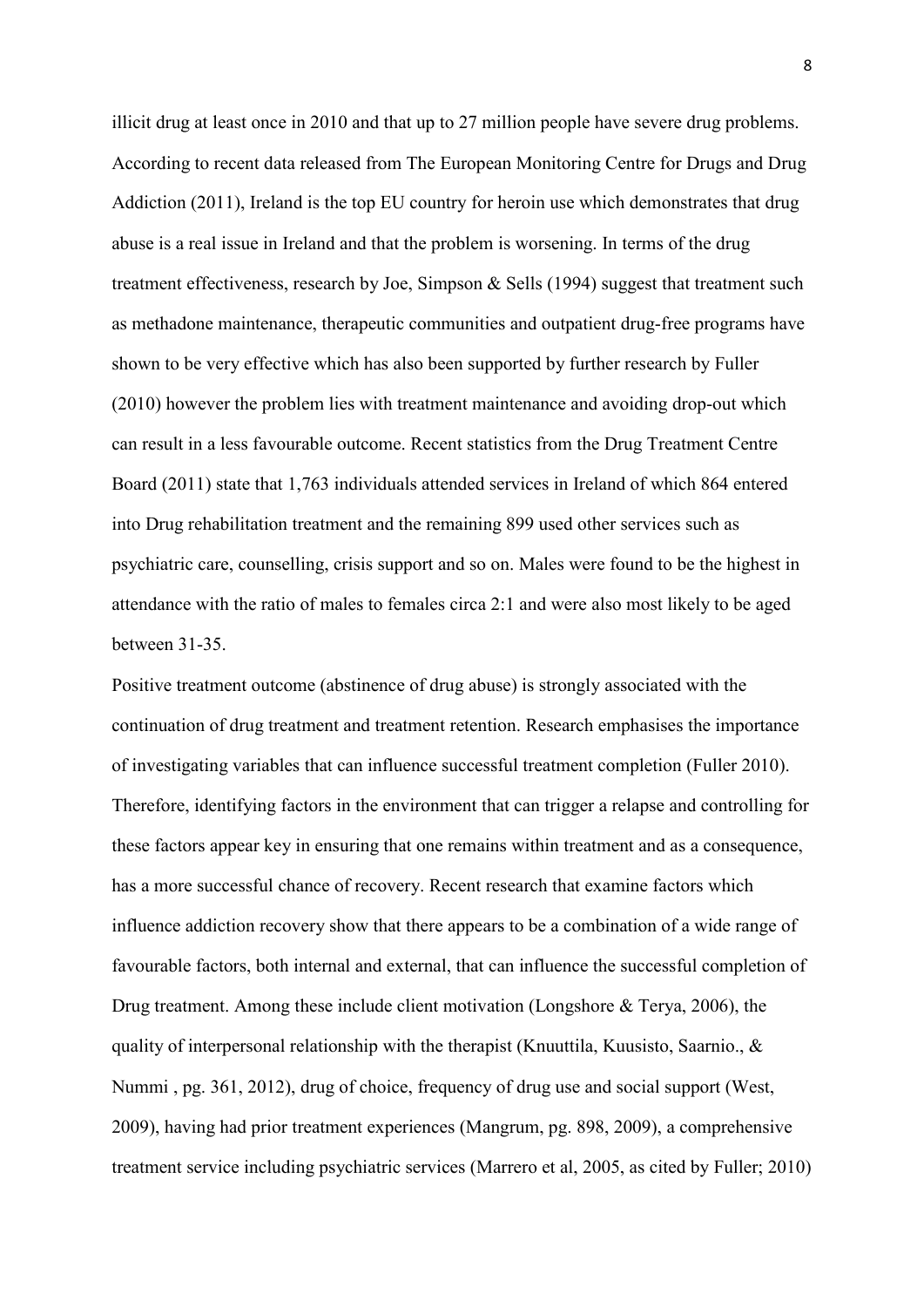illicit drug at least once in 2010 and that up to 27 million people have severe drug problems. According to recent data released from The European Monitoring Centre for Drugs and Drug Addiction (2011), Ireland is the top EU country for heroin use which demonstrates that drug abuse is a real issue in Ireland and that the problem is worsening. In terms of the drug treatment effectiveness, research by Joe, Simpson & Sells (1994) suggest that treatment such as methadone maintenance, therapeutic communities and outpatient drug-free programs have shown to be very effective which has also been supported by further research by Fuller (2010) however the problem lies with treatment maintenance and avoiding drop-out which can result in a less favourable outcome. Recent statistics from the Drug Treatment Centre Board (2011) state that 1,763 individuals attended services in Ireland of which 864 entered into Drug rehabilitation treatment and the remaining 899 used other services such as psychiatric care, counselling, crisis support and so on. Males were found to be the highest in attendance with the ratio of males to females circa 2:1 and were also most likely to be aged between 31-35.

Positive treatment outcome (abstinence of drug abuse) is strongly associated with the continuation of drug treatment and treatment retention. Research emphasises the importance of investigating variables that can influence successful treatment completion (Fuller 2010). Therefore, identifying factors in the environment that can trigger a relapse and controlling for these factors appear key in ensuring that one remains within treatment and as a consequence, has a more successful chance of recovery. Recent research that examine factors which influence addiction recovery show that there appears to be a combination of a wide range of favourable factors, both internal and external, that can influence the successful completion of Drug treatment. Among these include client motivation (Longshore & Terya, 2006), the quality of interpersonal relationship with the therapist (Knuuttila, Kuusisto, Saarnio., & Nummi , pg. 361, 2012), drug of choice, frequency of drug use and social support (West, 2009), having had prior treatment experiences (Mangrum, pg. 898, 2009), a comprehensive treatment service including psychiatric services (Marrero et al, 2005, as cited by Fuller; 2010)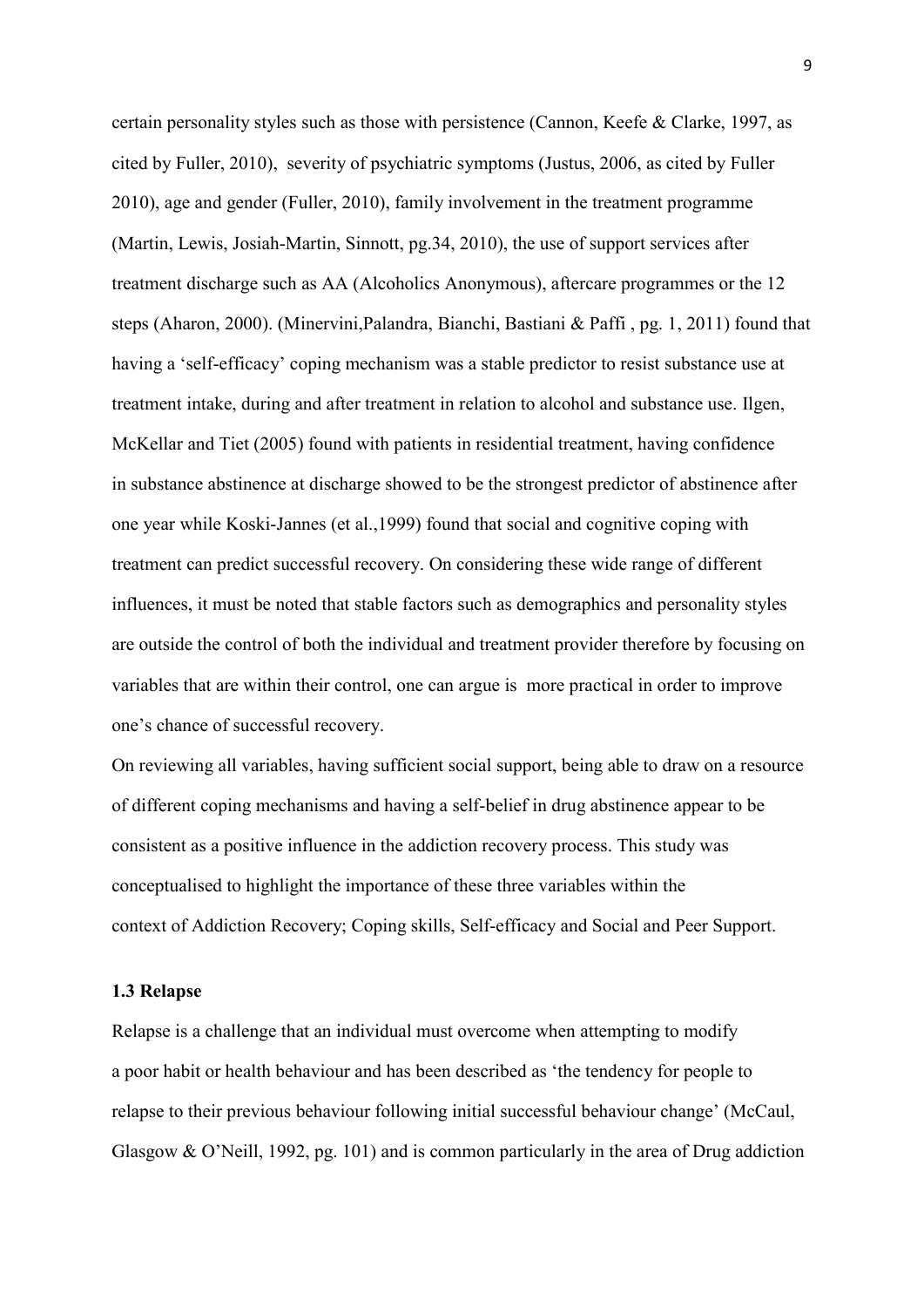certain personality styles such as those with persistence (Cannon, Keefe & Clarke, 1997, as cited by Fuller, 2010), severity of psychiatric symptoms (Justus, 2006, as cited by Fuller 2010), age and gender (Fuller, 2010), family involvement in the treatment programme (Martin, Lewis, Josiah-Martin, Sinnott, pg.34, 2010), the use of support services after treatment discharge such as AA (Alcoholics Anonymous), aftercare programmes or the 12 steps (Aharon, 2000). (Minervini,Palandra, Bianchi, Bastiani & Paffi , pg. 1, 2011) found that having a 'self-efficacy' coping mechanism was a stable predictor to resist substance use at treatment intake, during and after treatment in relation to alcohol and substance use. Ilgen, McKellar and Tiet (2005) found with patients in residential treatment, having confidence in substance abstinence at discharge showed to be the strongest predictor of abstinence after one year while Koski-Jannes (et al.,1999) found that social and cognitive coping with treatment can predict successful recovery. On considering these wide range of different influences, it must be noted that stable factors such as demographics and personality styles are outside the control of both the individual and treatment provider therefore by focusing on variables that are within their control, one can argue is more practical in order to improve one's chance of successful recovery.

On reviewing all variables, having sufficient social support, being able to draw on a resource of different coping mechanisms and having a self-belief in drug abstinence appear to be consistent as a positive influence in the addiction recovery process. This study was conceptualised to highlight the importance of these three variables within the context of Addiction Recovery; Coping skills, Self-efficacy and Social and Peer Support.

### 1.3 Relapse

Relapse is a challenge that an individual must overcome when attempting to modify a poor habit or health behaviour and has been described as 'the tendency for people to relapse to their previous behaviour following initial successful behaviour change' (McCaul, Glasgow & O'Neill, 1992, pg. 101) and is common particularly in the area of Drug addiction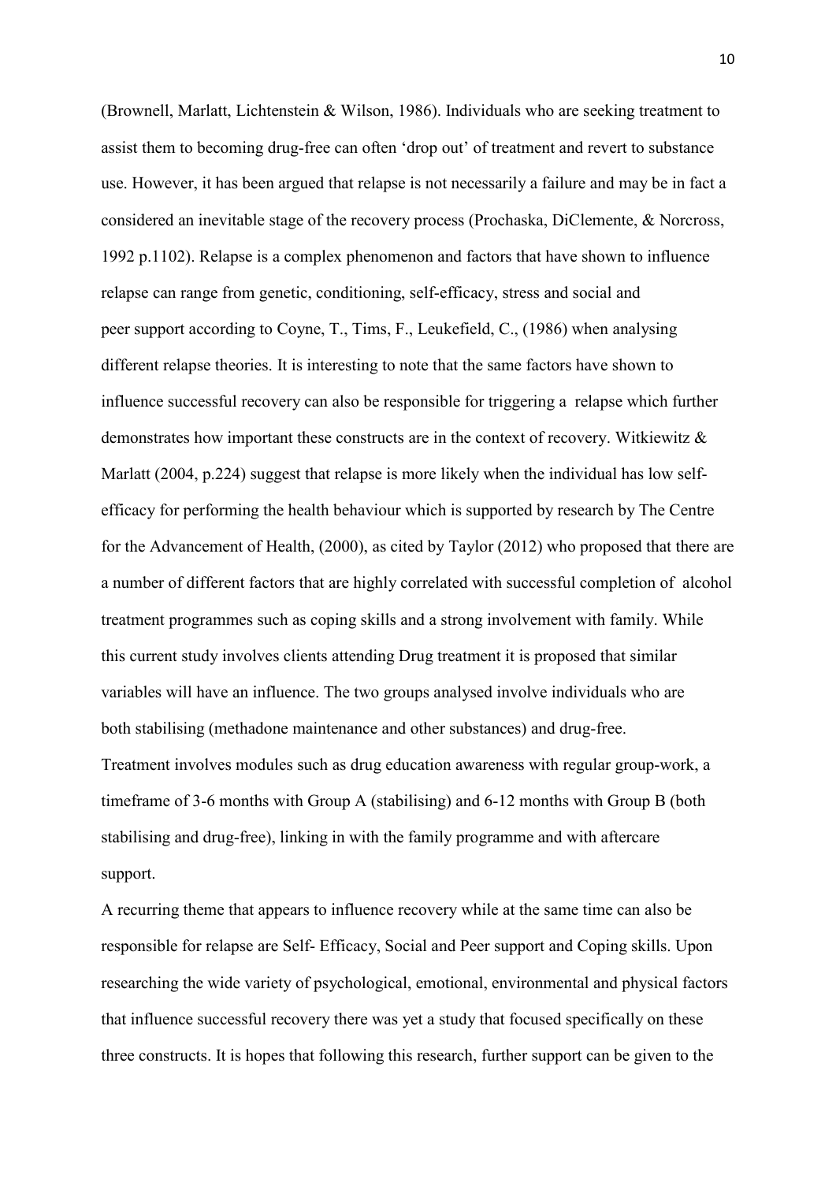(Brownell, Marlatt, Lichtenstein & Wilson, 1986). Individuals who are seeking treatment to assist them to becoming drug-free can often 'drop out' of treatment and revert to substance use. However, it has been argued that relapse is not necessarily a failure and may be in fact a considered an inevitable stage of the recovery process (Prochaska, DiClemente, & Norcross, 1992 p.1102). Relapse is a complex phenomenon and factors that have shown to influence relapse can range from genetic, conditioning, self-efficacy, stress and social and peer support according to Coyne, T., Tims, F., Leukefield, C., (1986) when analysing different relapse theories. It is interesting to note that the same factors have shown to influence successful recovery can also be responsible for triggering a relapse which further demonstrates how important these constructs are in the context of recovery. Witkiewitz & Marlatt (2004, p.224) suggest that relapse is more likely when the individual has low self-efficacy for performing the health behaviour which is supported by research by The Centre for the Advancement of Health, (2000), as cited by Taylor (2012) who proposed that there are a number of different factors that are highly correlated with successful completion of alcohol treatment programmes such as coping skills and a strong involvement with family. While this current study involves clients attending Drug treatment it is proposed that similar variables will have an influence. The two groups analysed involve individuals who are both stabilising (methadone maintenance and other substances) and drug-free. Treatment involves modules such as drug education awareness with regular group-work, a timeframe of 3-6 months with Group A (stabilising) and 6-12 months with Group B (both stabilising and drug-free), linking in with the family programme and with aftercare support.

A recurring theme that appears to influence recovery while at the same time can also be responsible for relapse are Self- Efficacy, Social and Peer support and Coping skills. Upon researching the wide variety of psychological, emotional, environmental and physical factors that influence successful recovery there was yet a study that focused specifically on these three constructs. It is hopes that following this research, further support can be given to the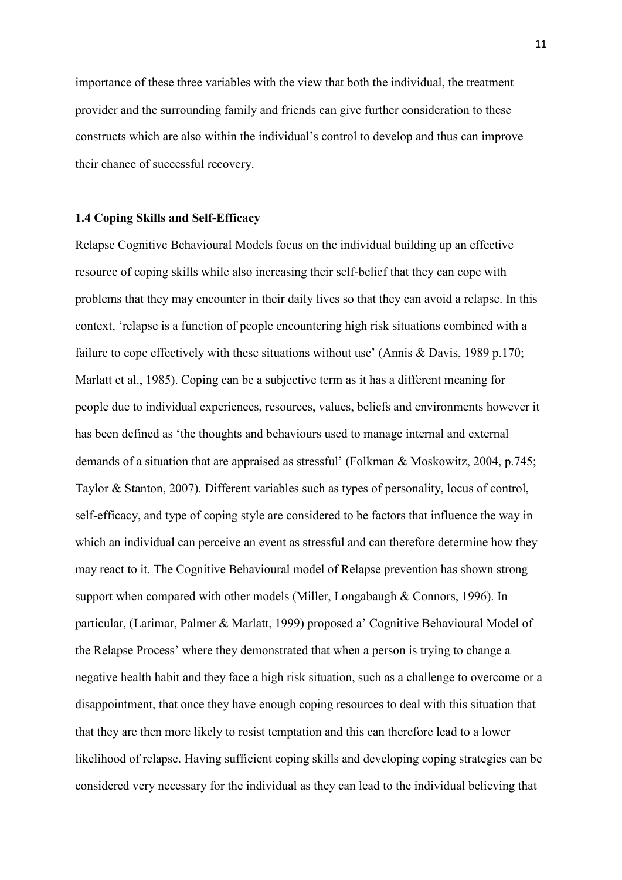importance of these three variables with the view that both the individual, the treatment provider and the surrounding family and friends can give further consideration to these constructs which are also within the individual's control to develop and thus can improve their chance of successful recovery.

### 1.4 Coping Skills and Self-Efficacy

Relapse Cognitive Behavioural Models focus on the individual building up an effective resource of coping skills while also increasing their self-belief that they can cope with problems that they may encounter in their daily lives so that they can avoid a relapse. In this context, 'relapse is a function of people encountering high risk situations combined with a failure to cope effectively with these situations without use' (Annis & Davis, 1989 p.170; Marlatt et al., 1985). Coping can be a subjective term as it has a different meaning for people due to individual experiences, resources, values, beliefs and environments however it has been defined as 'the thoughts and behaviours used to manage internal and external demands of a situation that are appraised as stressful' (Folkman & Moskowitz, 2004, p.745; Taylor & Stanton, 2007). Different variables such as types of personality, locus of control, self-efficacy, and type of coping style are considered to be factors that influence the way in which an individual can perceive an event as stressful and can therefore determine how they may react to it. The Cognitive Behavioural model of Relapse prevention has shown strong support when compared with other models (Miller, Longabaugh & Connors, 1996). In particular, (Larimar, Palmer & Marlatt, 1999) proposed a' Cognitive Behavioural Model of the Relapse Process' where they demonstrated that when a person is trying to change a negative health habit and they face a high risk situation, such as a challenge to overcome or a disappointment, that once they have enough coping resources to deal with this situation that that they are then more likely to resist temptation and this can therefore lead to a lower likelihood of relapse. Having sufficient coping skills and developing coping strategies can be considered very necessary for the individual as they can lead to the individual believing that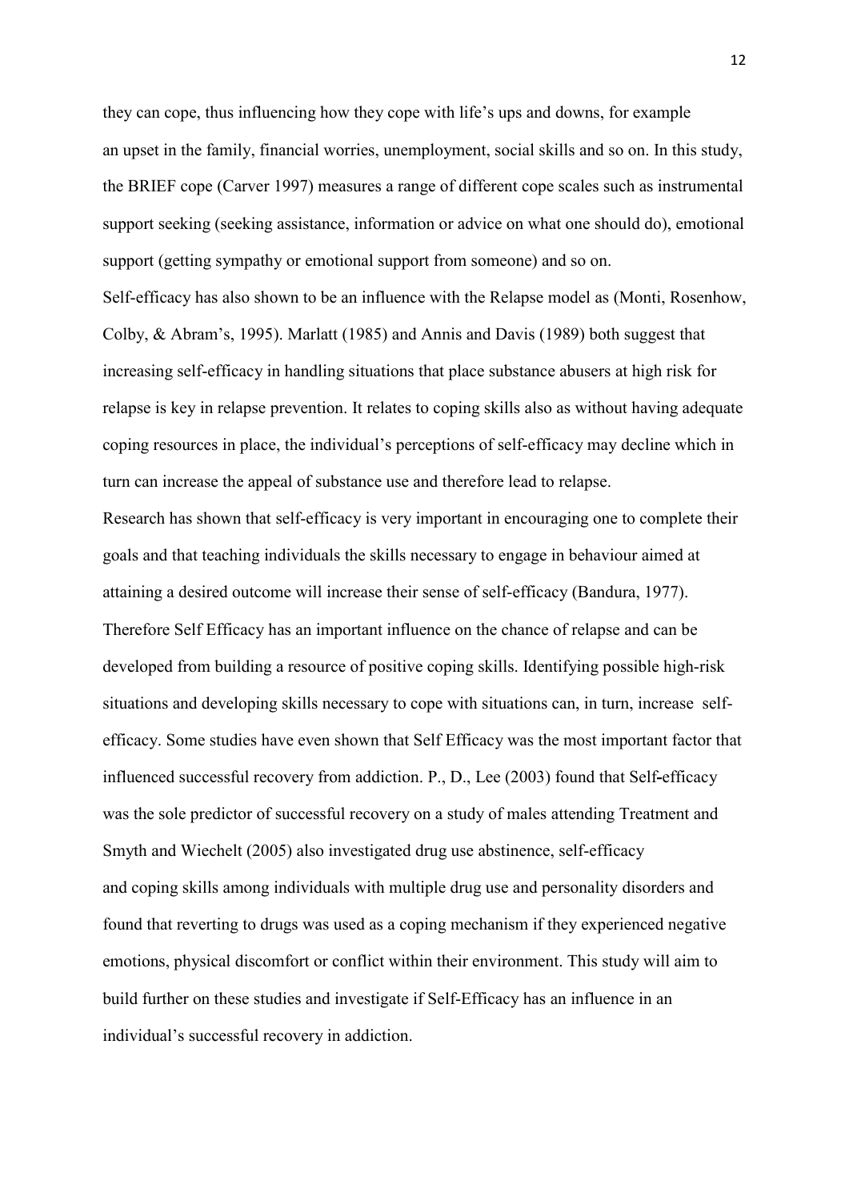they can cope, thus influencing how they cope with life's ups and downs, for example an upset in the family, financial worries, unemployment, social skills and so on. In this study, the BRIEF cope (Carver 1997) measures a range of different cope scales such as instrumental support seeking (seeking assistance, information or advice on what one should do), emotional support (getting sympathy or emotional support from someone) and so on.

Self-efficacy has also shown to be an influence with the Relapse model as (Monti, Rosenhow, Colby, & Abram's, 1995). Marlatt (1985) and Annis and Davis (1989) both suggest that increasing self-efficacy in handling situations that place substance abusers at high risk for relapse is key in relapse prevention. It relates to coping skills also as without having adequate coping resources in place, the individual's perceptions of self-efficacy may decline which in turn can increase the appeal of substance use and therefore lead to relapse.

Research has shown that self-efficacy is very important in encouraging one to complete their goals and that teaching individuals the skills necessary to engage in behaviour aimed at attaining a desired outcome will increase their sense of self-efficacy (Bandura, 1977). Therefore Self Efficacy has an important influence on the chance of relapse and can be developed from building a resource of positive coping skills. Identifying possible high-risk situations and developing skills necessary to cope with situations can, in turn, increase self-efficacy. Some studies have even shown that Self Efficacy was the most important factor that influenced successful recovery from addiction. P., D., Lee (2003) found that Self-efficacy was the sole predictor of successful recovery on a study of males attending Treatment and Smyth and Wiechelt (2005) also investigated drug use abstinence, self-efficacy and coping skills among individuals with multiple drug use and personality disorders and found that reverting to drugs was used as a coping mechanism if they experienced negative emotions, physical discomfort or conflict within their environment. This study will aim to build further on these studies and investigate if Self-Efficacy has an influence in an individual's successful recovery in addiction.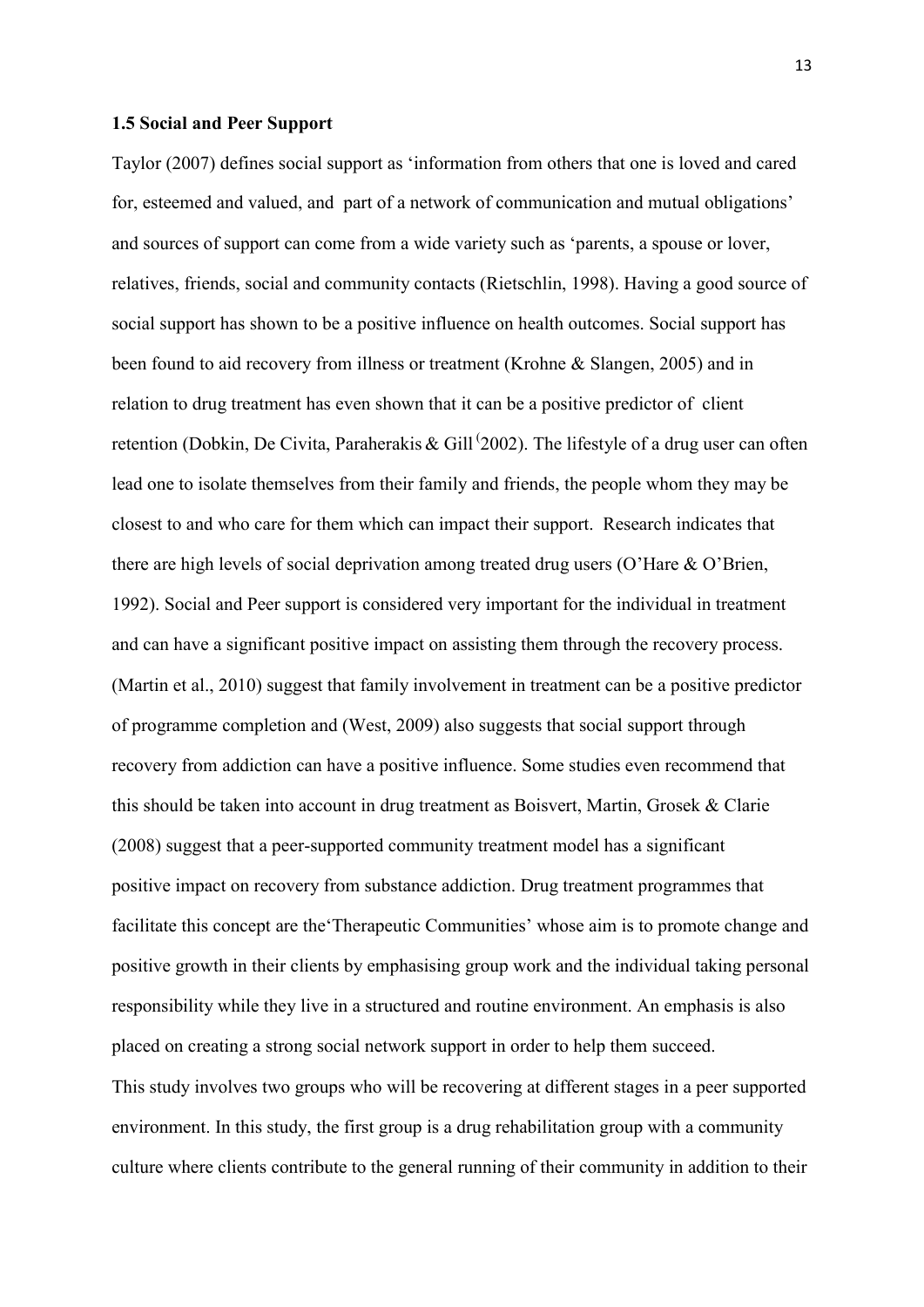**1.5 Social and Peer Support**

Taylor (2007) defines social support as 'information from others that one is loved and cared for, esteemed and valued, and part of a network of communication and mutual obligations' and sources of support can come from a wide variety such as 'parents, a spouse or lover, relatives, friends, social and community contacts (Rietschlin, 1998). Having a good source of social support has shown to be a positive influence on health outcomes. Social support has been found to aid recovery from illness or treatment (Krohne & Slangen, 2005) and in relation to drug treatment has even shown that it can be a positive predictor of client retention (Dobkin, De Civita, Paraherakis & Gill (2002). The lifestyle of a drug user can often lead one to isolate themselves from their family and friends, the people whom they may be closest to and who care for them which can impact their support. Research indicates that there are high levels of social deprivation among treated drug users (O'Hare & O'Brien, 1992). Social and Peer support is considered very important for the individual in treatment and can have a significant positive impact on assisting them through the recovery process. (Martin et al., 2010) suggest that family involvement in treatment can be a positive predictor of programme completion and (West, 2009) also suggests that social support through recovery from addiction can have a positive influence. Some studies even recommend that this should be taken into account in drug treatment as Boisvert, Martin, Grosek & Clarie (2008) suggest that a peer-supported community treatment model has a significant positive impact on recovery from substance addiction. Drug treatment programmes that facilitate this concept are the'Therapeutic Communities' whose aim is to promote change and positive growth in their clients by emphasising group work and the individual taking personal responsibility while they live in a structured and routine environment. An emphasis is also placed on creating a strong social network support in order to help them succeed.

This study involves two groups who will be recovering at different stages in a peer supported environment. In this study, the first group is a drug rehabilitation group with a community culture where clients contribute to the general running of their community in addition to their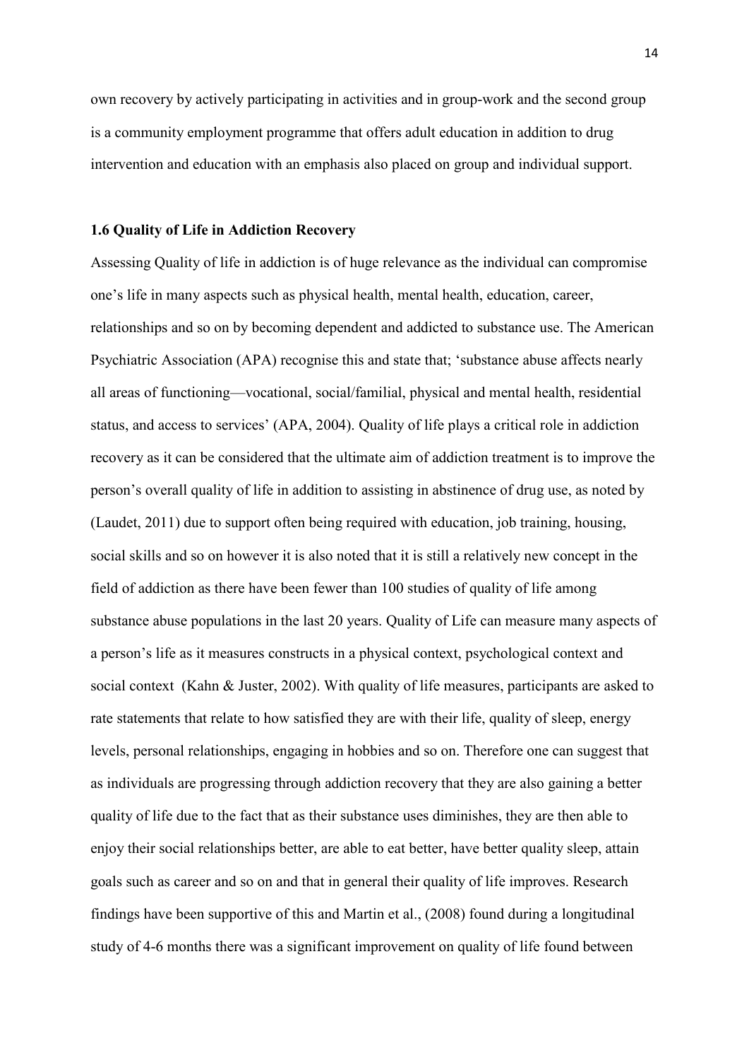own recovery by actively participating in activities and in group-work and the second group is a community employment programme that offers adult education in addition to drug intervention and education with an emphasis also placed on group and individual support.

### 1.6 Quality of Life in Addiction Recovery

Assessing Quality of life in addiction is of huge relevance as the individual can compromise one's life in many aspects such as physical health, mental health, education, career, relationships and so on by becoming dependent and addicted to substance use. The American Psychiatric Association (APA) recognise this and state that; 'substance abuse affects nearly all areas of functioning—vocational, social/familial, physical and mental health, residential status, and access to services' (APA, 2004). Quality of life plays a critical role in addiction recovery as it can be considered that the ultimate aim of addiction treatment is to improve the person's overall quality of life in addition to assisting in abstinence of drug use, as noted by (Laudet, 2011) due to support often being required with education, job training, housing, social skills and so on however it is also noted that it is still a relatively new concept in the field of addiction as there have been fewer than 100 studies of quality of life among substance abuse populations in the last 20 years. Quality of Life can measure many aspects of a person's life as it measures constructs in a physical context, psychological context and social context (Kahn & Juster, 2002). With quality of life measures, participants are asked to rate statements that relate to how satisfied they are with their life, quality of sleep, energy levels, personal relationships, engaging in hobbies and so on. Therefore one can suggest that as individuals are progressing through addiction recovery that they are also gaining a better quality of life due to the fact that as their substance uses diminishes, they are then able to enjoy their social relationships better, are able to eat better, have better quality sleep, attain goals such as career and so on and that in general their quality of life improves. Research findings have been supportive of this and Martin et al., (2008) found during a longitudinal study of 4-6 months there was a significant improvement on quality of life found between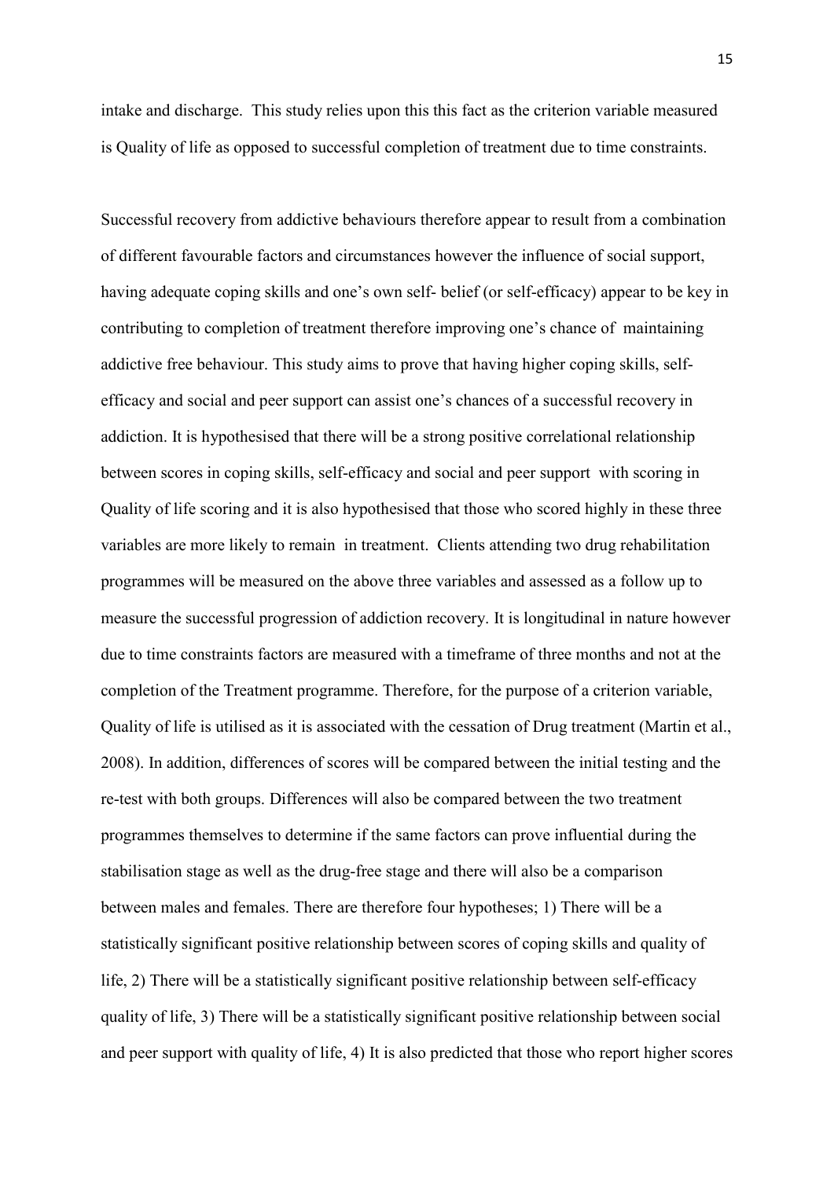intake and discharge. This study relies upon this this fact as the criterion variable measured is Quality of life as opposed to successful completion of treatment due to time constraints.

Successful recovery from addictive behaviours therefore appear to result from a combination of different favourable factors and circumstances however the influence of social support, having adequate coping skills and one's own self- belief (or self-efficacy) appear to be key in contributing to completion of treatment therefore improving one's chance of maintaining addictive free behaviour. This study aims to prove that having higher coping skills, self-efficacy and social and peer support can assist one's chances of a successful recovery in addiction. It is hypothesised that there will be a strong positive correlational relationship between scores in coping skills, self-efficacy and social and peer support with scoring in Quality of life scoring and it is also hypothesised that those who scored highly in these three variables are more likely to remain in treatment. Clients attending two drug rehabilitation programmes will be measured on the above three variables and assessed as a follow up to measure the successful progression of addiction recovery. It is longitudinal in nature however due to time constraints factors are measured with a timeframe of three months and not at the completion of the Treatment programme. Therefore, for the purpose of a criterion variable, Quality of life is utilised as it is associated with the cessation of Drug treatment (Martin et al., 2008). In addition, differences of scores will be compared between the initial testing and the re-test with both groups. Differences will also be compared between the two treatment programmes themselves to determine if the same factors can prove influential during the stabilisation stage as well as the drug-free stage and there will also be a comparison between males and females. There are therefore four hypotheses; 1) There will be a statistically significant positive relationship between scores of coping skills and quality of life, 2) There will be a statistically significant positive relationship between self-efficacy quality of life, 3) There will be a statistically significant positive relationship between social and peer support with quality of life, 4) It is also predicted that those who report higher scores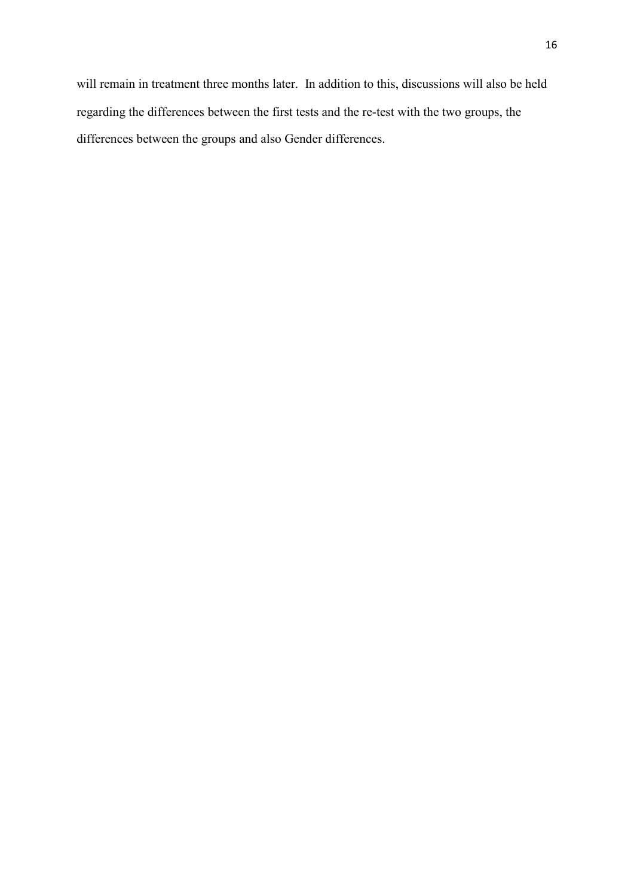will remain in treatment three months later. In addition to this, discussions will also be held regarding the differences between the first tests and the re-test with the two groups, the differences between the groups and also Gender differences.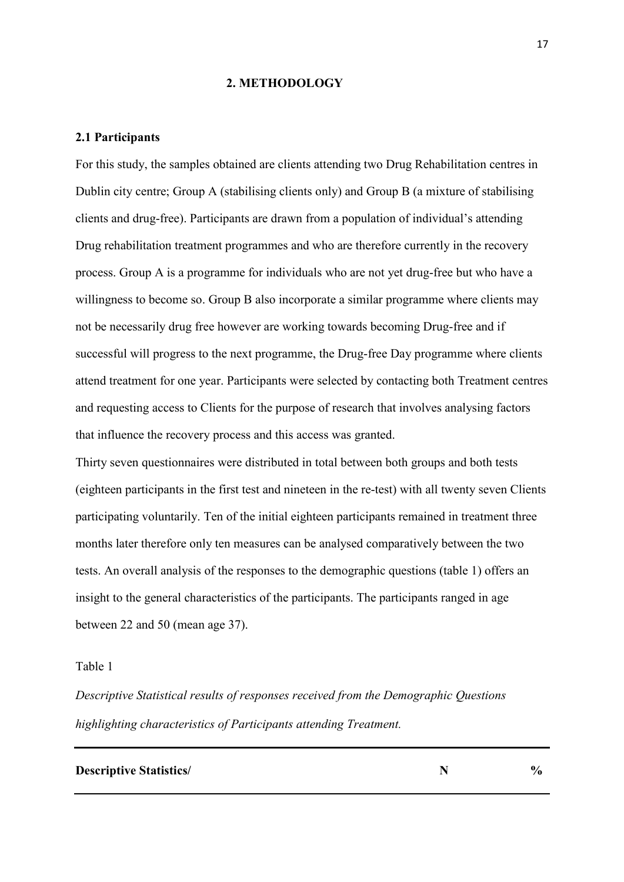## 2. METHODOLOGY

### 2.1 Participants

For this study, the samples obtained are clients attending two Drug Rehabilitation centres in Dublin city centre; Group A (stabilising clients only) and Group B (a mixture of stabilising clients and drug-free). Participants are drawn from a population of individual's attending Drug rehabilitation treatment programmes and who are therefore currently in the recovery process. Group A is a programme for individuals who are not yet drug-free but who have a willingness to become so. Group B also incorporate a similar programme where clients may not be necessarily drug free however are working towards becoming Drug-free and if successful will progress to the next programme, the Drug-free Day programme where clients attend treatment for one year. Participants were selected by contacting both Treatment centres and requesting access to Clients for the purpose of research that involves analysing factors that influence the recovery process and this access was granted.

Thirty seven questionnaires were distributed in total between both groups and both tests (eighteen participants in the first test and nineteen in the re-test) with all twenty seven Clients participating voluntarily. Ten of the initial eighteen participants remained in treatment three months later therefore only ten measures can be analysed comparatively between the two tests. An overall analysis of the responses to the demographic questions (table 1) offers an insight to the general characteristics of the participants. The participants ranged in age between 22 and 50 (mean age 37).

Table 1

*Descriptive Statistical results of responses received from the Demographic Questions highlighting characteristics of Participants attending Treatment.*

| **Descriptive Statistics/** | **N** | **%** |
|---|---|---|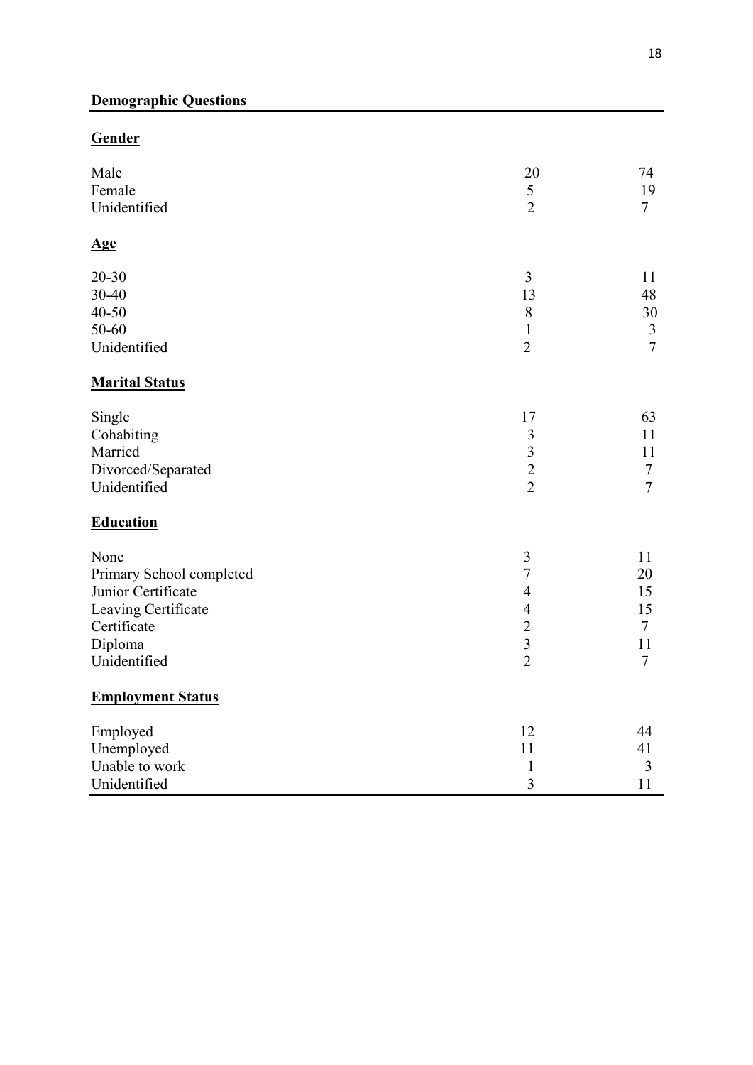**Demographic Questions**

| | | |
|---|---|---|
| **Gender** | | |
| Male | 20 | 74 |
| Female | 5 | 19 |
| Unidentified | 2 | 7 |
| **Age** | | |
| 20-30 | 3 | 11 |
| 30-40 | 13 | 48 |
| 40-50 | 8 | 30 |
| 50-60 | 1 | 3 |
| Unidentified | 2 | 7 |
| **Marital Status** | | |
| Single | 17 | 63 |
| Cohabiting | 3 | 11 |
| Married | 3 | 11 |
| Divorced/Separated | 2 | 7 |
| Unidentified | 2 | 7 |
| **Education** | | |
| None | 3 | 11 |
| Primary School completed | 7 | 20 |
| Junior Certificate | 4 | 15 |
| Leaving Certificate | 4 | 15 |
| Certificate | 2 | 7 |
| Diploma | 3 | 11 |
| Unidentified | 2 | 7 |
| **Employment Status** | | |
| Employed | 12 | 44 |
| Unemployed | 11 | 41 |
| Unable to work | 1 | 3 |
| Unidentified | 3 | 11 |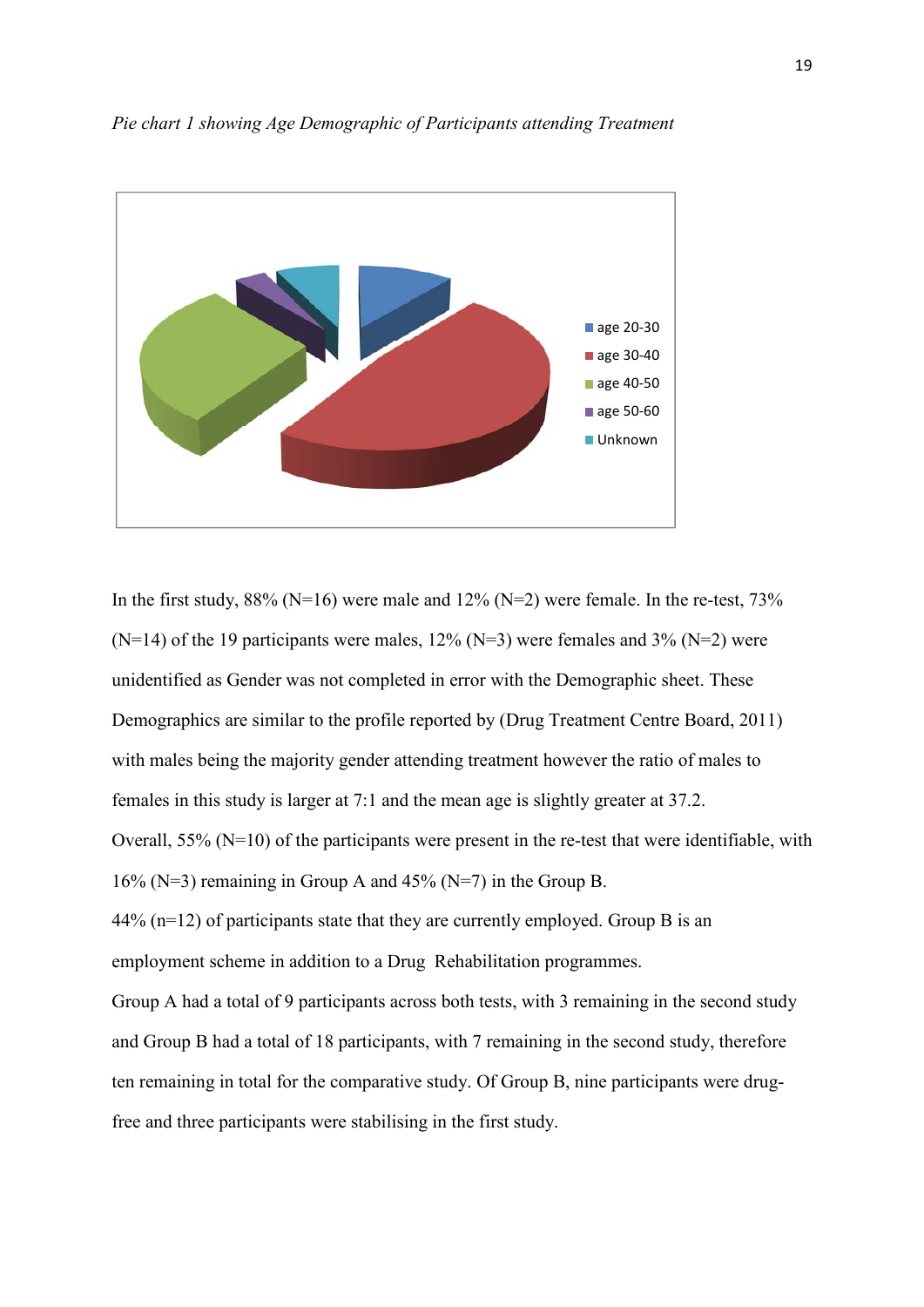*Pie chart 1 showing Age Demographic of Participants attending Treatment*

In the first study, 88% (N=16) were male and 12% (N=2) were female. In the re-test, 73% (N=14) of the 19 participants were males, 12% (N=3) were females and 3% (N=2) were unidentified as Gender was not completed in error with the Demographic sheet. These Demographics are similar to the profile reported by (Drug Treatment Centre Board, 2011) with males being the majority gender attending treatment however the ratio of males to females in this study is larger at 7:1 and the mean age is slightly greater at 37.2.

Overall, 55% (N=10) of the participants were present in the re-test that were identifiable, with 16% (N=3) remaining in Group A and 45% (N=7) in the Group B.

44% (n=12) of participants state that they are currently employed. Group B is an employment scheme in addition to a Drug Rehabilitation programmes.

Group A had a total of 9 participants across both tests, with 3 remaining in the second study and Group B had a total of 18 participants, with 7 remaining in the second study, therefore ten remaining in total for the comparative study. Of Group B, nine participants were drug-free and three participants were stabilising in the first study.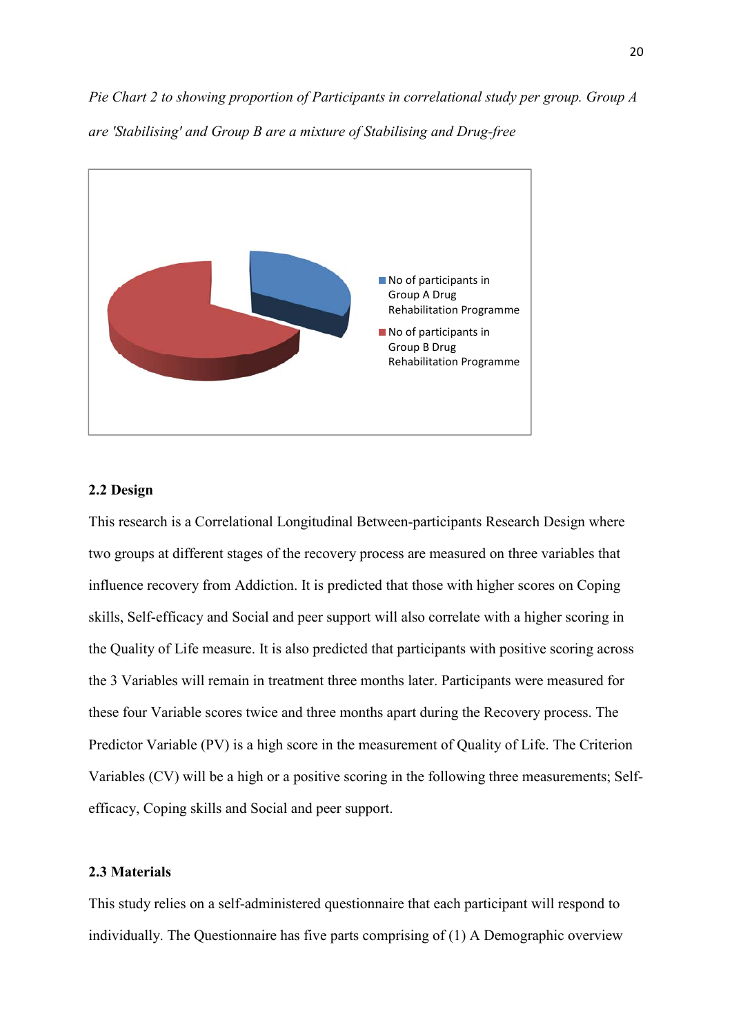*Pie Chart 2 to showing proportion of Participants in correlational study per group. Group A are 'Stabilising' and Group B are a mixture of Stabilising and Drug-free*

- No of participants in Group A Drug Rehabilitation Programme
- No of participants in Group B Drug Rehabilitation Programme

### 2.2 Design

This research is a Correlational Longitudinal Between-participants Research Design where two groups at different stages of the recovery process are measured on three variables that influence recovery from Addiction. It is predicted that those with higher scores on Coping skills, Self-efficacy and Social and peer support will also correlate with a higher scoring in the Quality of Life measure. It is also predicted that participants with positive scoring across the 3 Variables will remain in treatment three months later. Participants were measured for these four Variable scores twice and three months apart during the Recovery process. The Predictor Variable (PV) is a high score in the measurement of Quality of Life. The Criterion Variables (CV) will be a high or a positive scoring in the following three measurements; Self-efficacy, Coping skills and Social and peer support.

### 2.3 Materials

This study relies on a self-administered questionnaire that each participant will respond to individually. The Questionnaire has five parts comprising of (1) A Demographic overview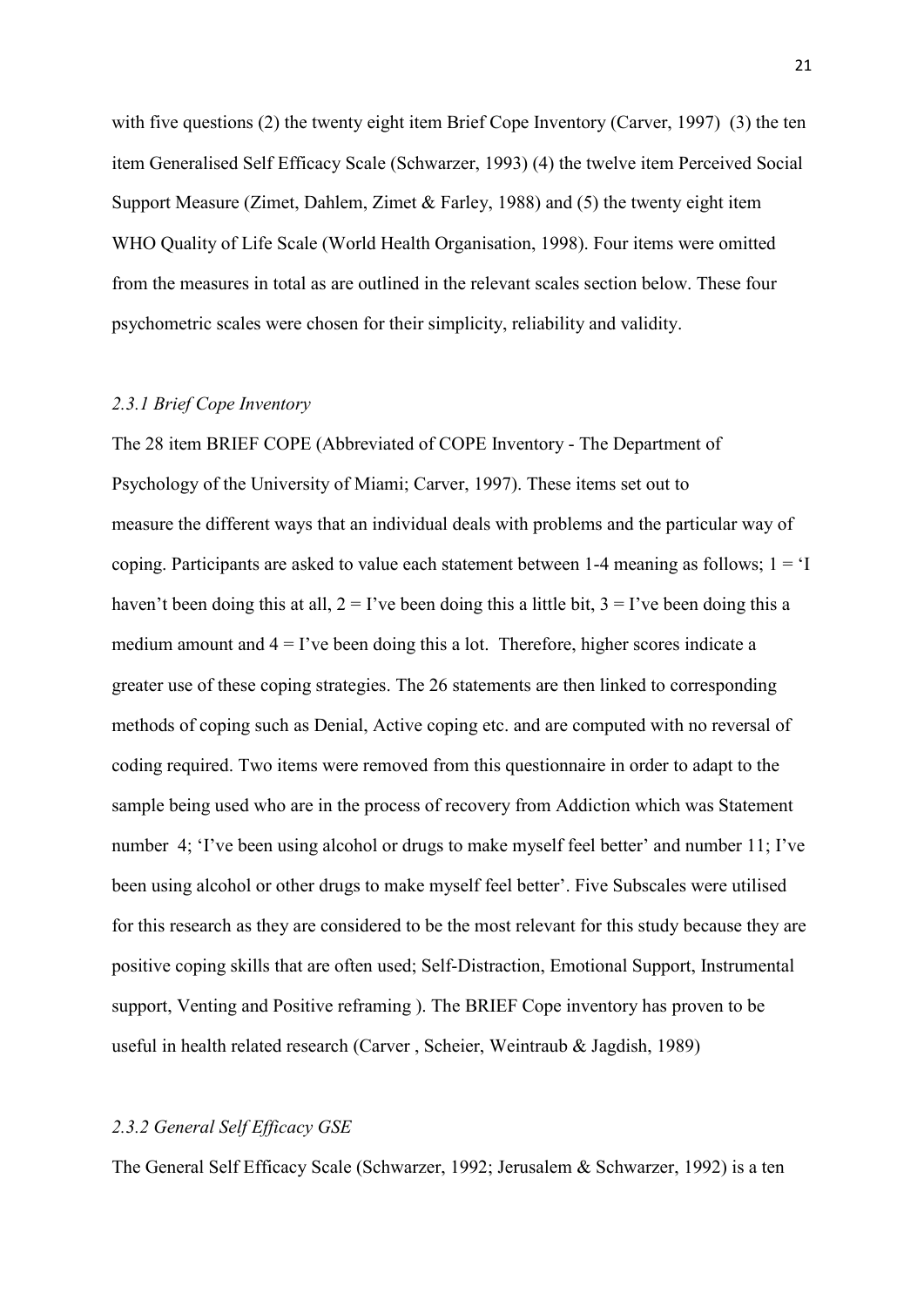with five questions (2) the twenty eight item Brief Cope Inventory (Carver, 1997) (3) the ten item Generalised Self Efficacy Scale (Schwarzer, 1993) (4) the twelve item Perceived Social Support Measure (Zimet, Dahlem, Zimet & Farley, 1988) and (5) the twenty eight item WHO Quality of Life Scale (World Health Organisation, 1998). Four items were omitted from the measures in total as are outlined in the relevant scales section below. These four psychometric scales were chosen for their simplicity, reliability and validity.

### *2.3.1 Brief Cope Inventory*

The 28 item BRIEF COPE (Abbreviated of COPE Inventory - The Department of Psychology of the University of Miami; Carver, 1997). These items set out to measure the different ways that an individual deals with problems and the particular way of coping. Participants are asked to value each statement between 1-4 meaning as follows; 1 = 'I haven't been doing this at all, 2 = I've been doing this a little bit, 3 = I've been doing this a medium amount and 4 = I've been doing this a lot. Therefore, higher scores indicate a greater use of these coping strategies. The 26 statements are then linked to corresponding methods of coping such as Denial, Active coping etc. and are computed with no reversal of coding required. Two items were removed from this questionnaire in order to adapt to the sample being used who are in the process of recovery from Addiction which was Statement number 4; 'I've been using alcohol or drugs to make myself feel better' and number 11; I've been using alcohol or other drugs to make myself feel better'. Five Subscales were utilised for this research as they are considered to be the most relevant for this study because they are positive coping skills that are often used; Self-Distraction, Emotional Support, Instrumental support, Venting and Positive reframing ). The BRIEF Cope inventory has proven to be useful in health related research (Carver , Scheier, Weintraub & Jagdish, 1989)

### *2.3.2 General Self Efficacy GSE*

The General Self Efficacy Scale (Schwarzer, 1992; Jerusalem & Schwarzer, 1992) is a ten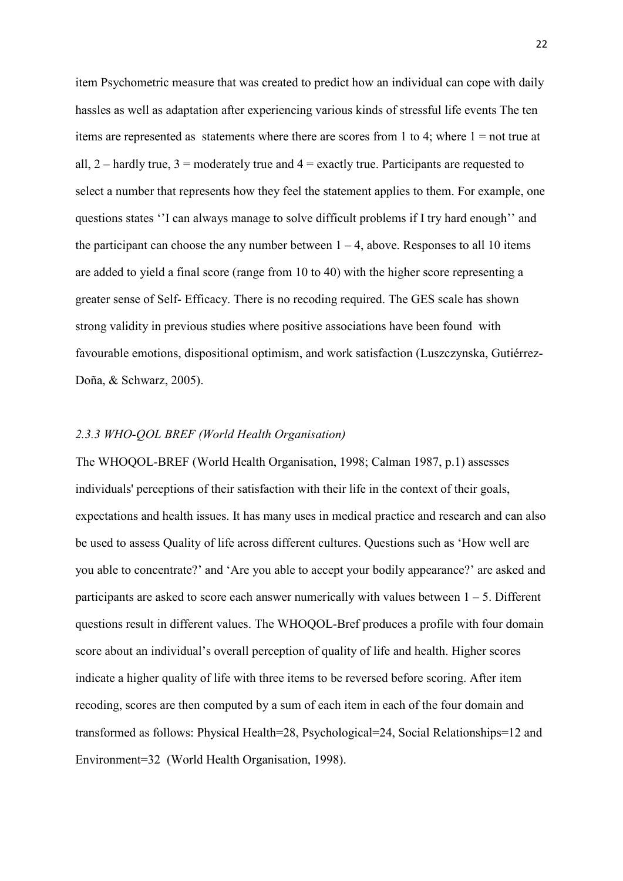item Psychometric measure that was created to predict how an individual can cope with daily hassles as well as adaptation after experiencing various kinds of stressful life events The ten items are represented as statements where there are scores from 1 to 4; where 1 = not true at all, 2 – hardly true, 3 = moderately true and 4 = exactly true. Participants are requested to select a number that represents how they feel the statement applies to them. For example, one questions states ''I can always manage to solve difficult problems if I try hard enough'' and the participant can choose the any number between 1 – 4, above. Responses to all 10 items are added to yield a final score (range from 10 to 40) with the higher score representing a greater sense of Self- Efficacy. There is no recoding required. The GES scale has shown strong validity in previous studies where positive associations have been found with favourable emotions, dispositional optimism, and work satisfaction (Luszczynska, Gutiérrez-Doña, & Schwarz, 2005).

### *2.3.3 WHO-QOL BREF (World Health Organisation)*

The WHOQOL-BREF (World Health Organisation, 1998; Calman 1987, p.1) assesses individuals' perceptions of their satisfaction with their life in the context of their goals, expectations and health issues. It has many uses in medical practice and research and can also be used to assess Quality of life across different cultures. Questions such as 'How well are you able to concentrate?' and 'Are you able to accept your bodily appearance?' are asked and participants are asked to score each answer numerically with values between 1 – 5. Different questions result in different values. The WHOQOL-Bref produces a profile with four domain score about an individual's overall perception of quality of life and health. Higher scores indicate a higher quality of life with three items to be reversed before scoring. After item recoding, scores are then computed by a sum of each item in each of the four domain and transformed as follows: Physical Health=28, Psychological=24, Social Relationships=12 and Environment=32 (World Health Organisation, 1998).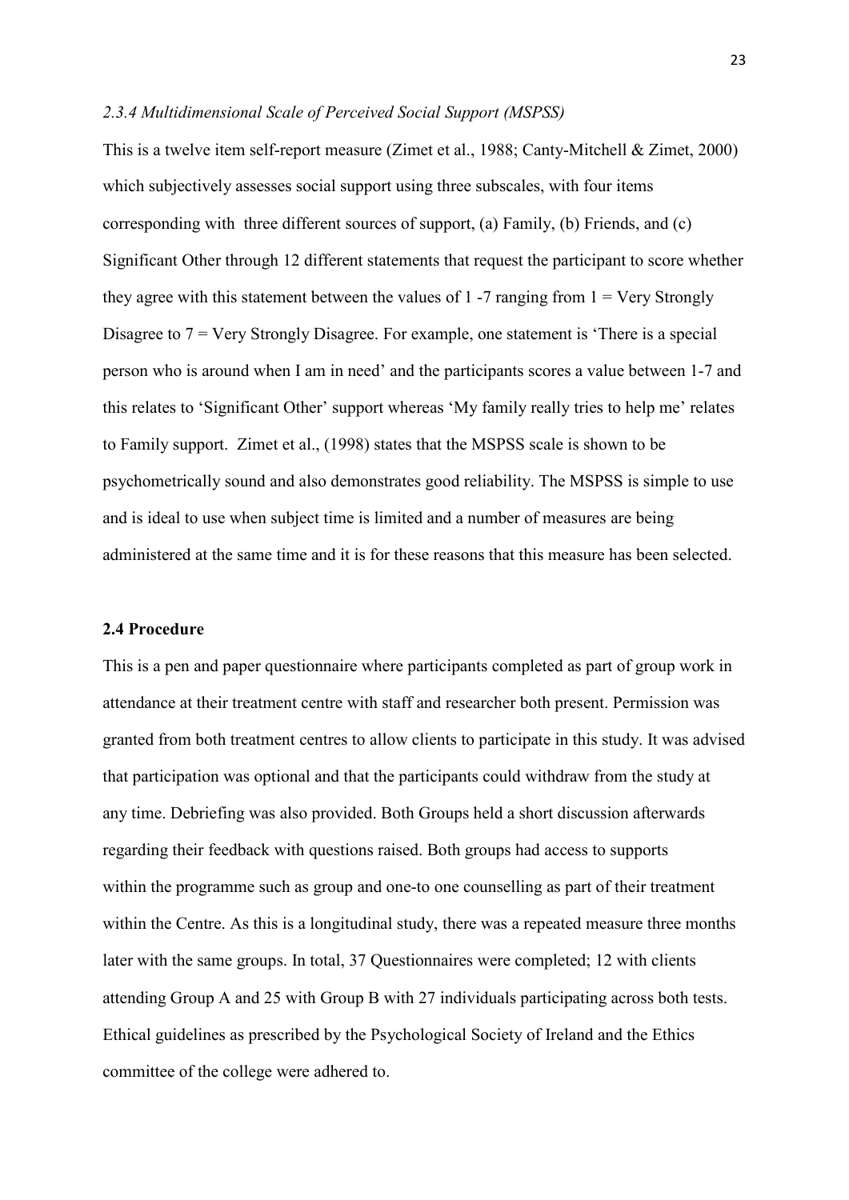### *2.3.4 Multidimensional Scale of Perceived Social Support (MSPSS)*

This is a twelve item self-report measure (Zimet et al., 1988; Canty-Mitchell & Zimet, 2000) which subjectively assesses social support using three subscales, with four items corresponding with three different sources of support, (a) Family, (b) Friends, and (c) Significant Other through 12 different statements that request the participant to score whether they agree with this statement between the values of 1 -7 ranging from 1 = Very Strongly Disagree to 7 = Very Strongly Disagree. For example, one statement is 'There is a special person who is around when I am in need' and the participants scores a value between 1-7 and this relates to 'Significant Other' support whereas 'My family really tries to help me' relates to Family support. Zimet et al., (1998) states that the MSPSS scale is shown to be psychometrically sound and also demonstrates good reliability. The MSPSS is simple to use and is ideal to use when subject time is limited and a number of measures are being administered at the same time and it is for these reasons that this measure has been selected.

## 2.4 Procedure

This is a pen and paper questionnaire where participants completed as part of group work in attendance at their treatment centre with staff and researcher both present. Permission was granted from both treatment centres to allow clients to participate in this study. It was advised that participation was optional and that the participants could withdraw from the study at any time. Debriefing was also provided. Both Groups held a short discussion afterwards regarding their feedback with questions raised. Both groups had access to supports within the programme such as group and one-to one counselling as part of their treatment within the Centre. As this is a longitudinal study, there was a repeated measure three months later with the same groups. In total, 37 Questionnaires were completed; 12 with clients attending Group A and 25 with Group B with 27 individuals participating across both tests. Ethical guidelines as prescribed by the Psychological Society of Ireland and the Ethics committee of the college were adhered to.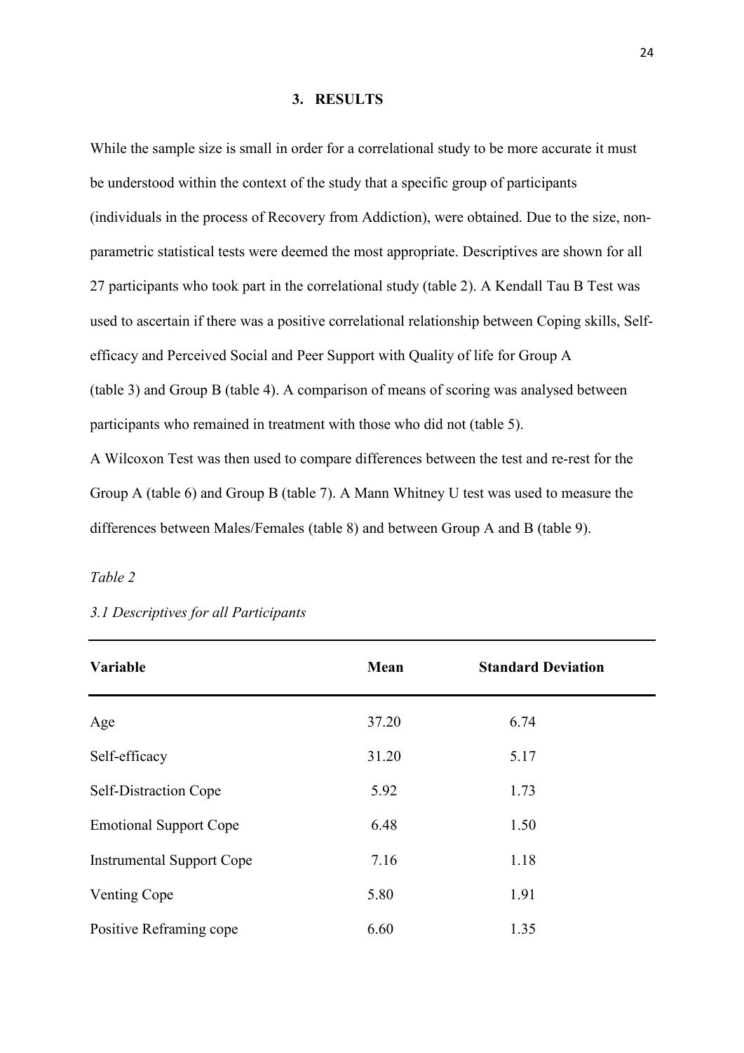## 3. RESULTS

While the sample size is small in order for a correlational study to be more accurate it must be understood within the context of the study that a specific group of participants (individuals in the process of Recovery from Addiction), were obtained. Due to the size, non-parametric statistical tests were deemed the most appropriate. Descriptives are shown for all 27 participants who took part in the correlational study (table 2). A Kendall Tau B Test was used to ascertain if there was a positive correlational relationship between Coping skills, Self-efficacy and Perceived Social and Peer Support with Quality of life for Group A (table 3) and Group B (table 4). A comparison of means of scoring was analysed between participants who remained in treatment with those who did not (table 5).
A Wilcoxon Test was then used to compare differences between the test and re-rest for the Group A (table 6) and Group B (table 7). A Mann Whitney U test was used to measure the differences between Males/Females (table 8) and between Group A and B (table 9).

*Table 2*

*3.1 Descriptives for all Participants*

| Variable | Mean | Standard Deviation |
|---|---|---|
| Age | 37.20 | 6.74 |
| Self-efficacy | 31.20 | 5.17 |
| Self-Distraction Cope | 5.92 | 1.73 |
| Emotional Support Cope | 6.48 | 1.50 |
| Instrumental Support Cope | 7.16 | 1.18 |
| Venting Cope | 5.80 | 1.91 |
| Positive Reframing cope | 6.60 | 1.35 |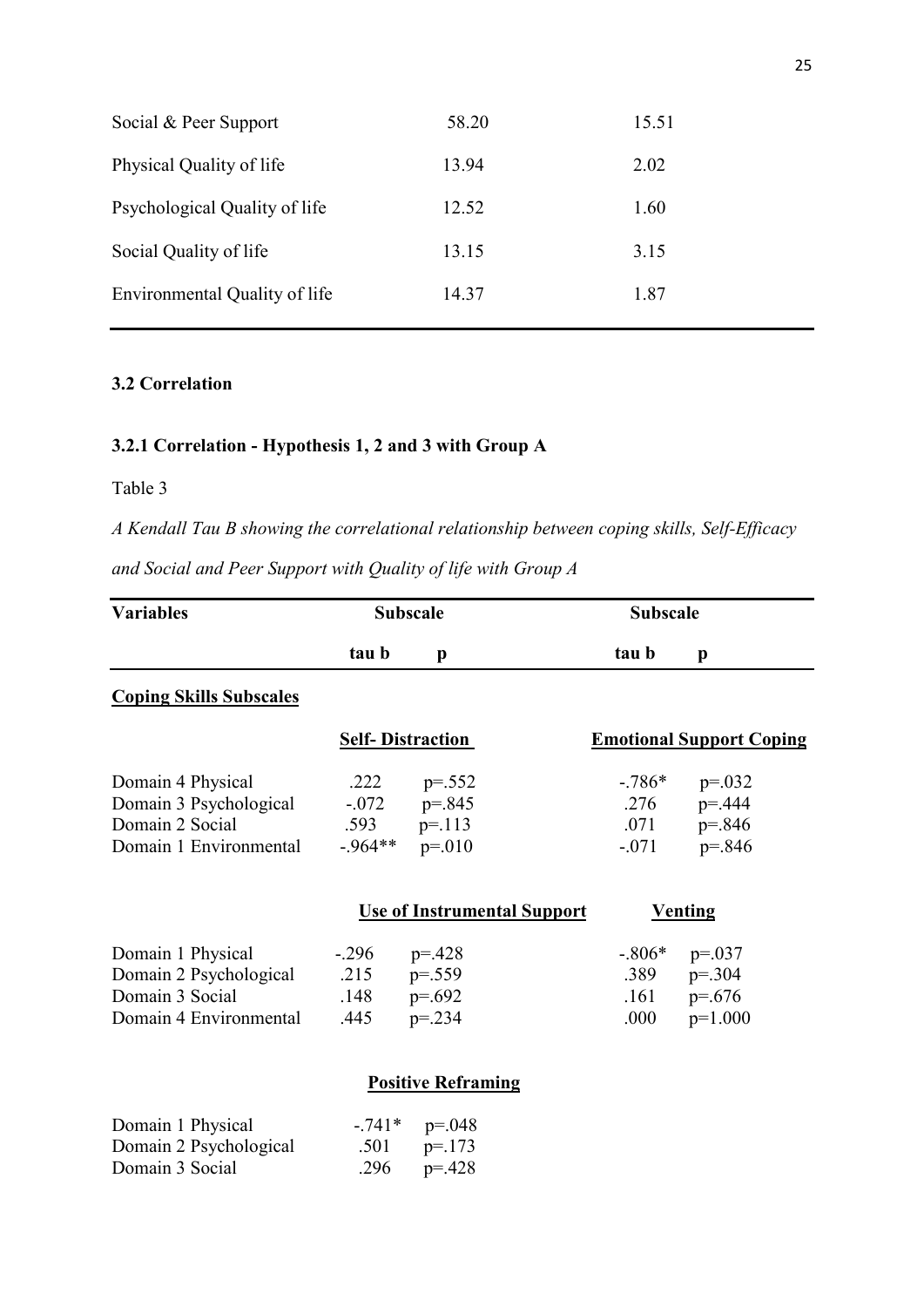| | | |
|---|---|---|
| Social & Peer Support | 58.20 | 15.51 |
| Physical Quality of life | 13.94 | 2.02 |
| Psychological Quality of life | 12.52 | 1.60 |
| Social Quality of life | 13.15 | 3.15 |
| Environmental Quality of life | 14.37 | 1.87 |

### 3.2 Correlation

### 3.2.1 Correlation - Hypothesis 1, 2 and 3 with Group A

Table 3

*A Kendall Tau B showing the correlational relationship between coping skills, Self-Efficacy and Social and Peer Support with Quality of life with Group A*

| Variables | Subscale | | Subscale | |
|---|---|---|---|---|
| | **tau b** | **p** | **tau b** | **p** |
| **Coping Skills Subscales** | | | | |
| | **Self- Distraction** | | **Emotional Support Coping** | |
| Domain 4 Physical | .222 | p=.552 | -.786* | p=.032 |
| Domain 3 Psychological | -.072 | p=.845 | .276 | p=.444 |
| Domain 2 Social | .593 | p=.113 | .071 | p=.846 |
| Domain 1 Environmental | -.964** | p=.010 | -.071 | p=.846 |
| | **Use of Instrumental Support** | | **Venting** | |
| Domain 1 Physical | -.296 | p=.428 | -.806* | p=.037 |
| Domain 2 Psychological | .215 | p=.559 | .389 | p=.304 |
| Domain 3 Social | .148 | p=.692 | .161 | p=.676 |
| Domain 4 Environmental | .445 | p=.234 | .000 | p=1.000 |
| | **Positive Reframing** | | | |
| Domain 1 Physical | -.741* | p=.048 | | |
| Domain 2 Psychological | .501 | p=.173 | | |
| Domain 3 Social | .296 | p=.428 | | |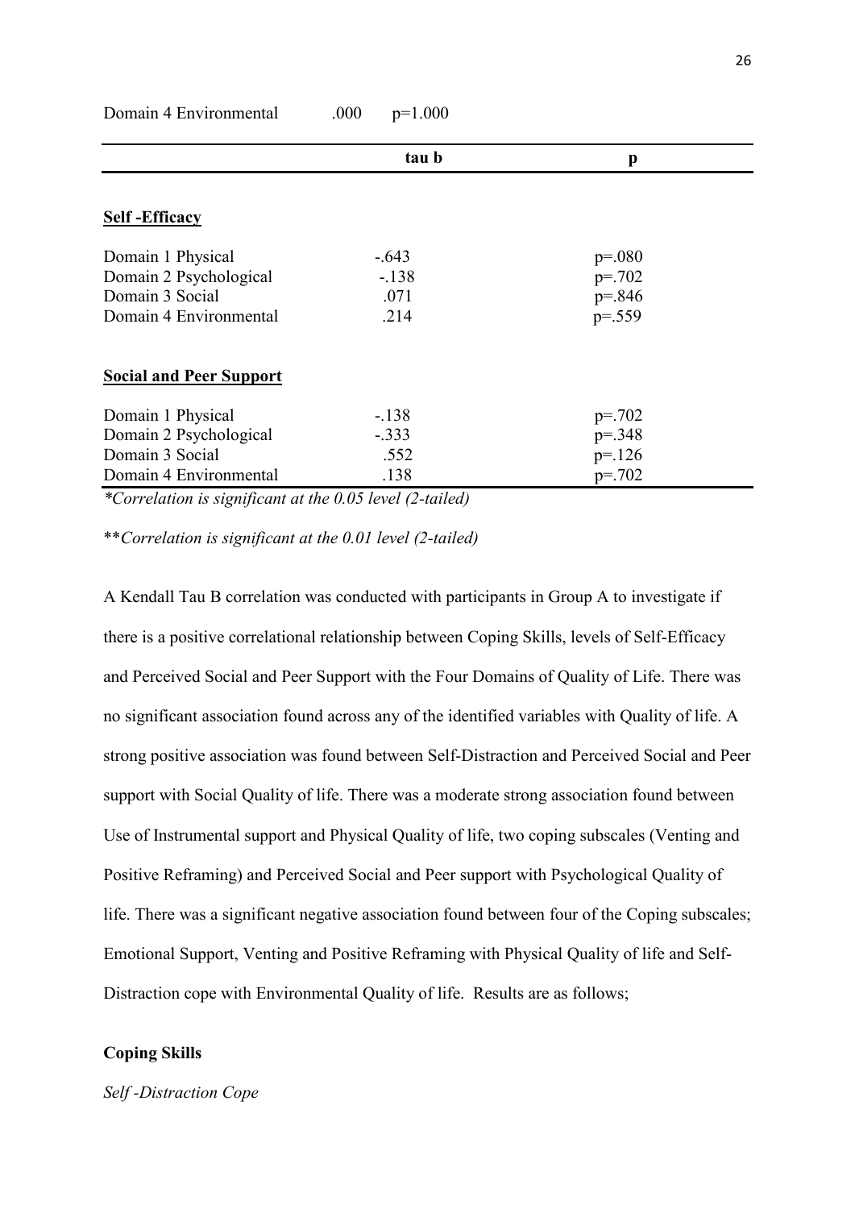| | tau b | p |
|---|---|---|
| Domain 4 Environmental | .000 | p=1.000 |

| | tau b | p |
|---|---|---|
| **Self -Efficacy** | | |
| Domain 1 Physical | -.643 | p=.080 |
| Domain 2 Psychological | -.138 | p=.702 |
| Domain 3 Social | .071 | p=.846 |
| Domain 4 Environmental | .214 | p=.559 |
| **Social and Peer Support** | | |
| Domain 1 Physical | -.138 | p=.702 |
| Domain 2 Psychological | -.333 | p=.348 |
| Domain 3 Social | .552 | p=.126 |
| Domain 4 Environmental | .138 | p=.702 |

*\*Correlation is significant at the 0.05 level (2-tailed)*

*\*\*Correlation is significant at the 0.01 level (2-tailed)*

A Kendall Tau B correlation was conducted with participants in Group A to investigate if there is a positive correlational relationship between Coping Skills, levels of Self-Efficacy and Perceived Social and Peer Support with the Four Domains of Quality of Life. There was no significant association found across any of the identified variables with Quality of life. A strong positive association was found between Self-Distraction and Perceived Social and Peer support with Social Quality of life. There was a moderate strong association found between Use of Instrumental support and Physical Quality of life, two coping subscales (Venting and Positive Reframing) and Perceived Social and Peer support with Psychological Quality of life. There was a significant negative association found between four of the Coping subscales; Emotional Support, Venting and Positive Reframing with Physical Quality of life and Self-Distraction cope with Environmental Quality of life. Results are as follows;

**Coping Skills**

*Self -Distraction Cope*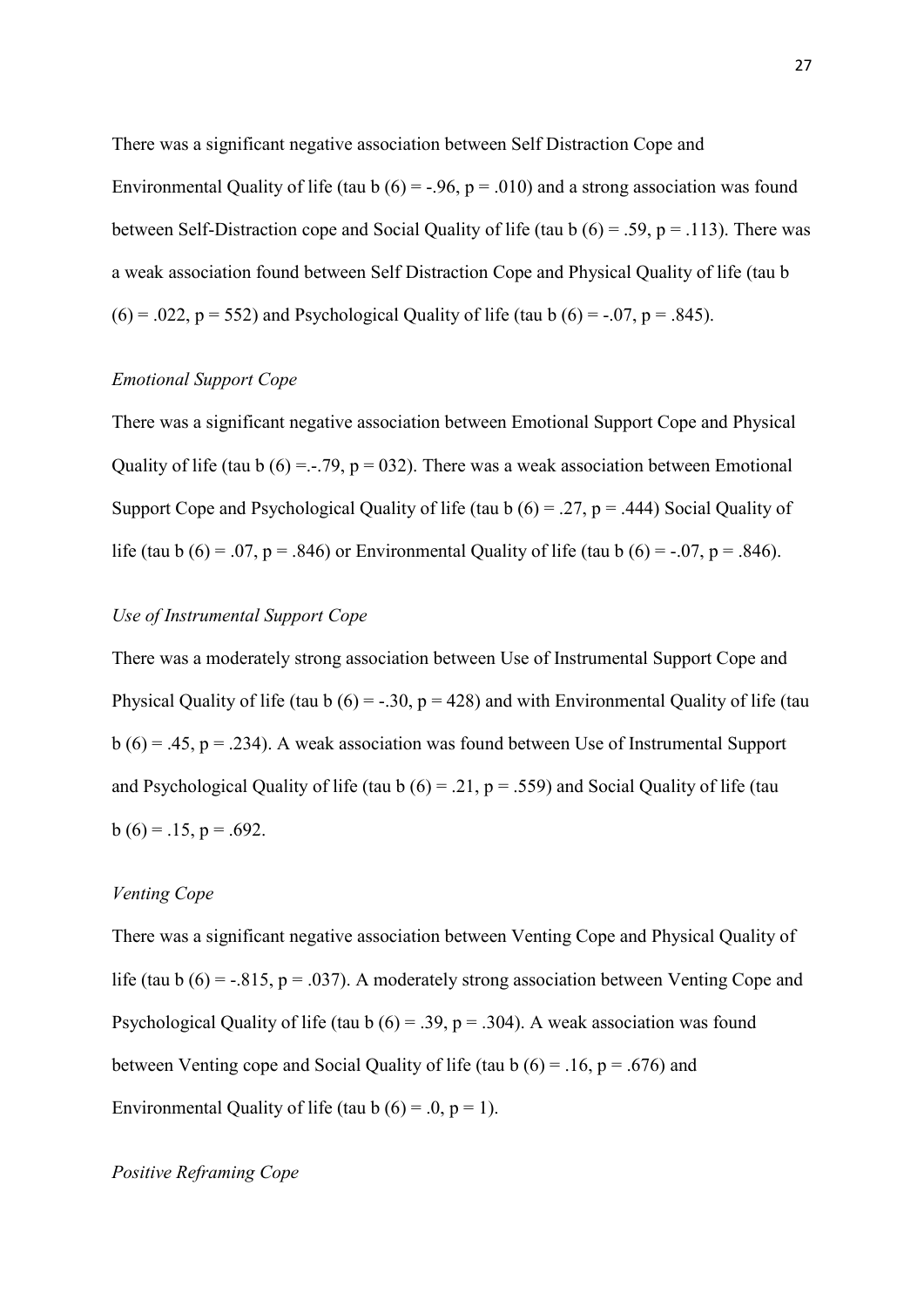There was a significant negative association between Self Distraction Cope and Environmental Quality of life (tau b (6) = -.96, p = .010) and a strong association was found between Self-Distraction cope and Social Quality of life (tau b (6) = .59, p = .113). There was a weak association found between Self Distraction Cope and Physical Quality of life (tau b (6) = .022, p = 552) and Psychological Quality of life (tau b (6) = -.07, p = .845).

*Emotional Support Cope*

There was a significant negative association between Emotional Support Cope and Physical Quality of life (tau b (6) =.-.79, p = 032). There was a weak association between Emotional Support Cope and Psychological Quality of life (tau b (6) = .27, p = .444) Social Quality of life (tau b (6) = .07, p = .846) or Environmental Quality of life (tau b (6) = -.07, p = .846).

*Use of Instrumental Support Cope*

There was a moderately strong association between Use of Instrumental Support Cope and Physical Quality of life (tau b (6) = -.30, p = 428) and with Environmental Quality of life (tau b (6) = .45, p = .234). A weak association was found between Use of Instrumental Support and Psychological Quality of life (tau b (6) = .21, p = .559) and Social Quality of life (tau b (6) = .15, p = .692.

*Venting Cope*

There was a significant negative association between Venting Cope and Physical Quality of life (tau b (6) = -.815, p = .037). A moderately strong association between Venting Cope and Psychological Quality of life (tau b (6) = .39, p = .304). A weak association was found between Venting cope and Social Quality of life (tau b (6) = .16, p = .676) and Environmental Quality of life (tau b (6) = .0, p = 1).

*Positive Reframing Cope*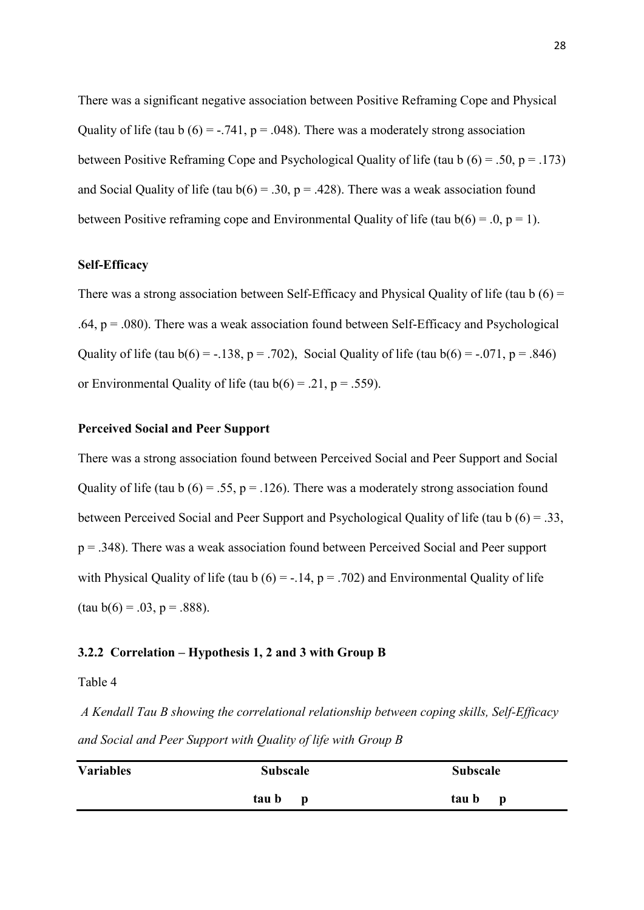There was a significant negative association between Positive Reframing Cope and Physical Quality of life (tau b $(6) = -.741$, $p = .048$). There was a moderately strong association between Positive Reframing Cope and Psychological Quality of life (tau b $(6) = .50$, $p = .173$) and Social Quality of life (tau b$(6) = .30$, $p = .428$). There was a weak association found between Positive reframing cope and Environmental Quality of life (tau b$(6) = .0$, $p = 1$).

**Self-Efficacy**

There was a strong association between Self-Efficacy and Physical Quality of life (tau b $(6) = .64$, $p = .080$). There was a weak association found between Self-Efficacy and Psychological Quality of life (tau b$(6) = -.138$, $p = .702$), Social Quality of life (tau b$(6) = -.071$, $p = .846$) or Environmental Quality of life (tau b$(6) = .21$, $p = .559$).

**Perceived Social and Peer Support**

There was a strong association found between Perceived Social and Peer Support and Social Quality of life (tau b $(6) = .55$, $p = .126$). There was a moderately strong association found between Perceived Social and Peer Support and Psychological Quality of life (tau b $(6) = .33$, $p = .348$). There was a weak association found between Perceived Social and Peer support with Physical Quality of life (tau b $(6) = -.14$, $p = .702$) and Environmental Quality of life (tau b$(6) = .03$, $p = .888$).

### 3.2.2 Correlation – Hypothesis 1, 2 and 3 with Group B

Table 4

*A Kendall Tau B showing the correlational relationship between coping skills, Self-Efficacy and Social and Peer Support with Quality of life with Group B*

| **Variables** | **Subscale** | | **Subscale** | |
|---|---|---|---|---|
| | **tau b** | **p** | **tau b** | **p** |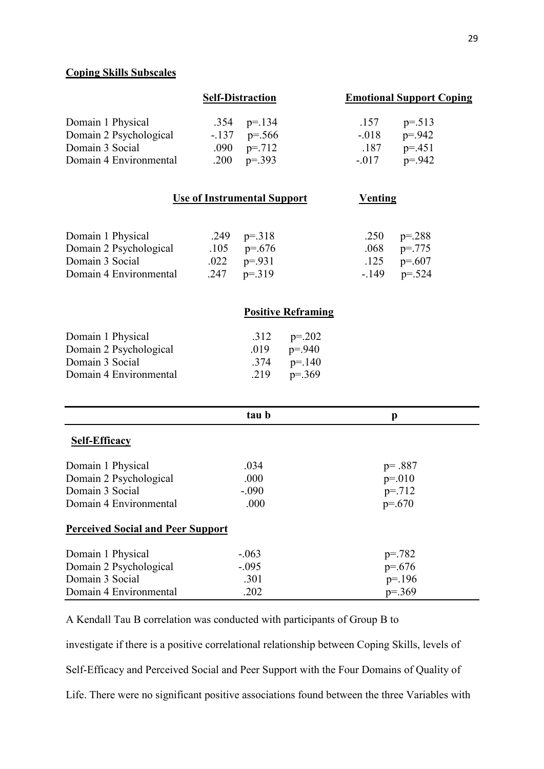**Coping Skills Subscales**

| | Self-Distraction | | Emotional Support Coping | |
|---|---|---|---|---|
| Domain 1 Physical | .354 | p=.134 | .157 | p=.513 |
| Domain 2 Psychological | -.137 | p=.566 | -.018 | p=.942 |
| Domain 3 Social | .090 | p=.712 | .187 | p=.451 |
| Domain 4 Environmental | .200 | p=.393 | -.017 | p=.942 |

| | Use of Instrumental Support | | Venting | |
|---|---|---|---|---|
| Domain 1 Physical | .249 | p=.318 | .250 | p=.288 |
| Domain 2 Psychological | .105 | p=.676 | .068 | p=.775 |
| Domain 3 Social | .022 | p=.931 | .125 | p=.607 |
| Domain 4 Environmental | .247 | p=.319 | -.149 | p=.524 |

| | Positive Reframing | |
|---|---|---|
| Domain 1 Physical | .312 | p=.202 |
| Domain 2 Psychological | .019 | p=.940 |
| Domain 3 Social | .374 | p=.140 |
| Domain 4 Environmental | .219 | p=.369 |

| | tau b | p |
|---|---|---|
| **Self-Efficacy** | | |
| Domain 1 Physical | .034 | p= .887 |
| Domain 2 Psychological | .000 | p=.010 |
| Domain 3 Social | -.090 | p=.712 |
| Domain 4 Environmental | .000 | p=.670 |
| **Perceived Social and Peer Support** | | |
| Domain 1 Physical | -.063 | p=.782 |
| Domain 2 Psychological | -.095 | p=.676 |
| Domain 3 Social | .301 | p=.196 |
| Domain 4 Environmental | .202 | p=.369 |

A Kendall Tau B correlation was conducted with participants of Group B to investigate if there is a positive correlational relationship between Coping Skills, levels of Self-Efficacy and Perceived Social and Peer Support with the Four Domains of Quality of Life. There were no significant positive associations found between the three Variables with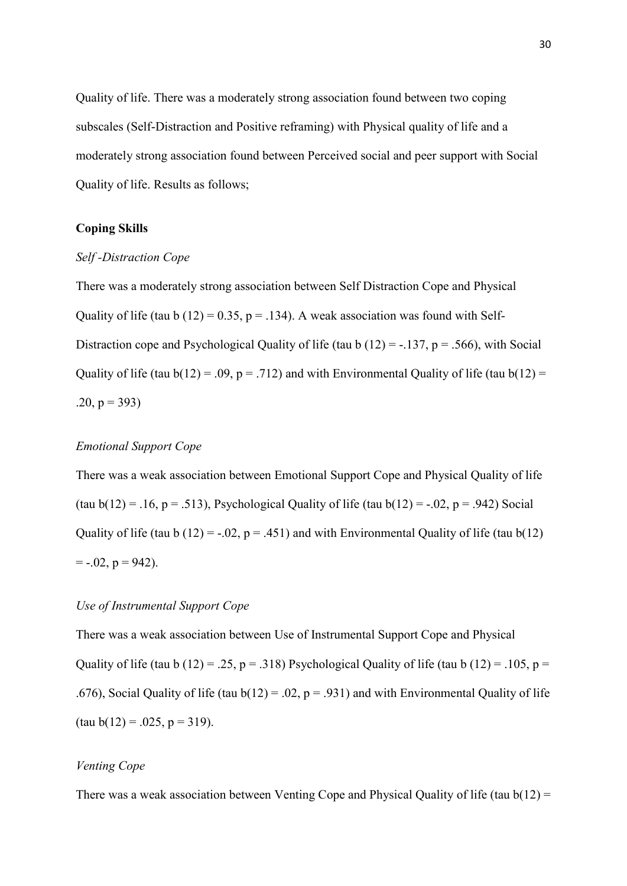Quality of life. There was a moderately strong association found between two coping subscales (Self-Distraction and Positive reframing) with Physical quality of life and a moderately strong association found between Perceived social and peer support with Social Quality of life. Results as follows;

**Coping Skills**

*Self -Distraction Cope*

There was a moderately strong association between Self Distraction Cope and Physical Quality of life (tau b $(12) = 0.35$, $p = .134$). A weak association was found with Self-Distraction cope and Psychological Quality of life (tau b $(12) = -.137$, $p = .566$), with Social Quality of life (tau $b(12) = .09$, $p = .712$) and with Environmental Quality of life (tau $b(12) = .20$, $p = 393$)

*Emotional Support Cope*

There was a weak association between Emotional Support Cope and Physical Quality of life (tau $b(12) = .16$, $p = .513$), Psychological Quality of life (tau $b(12) = -.02$, $p = .942$) Social Quality of life (tau b $(12) = -.02$, $p = .451$) and with Environmental Quality of life (tau $b(12) = -.02$, $p = 942$).

*Use of Instrumental Support Cope*

There was a weak association between Use of Instrumental Support Cope and Physical Quality of life (tau b $(12) = .25$, $p = .318$) Psychological Quality of life (tau b $(12) = .105$, $p = .676$), Social Quality of life (tau $b(12) = .02$, $p = .931$) and with Environmental Quality of life (tau $b(12) = .025$, $p = 319$).

*Venting Cope*

There was a weak association between Venting Cope and Physical Quality of life (tau $b(12) =$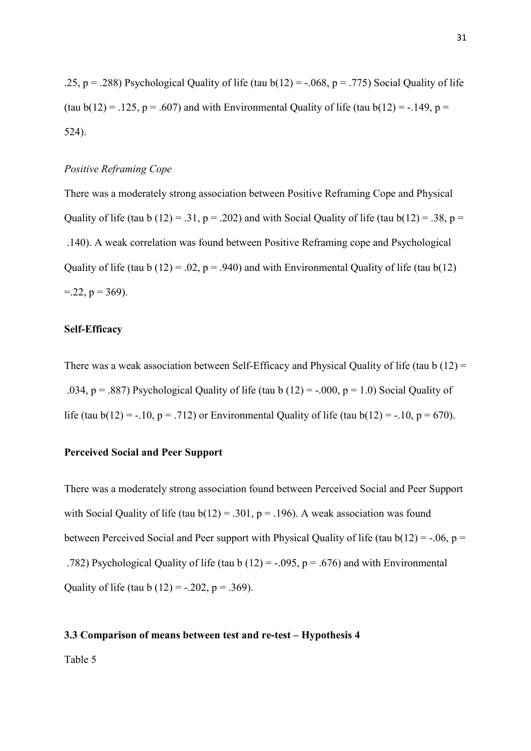.25, $p = .288$) Psychological Quality of life (tau $b(12) = -.068$, $p = .775$) Social Quality of life (tau $b(12) = .125$, $p = .607$) and with Environmental Quality of life (tau $b(12) = -.149$, $p = 524$).

*Positive Reframing Cope*

There was a moderately strong association between Positive Reframing Cope and Physical Quality of life (tau b $(12) = .31$, $p = .202$) and with Social Quality of life (tau $b(12) = .38$, $p = .140$). A weak correlation was found between Positive Reframing cope and Psychological Quality of life (tau b $(12) = .02$, $p = .940$) and with Environmental Quality of life (tau $b(12) =.22$, $p = 369$).

**Self-Efficacy**

There was a weak association between Self-Efficacy and Physical Quality of life (tau b $(12) = .034$, $p = .887$) Psychological Quality of life (tau b $(12) = -.000$, $p = 1.0$) Social Quality of life (tau $b(12) = -.10$, $p = .712$) or Environmental Quality of life (tau $b(12) = -.10$, $p = 670$).

**Perceived Social and Peer Support**

There was a moderately strong association found between Perceived Social and Peer Support with Social Quality of life (tau $b(12) = .301$, $p = .196$). A weak association was found between Perceived Social and Peer support with Physical Quality of life (tau $b(12) = -.06$, $p = .782$) Psychological Quality of life (tau b $(12) = -.095$, $p = .676$) and with Environmental Quality of life (tau b $(12) = -.202$, $p = .369$).

**3.3 Comparison of means between test and re-test – Hypothesis 4**

Table 5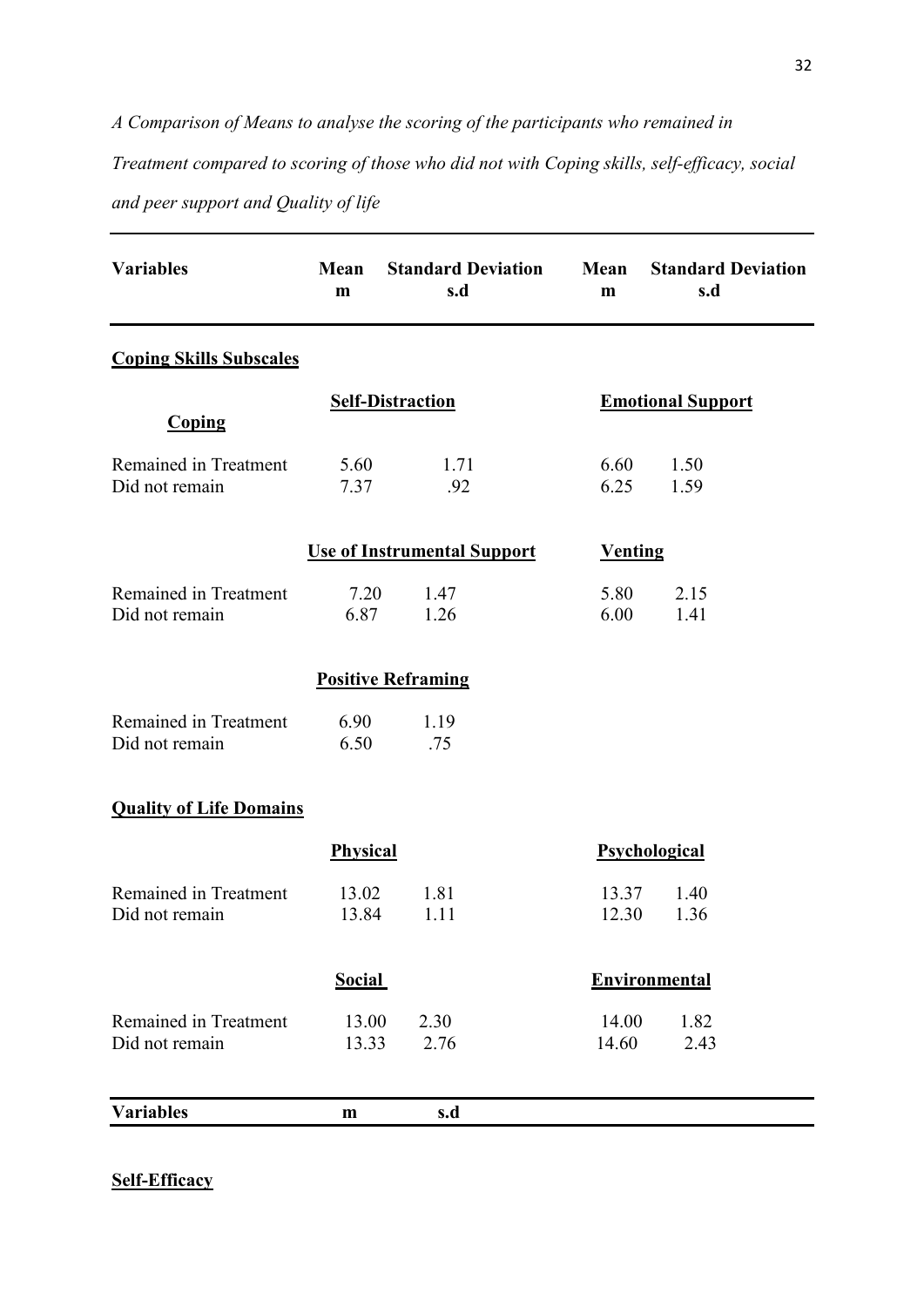*A Comparison of Means to analyse the scoring of the participants who remained in Treatment compared to scoring of those who did not with Coping skills, self-efficacy, social and peer support and Quality of life*

| Variables | Mean m | Standard Deviation s.d | Mean m | Standard Deviation s.d |
|---|---|---|---|---|
| **Coping Skills Subscales** | | | | |
| **Coping** | **Self-Distraction** | | **Emotional Support** | |
| Remained in Treatment | 5.60 | 1.71 | 6.60 | 1.50 |
| Did not remain | 7.37 | .92 | 6.25 | 1.59 |
| | **Use of Instrumental Support** | | **Venting** | |
| Remained in Treatment | 7.20 | 1.47 | 5.80 | 2.15 |
| Did not remain | 6.87 | 1.26 | 6.00 | 1.41 |
| | **Positive Reframing** | | | |
| Remained in Treatment | 6.90 | 1.19 | | |
| Did not remain | 6.50 | .75 | | |
| **Quality of Life Domains** | | | | |
| | **Physical** | | **Psychological** | |
| Remained in Treatment | 13.02 | 1.81 | 13.37 | 1.40 |
| Did not remain | 13.84 | 1.11 | 12.30 | 1.36 |
| | **Social** | | **Environmental** | |
| Remained in Treatment | 13.00 | 2.30 | 14.00 | 1.82 |
| Did not remain | 13.33 | 2.76 | 14.60 | 2.43 |

| Variables | m | s.d |
|---|---|---|

**Self-Efficacy**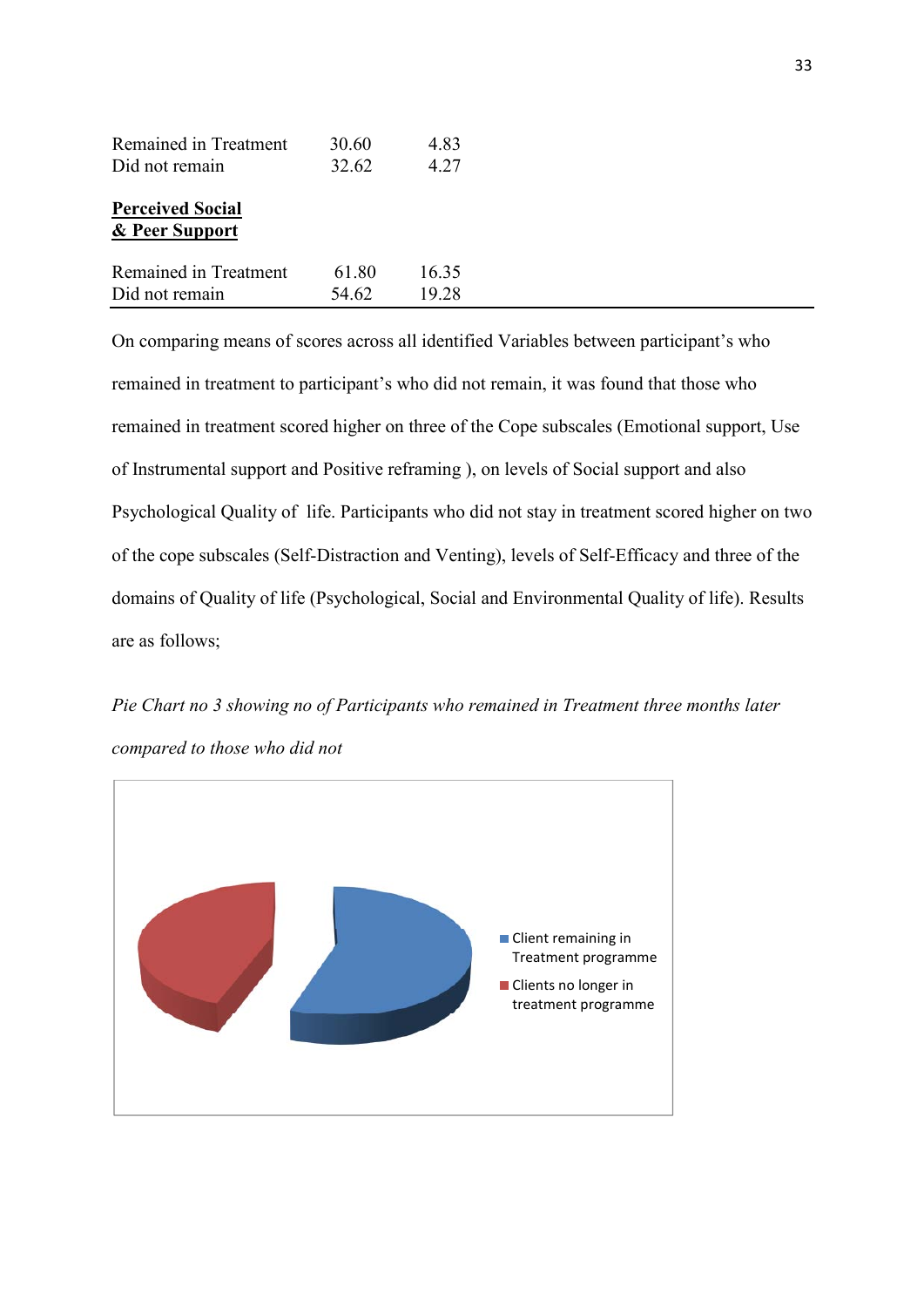| | | |
|---|---|---|
| Remained in Treatment | 30.60 | 4.83 |
| Did not remain | 32.62 | 4.27 |
| **Perceived Social & Peer Support** | | |
| Remained in Treatment | 61.80 | 16.35 |
| Did not remain | 54.62 | 19.28 |

On comparing means of scores across all identified Variables between participant's who remained in treatment to participant's who did not remain, it was found that those who remained in treatment scored higher on three of the Cope subscales (Emotional support, Use of Instrumental support and Positive reframing ), on levels of Social support and also Psychological Quality of life. Participants who did not stay in treatment scored higher on two of the cope subscales (Self-Distraction and Venting), levels of Self-Efficacy and three of the domains of Quality of life (Psychological, Social and Environmental Quality of life). Results are as follows;

*Pie Chart no 3 showing no of Participants who remained in Treatment three months later compared to those who did not*

- Client remaining in Treatment programme
- Clients no longer in treatment programme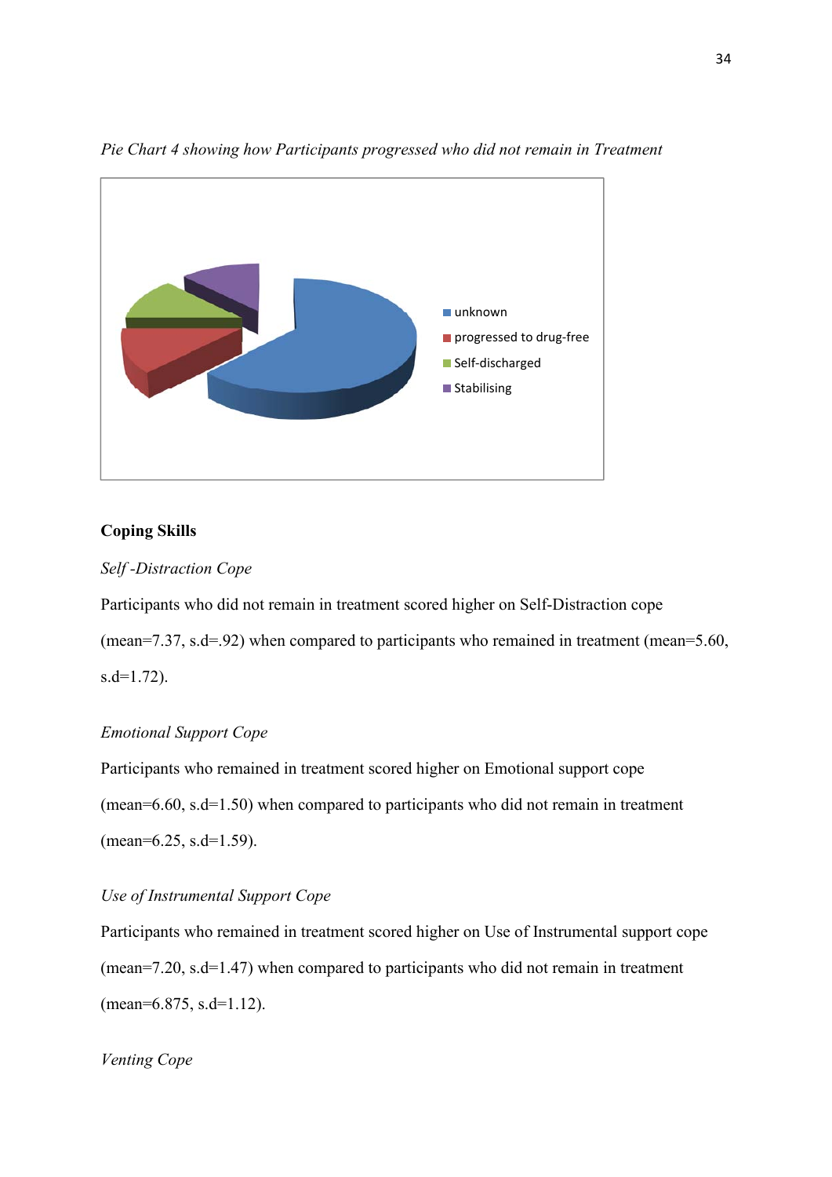*Pie Chart 4 showing how Participants progressed who did not remain in Treatment*

- unknown
- progressed to drug-free
- Self-discharged
- Stabilising

**Coping Skills**

*Self -Distraction Cope*

Participants who did not remain in treatment scored higher on Self-Distraction cope (mean=7.37, s.d=.92) when compared to participants who remained in treatment (mean=5.60, s.d=1.72).

*Emotional Support Cope*

Participants who remained in treatment scored higher on Emotional support cope (mean=6.60, s.d=1.50) when compared to participants who did not remain in treatment (mean=6.25, s.d=1.59).

*Use of Instrumental Support Cope*

Participants who remained in treatment scored higher on Use of Instrumental support cope (mean=7.20, s.d=1.47) when compared to participants who did not remain in treatment (mean=6.875, s.d=1.12).

*Venting Cope*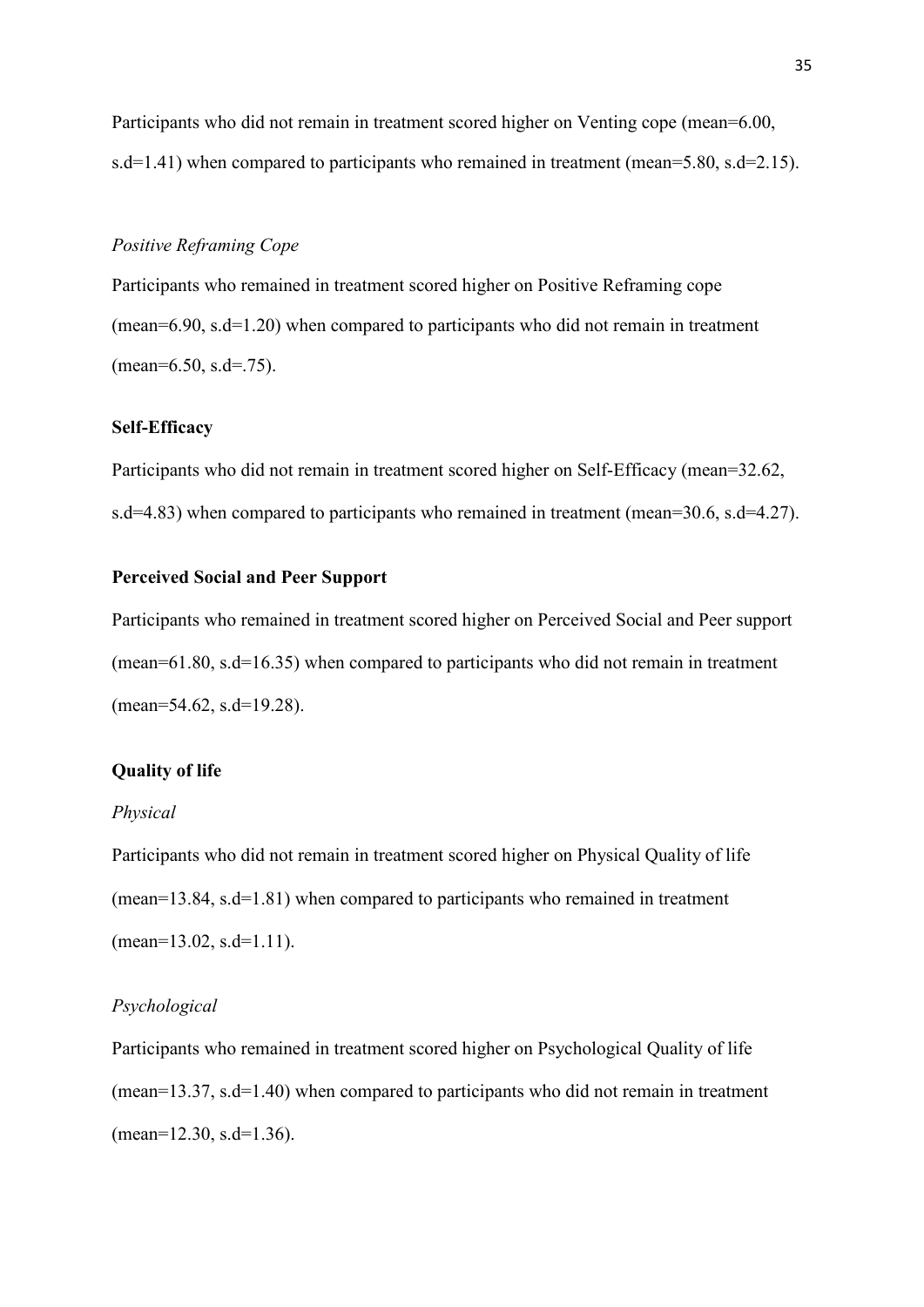Participants who did not remain in treatment scored higher on Venting cope (mean=6.00, s.d=1.41) when compared to participants who remained in treatment (mean=5.80, s.d=2.15).

*Positive Reframing Cope*

Participants who remained in treatment scored higher on Positive Reframing cope (mean=6.90, s.d=1.20) when compared to participants who did not remain in treatment (mean=6.50, s.d=.75).

**Self-Efficacy**

Participants who did not remain in treatment scored higher on Self-Efficacy (mean=32.62, s.d=4.83) when compared to participants who remained in treatment (mean=30.6, s.d=4.27).

**Perceived Social and Peer Support**

Participants who remained in treatment scored higher on Perceived Social and Peer support (mean=61.80, s.d=16.35) when compared to participants who did not remain in treatment (mean=54.62, s.d=19.28).

**Quality of life**

*Physical*

Participants who did not remain in treatment scored higher on Physical Quality of life (mean=13.84, s.d=1.81) when compared to participants who remained in treatment (mean=13.02, s.d=1.11).

*Psychological*

Participants who remained in treatment scored higher on Psychological Quality of life (mean=13.37, s.d=1.40) when compared to participants who did not remain in treatment (mean=12.30, s.d=1.36).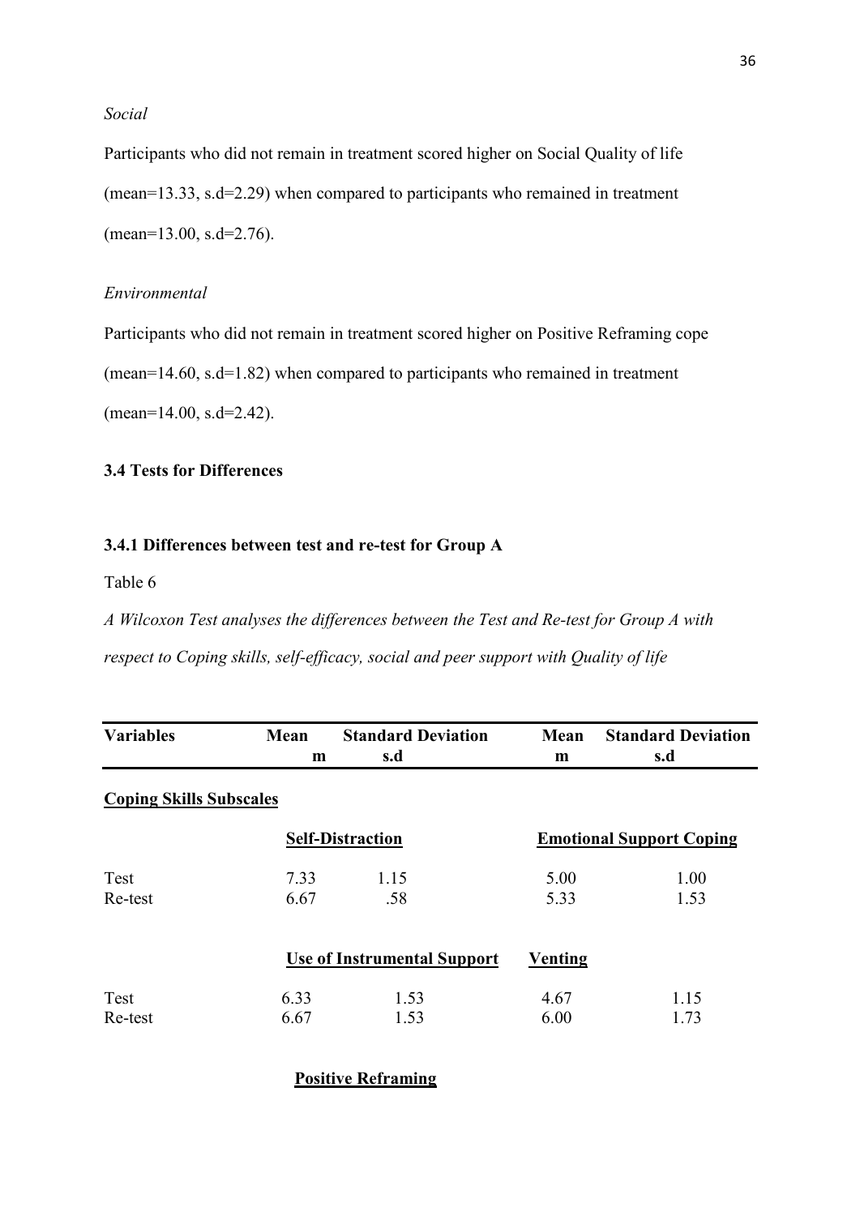*Social*

Participants who did not remain in treatment scored higher on Social Quality of life (mean=13.33, s.d=2.29) when compared to participants who remained in treatment (mean=13.00, s.d=2.76).

*Environmental*

Participants who did not remain in treatment scored higher on Positive Reframing cope (mean=14.60, s.d=1.82) when compared to participants who remained in treatment (mean=14.00, s.d=2.42).

### 3.4 Tests for Differences

#### 3.4.1 Differences between test and re-test for Group A

Table 6

*A Wilcoxon Test analyses the differences between the Test and Re-test for Group A with respect to Coping skills, self-efficacy, social and peer support with Quality of life*

| Variables | Mean m | Standard Deviation s.d | Mean m | Standard Deviation s.d |
|---|---|---|---|---|
| **Coping Skills Subscales** | | | | |
| | **Self-Distraction** | | **Emotional Support Coping** | |
| Test | 7.33 | 1.15 | 5.00 | 1.00 |
| Re-test | 6.67 | .58 | 5.33 | 1.53 |
| | **Use of Instrumental Support** | | **Venting** | |
| Test | 6.33 | 1.53 | 4.67 | 1.15 |
| Re-test | 6.67 | 1.53 | 6.00 | 1.73 |
| | **Positive Reframing** | | | |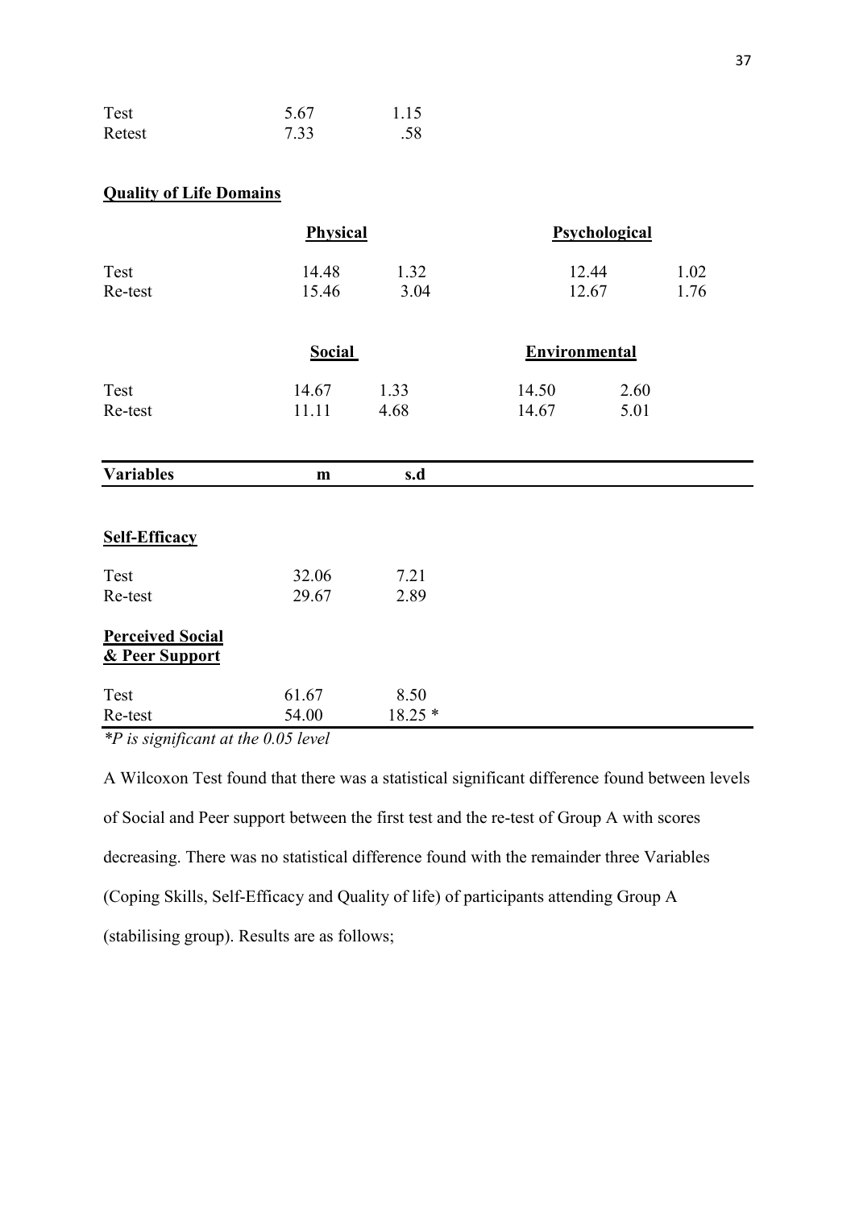| | | |
|---|---|---|
| Test | 5.67 | 1.15 |
| Retest | 7.33 | .58 |

**<u>Quality of Life Domains</u>**

| | **<u>Physical</u>** | | **<u>Psychological</u>** | |
|---|---|---|---|---|
| Test | 14.48 | 1.32 | 12.44 | 1.02 |
| Re-test | 15.46 | 3.04 | 12.67 | 1.76 |
| | **<u>Social</u>** | | **<u>Environmental</u>** | |
| Test | 14.67 | 1.33 | 14.50 | 2.60 |
| Re-test | 11.11 | 4.68 | 14.67 | 5.01 |

| **Variables** | **m** | **s.d** |
|---|---|---|
| **<u>Self-Efficacy</u>** | | |
| Test | 32.06 | 7.21 |
| Re-test | 29.67 | 2.89 |
| **<u>Perceived Social & Peer Support</u>** | | |
| Test | 61.67 | 8.50 |
| Re-test | 54.00 | 18.25 * |

*\*P is significant at the 0.05 level*

A Wilcoxon Test found that there was a statistical significant difference found between levels of Social and Peer support between the first test and the re-test of Group A with scores decreasing. There was no statistical difference found with the remainder three Variables (Coping Skills, Self-Efficacy and Quality of life) of participants attending Group A (stabilising group). Results are as follows;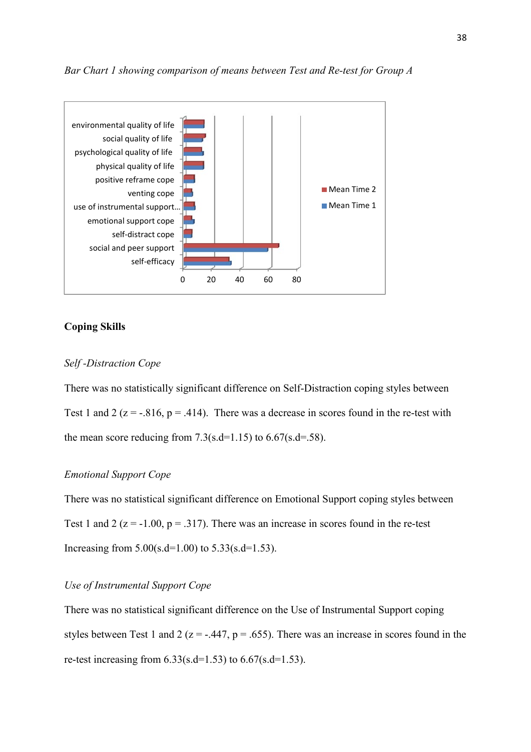*Bar Chart 1 showing comparison of means between Test and Re-test for Group A*

## Coping Skills

### *Self -Distraction Cope*

There was no statistically significant difference on Self-Distraction coping styles between Test 1 and 2 (z = -.816, p = .414). There was a decrease in scores found in the re-test with the mean score reducing from 7.3(s.d=1.15) to 6.67(s.d=.58).

### *Emotional Support Cope*

There was no statistical significant difference on Emotional Support coping styles between Test 1 and 2 (z = -1.00, p = .317). There was an increase in scores found in the re-test Increasing from 5.00(s.d=1.00) to 5.33(s.d=1.53).

### *Use of Instrumental Support Cope*

There was no statistical significant difference on the Use of Instrumental Support coping styles between Test 1 and 2 (z = -.447, p = .655). There was an increase in scores found in the re-test increasing from 6.33(s.d=1.53) to 6.67(s.d=1.53).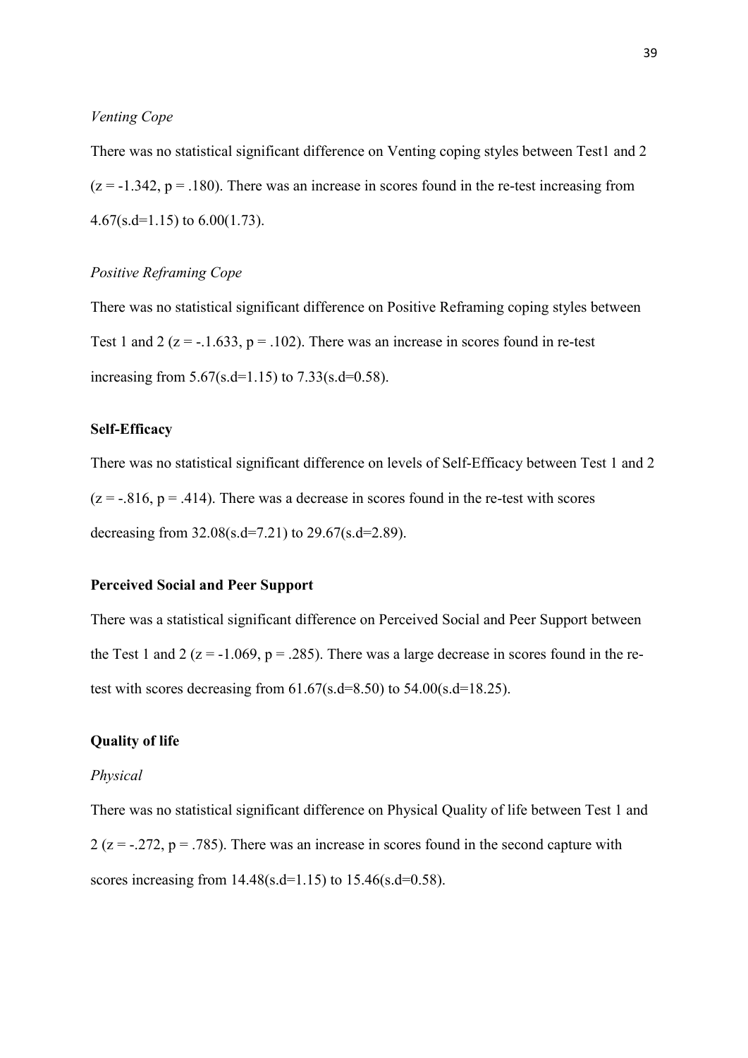*Venting Cope*

There was no statistical significant difference on Venting coping styles between Test1 and 2 ($z = -1.342$, $p = .180$). There was an increase in scores found in the re-test increasing from 4.67(s.d=1.15) to 6.00(1.73).

*Positive Reframing Cope*

There was no statistical significant difference on Positive Reframing coping styles between Test 1 and 2 ($z = -.1.633$, $p = .102$). There was an increase in scores found in re-test increasing from 5.67(s.d=1.15) to 7.33(s.d=0.58).

**Self-Efficacy**

There was no statistical significant difference on levels of Self-Efficacy between Test 1 and 2 ($z = -.816$, $p = .414$). There was a decrease in scores found in the re-test with scores decreasing from 32.08(s.d=7.21) to 29.67(s.d=2.89).

**Perceived Social and Peer Support**

There was a statistical significant difference on Perceived Social and Peer Support between the Test 1 and 2 ($z = -1.069$, $p = .285$). There was a large decrease in scores found in the re-test with scores decreasing from 61.67(s.d=8.50) to 54.00(s.d=18.25).

**Quality of life**

*Physical*

There was no statistical significant difference on Physical Quality of life between Test 1 and 2 ($z = -.272$, $p = .785$). There was an increase in scores found in the second capture with scores increasing from 14.48(s.d=1.15) to 15.46(s.d=0.58).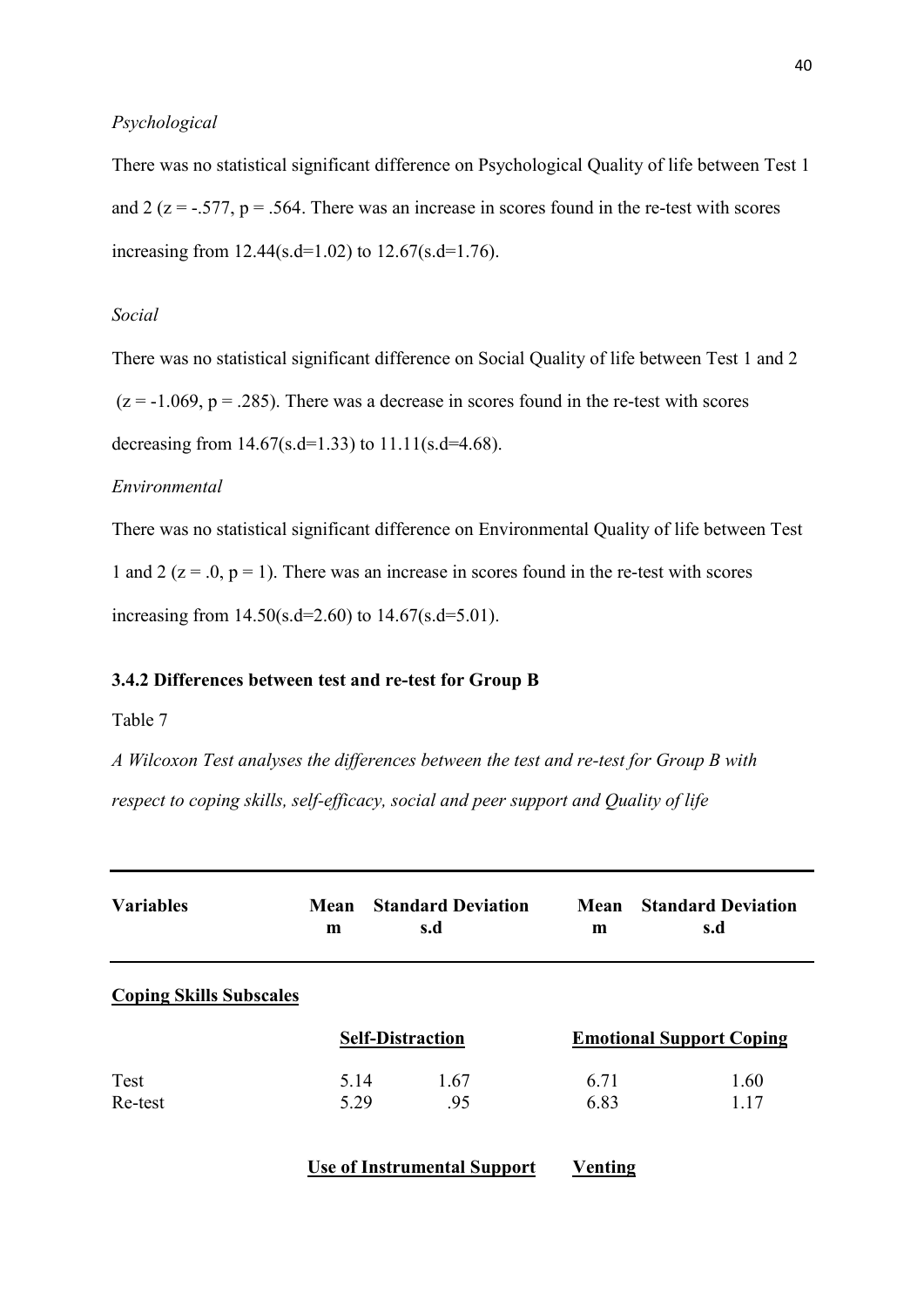*Psychological*

There was no statistical significant difference on Psychological Quality of life between Test 1 and 2 ($z = -.577$, $p = .564$. There was an increase in scores found in the re-test with scores increasing from 12.44(s.d=1.02) to 12.67(s.d=1.76).

*Social*

There was no statistical significant difference on Social Quality of life between Test 1 and 2 ($z = -1.069$, $p = .285$). There was a decrease in scores found in the re-test with scores decreasing from 14.67(s.d=1.33) to 11.11(s.d=4.68).

*Environmental*

There was no statistical significant difference on Environmental Quality of life between Test 1 and 2 ($z = .0$, $p = 1$). There was an increase in scores found in the re-test with scores increasing from 14.50(s.d=2.60) to 14.67(s.d=5.01).

**3.4.2 Differences between test and re-test for Group B**

Table 7

*A Wilcoxon Test analyses the differences between the test and re-test for Group B with respect to coping skills, self-efficacy, social and peer support and Quality of life*

| Variables | Mean m | Standard Deviation s.d | Mean m | Standard Deviation s.d |
|---|---|---|---|---|
| **Coping Skills Subscales** | | | | |
| | **Self-Distraction** | | **Emotional Support Coping** | |
| Test | 5.14 | 1.67 | 6.71 | 1.60 |
| Re-test | 5.29 | .95 | 6.83 | 1.17 |
| | **Use of Instrumental Support** | | **Venting** | |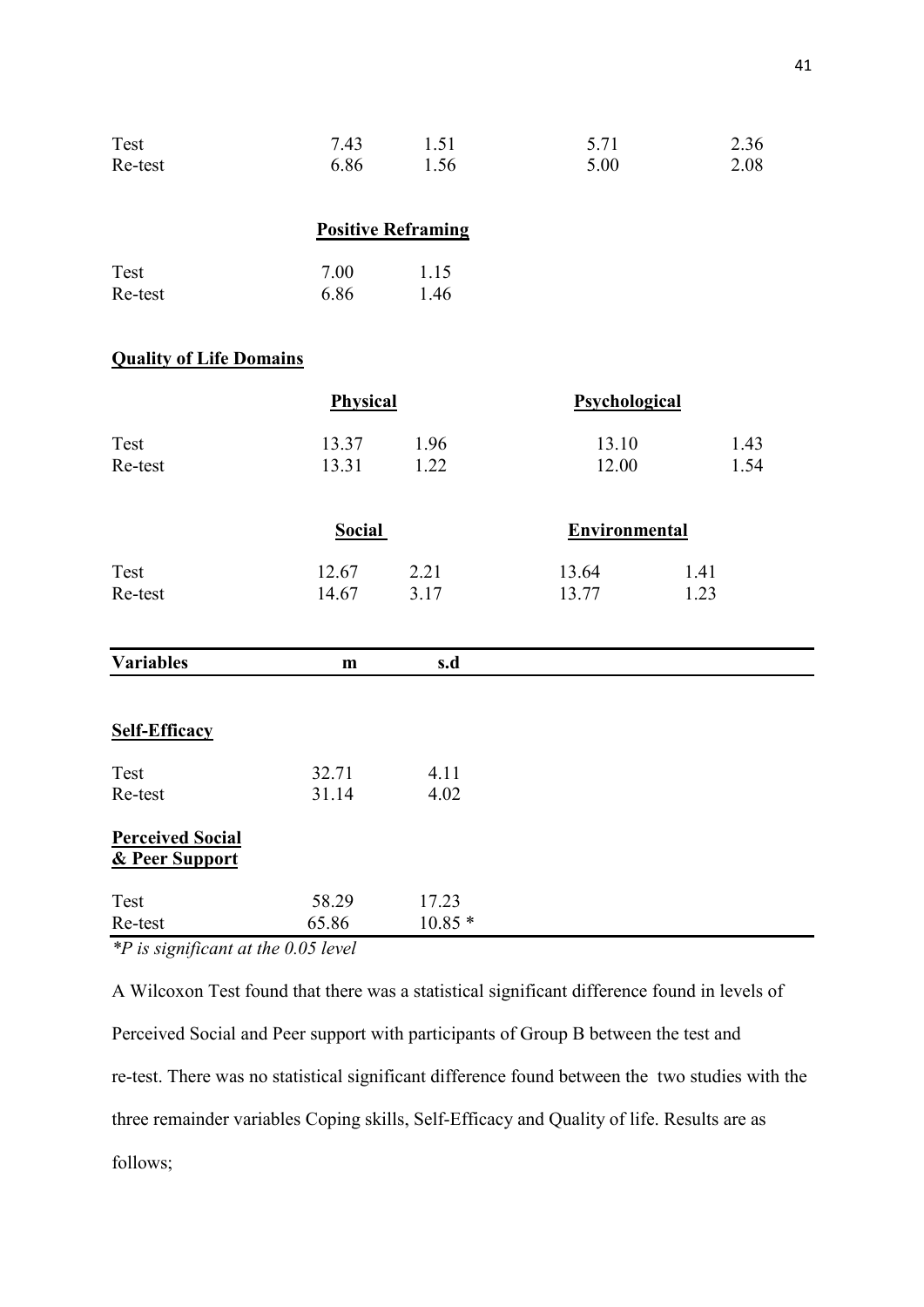| | | | | |
|---|---|---|---|---|
| Test | 7.43 | 1.51 | 5.71 | 2.36 |
| Re-test | 6.86 | 1.56 | 5.00 | 2.08 |
| | **Positive Reframing** | | | |
| Test | 7.00 | 1.15 | | |
| Re-test | 6.86 | 1.46 | | |
| **Quality of Life Domains** | | | | |
| | **Physical** | | **Psychological** | |
| Test | 13.37 | 1.96 | 13.10 | 1.43 |
| Re-test | 13.31 | 1.22 | 12.00 | 1.54 |
| | **Social** | | **Environmental** | |
| Test | 12.67 | 2.21 | 13.64 | 1.41 |
| Re-test | 14.67 | 3.17 | 13.77 | 1.23 |

| **Variables** | **m** | **s.d** |
|---|---|---|
| **Self-Efficacy** | | |
| Test | 32.71 | 4.11 |
| Re-test | 31.14 | 4.02 |
| **Perceived Social & Peer Support** | | |
| Test | 58.29 | 17.23 |
| Re-test | 65.86 | 10.85 * |

*\*P is significant at the 0.05 level*

A Wilcoxon Test found that there was a statistical significant difference found in levels of Perceived Social and Peer support with participants of Group B between the test and re-test. There was no statistical significant difference found between the two studies with the three remainder variables Coping skills, Self-Efficacy and Quality of life. Results are as follows;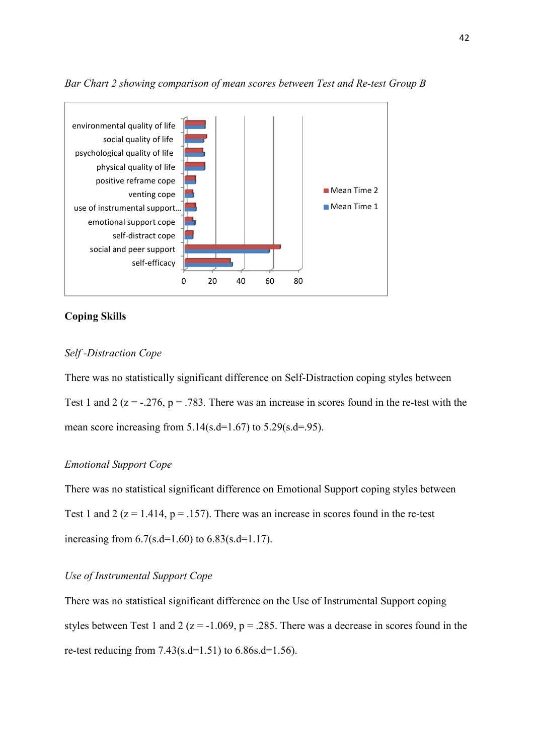*Bar Chart 2 showing comparison of mean scores between Test and Re-test Group B*

**Coping Skills**

*Self -Distraction Cope*

There was no statistically significant difference on Self-Distraction coping styles between Test 1 and 2 (z = -.276, p = .783. There was an increase in scores found in the re-test with the mean score increasing from 5.14(s.d=1.67) to 5.29(s.d=.95).

*Emotional Support Cope*

There was no statistical significant difference on Emotional Support coping styles between Test 1 and 2 (z = 1.414, p = .157). There was an increase in scores found in the re-test increasing from 6.7(s.d=1.60) to 6.83(s.d=1.17).

*Use of Instrumental Support Cope*

There was no statistical significant difference on the Use of Instrumental Support coping styles between Test 1 and 2 (z = -1.069, p = .285. There was a decrease in scores found in the re-test reducing from 7.43(s.d=1.51) to 6.86s.d=1.56).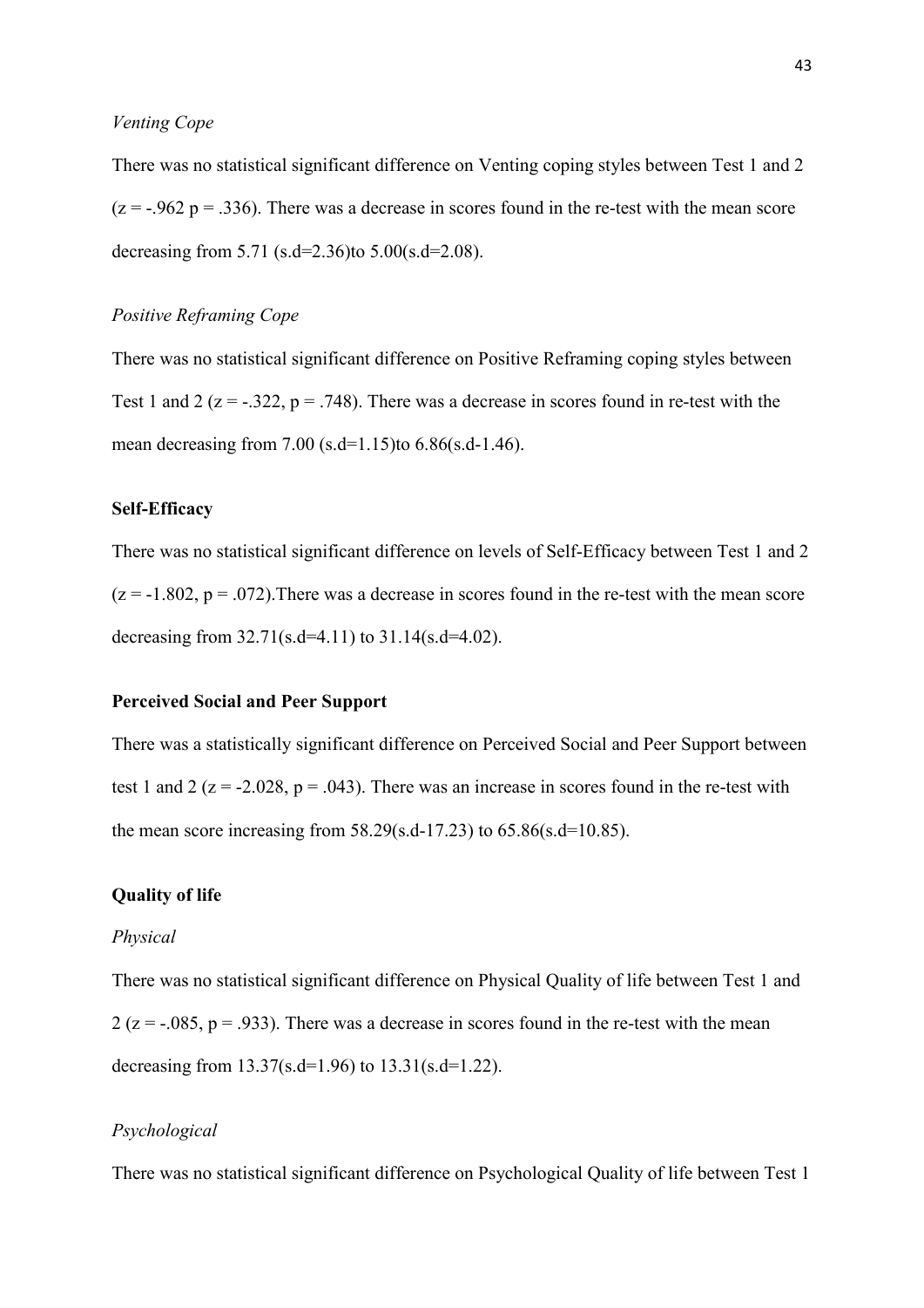*Venting Cope*

There was no statistical significant difference on Venting coping styles between Test 1 and 2 ($z = -.962$ $p = .336$). There was a decrease in scores found in the re-test with the mean score decreasing from 5.71 (s.d=2.36)to 5.00(s.d=2.08).

*Positive Reframing Cope*

There was no statistical significant difference on Positive Reframing coping styles between Test 1 and 2 ($z = -.322$, $p = .748$). There was a decrease in scores found in re-test with the mean decreasing from 7.00 (s.d=1.15)to 6.86(s.d-1.46).

**Self-Efficacy**

There was no statistical significant difference on levels of Self-Efficacy between Test 1 and 2 ($z = -1.802$, $p = .072$).There was a decrease in scores found in the re-test with the mean score decreasing from 32.71(s.d=4.11) to 31.14(s.d=4.02).

**Perceived Social and Peer Support**

There was a statistically significant difference on Perceived Social and Peer Support between test 1 and 2 ($z = -2.028$, $p = .043$). There was an increase in scores found in the re-test with the mean score increasing from 58.29(s.d-17.23) to 65.86(s.d=10.85).

**Quality of life**

*Physical*

There was no statistical significant difference on Physical Quality of life between Test 1 and 2 ($z = -.085$, $p = .933$). There was a decrease in scores found in the re-test with the mean decreasing from 13.37(s.d=1.96) to 13.31(s.d=1.22).

*Psychological*

There was no statistical significant difference on Psychological Quality of life between Test 1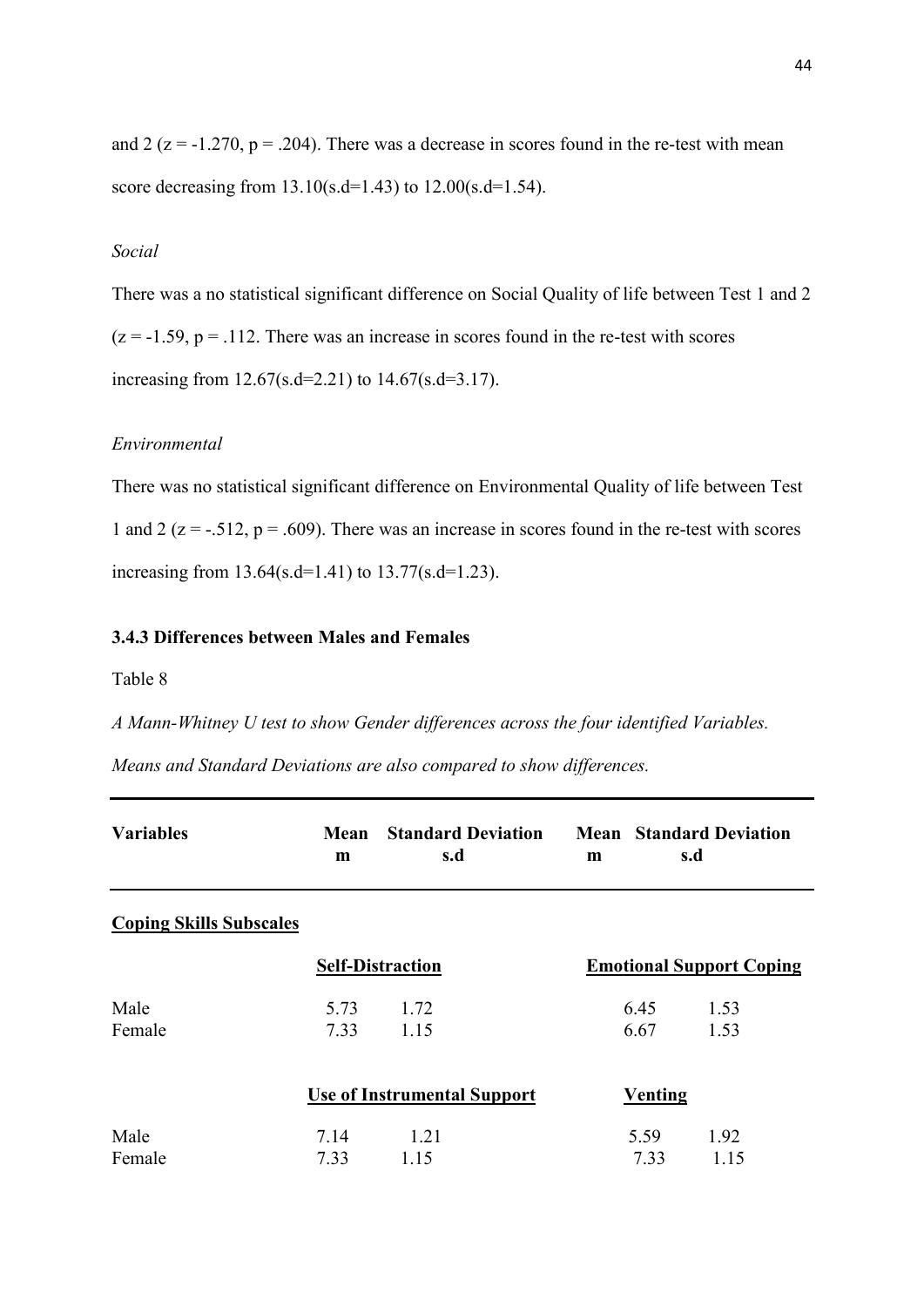and 2 ($z = -1.270$, $p = .204$). There was a decrease in scores found in the re-test with mean score decreasing from 13.10(s.d=1.43) to 12.00(s.d=1.54).

*Social*

There was a no statistical significant difference on Social Quality of life between Test 1 and 2 ($z = -1.59$, $p = .112$. There was an increase in scores found in the re-test with scores increasing from 12.67(s.d=2.21) to 14.67(s.d=3.17).

*Environmental*

There was no statistical significant difference on Environmental Quality of life between Test 1 and 2 ($z = -.512$, $p = .609$). There was an increase in scores found in the re-test with scores increasing from 13.64(s.d=1.41) to 13.77(s.d=1.23).

### 3.4.3 Differences between Males and Females

Table 8

*A Mann-Whitney U test to show Gender differences across the four identified Variables. Means and Standard Deviations are also compared to show differences.*

| Variables | Mean m | Standard Deviation s.d | Mean m | Standard Deviation s.d |
|---|---|---|---|---|
| **Coping Skills Subscales** | | | | |
| | **Self-Distraction** | | **Emotional Support Coping** | |
| Male | 5.73 | 1.72 | 6.45 | 1.53 |
| Female | 7.33 | 1.15 | 6.67 | 1.53 |
| | **Use of Instrumental Support** | | **Venting** | |
| Male | 7.14 | 1.21 | 5.59 | 1.92 |
| Female | 7.33 | 1.15 | 7.33 | 1.15 |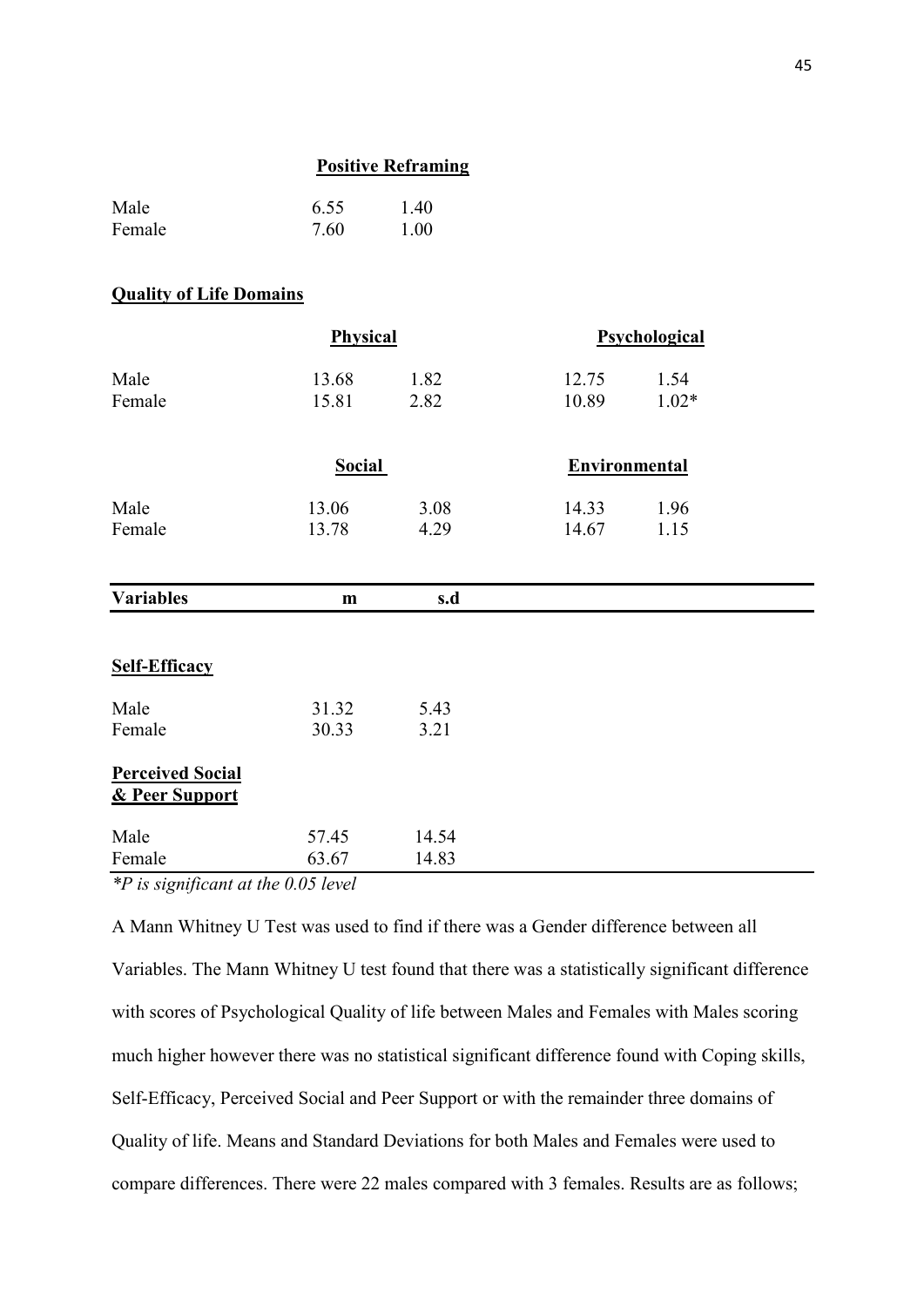**Positive Reframing**

| | | |
|---|---|---|
| Male | 6.55 | 1.40 |
| Female | 7.60 | 1.00 |

**Quality of Life Domains**

| | Physical | | Psychological | |
|---|---|---|---|---|
| Male | 13.68 | 1.82 | 12.75 | 1.54 |
| Female | 15.81 | 2.82 | 10.89 | 1.02* |
| | **Social** | | **Environmental** | |
| Male | 13.06 | 3.08 | 14.33 | 1.96 |
| Female | 13.78 | 4.29 | 14.67 | 1.15 |

| Variables | m | s.d |
|---|---|---|
| **Self-Efficacy** | | |
| Male | 31.32 | 5.43 |
| Female | 30.33 | 3.21 |
| **Perceived Social & Peer Support** | | |
| Male | 57.45 | 14.54 |
| Female | 63.67 | 14.83 |

*\*P is significant at the 0.05 level*

A Mann Whitney U Test was used to find if there was a Gender difference between all Variables. The Mann Whitney U test found that there was a statistically significant difference with scores of Psychological Quality of life between Males and Females with Males scoring much higher however there was no statistical significant difference found with Coping skills, Self-Efficacy, Perceived Social and Peer Support or with the remainder three domains of Quality of life. Means and Standard Deviations for both Males and Females were used to compare differences. There were 22 males compared with 3 females. Results are as follows;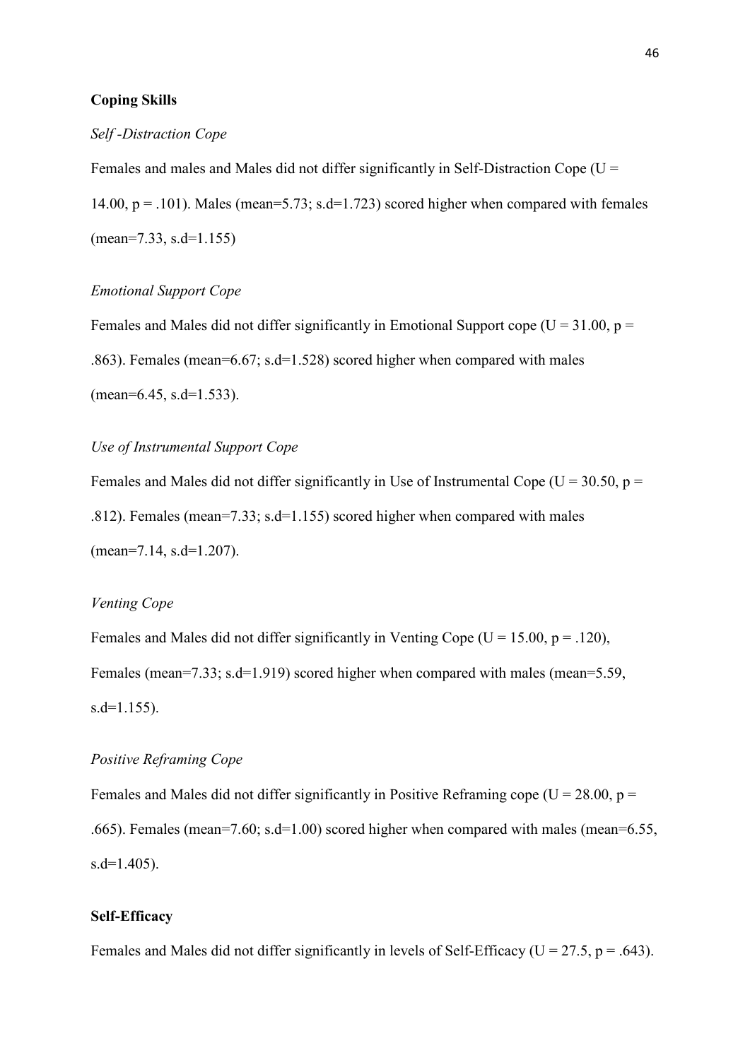**Coping Skills**

*Self -Distraction Cope*

Females and males and Males did not differ significantly in Self-Distraction Cope ($U = 14.00$, $p = .101$). Males (mean=5.73; s.d=1.723) scored higher when compared with females (mean=7.33, s.d=1.155)

*Emotional Support Cope*

Females and Males did not differ significantly in Emotional Support cope ($U = 31.00$, $p = .863$). Females (mean=6.67; s.d=1.528) scored higher when compared with males (mean=6.45, s.d=1.533).

*Use of Instrumental Support Cope*

Females and Males did not differ significantly in Use of Instrumental Cope ($U = 30.50$, $p = .812$). Females (mean=7.33; s.d=1.155) scored higher when compared with males (mean=7.14, s.d=1.207).

*Venting Cope*

Females and Males did not differ significantly in Venting Cope ($U = 15.00$, $p = .120$), Females (mean=7.33; s.d=1.919) scored higher when compared with males (mean=5.59, s.d=1.155).

*Positive Reframing Cope*

Females and Males did not differ significantly in Positive Reframing cope ($U = 28.00$, $p = .665$). Females (mean=7.60; s.d=1.00) scored higher when compared with males (mean=6.55, s.d=1.405).

**Self-Efficacy**

Females and Males did not differ significantly in levels of Self-Efficacy ($U = 27.5$, $p = .643$).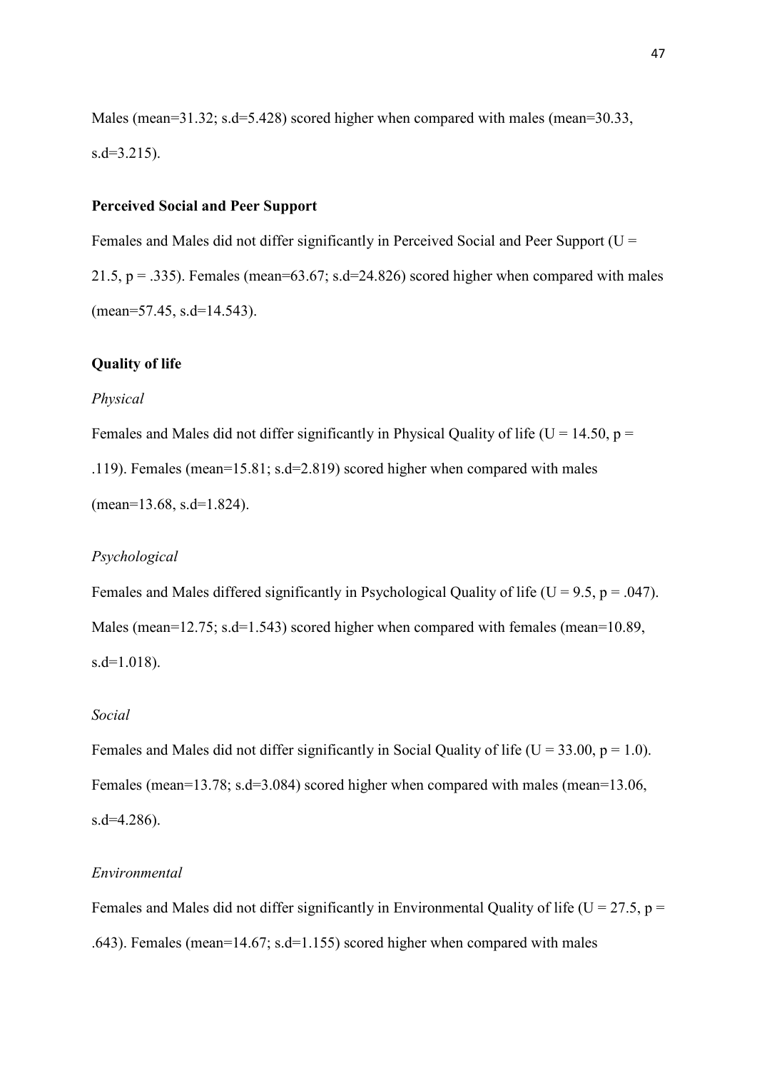Males (mean=31.32; s.d=5.428) scored higher when compared with males (mean=30.33, s.d=3.215).

**Perceived Social and Peer Support**

Females and Males did not differ significantly in Perceived Social and Peer Support ($U = 21.5$, $p = .335$). Females (mean=63.67; s.d=24.826) scored higher when compared with males (mean=57.45, s.d=14.543).

**Quality of life**

*Physical*

Females and Males did not differ significantly in Physical Quality of life ($U = 14.50$, $p = .119$). Females (mean=15.81; s.d=2.819) scored higher when compared with males (mean=13.68, s.d=1.824).

*Psychological*

Females and Males differed significantly in Psychological Quality of life ($U = 9.5$, $p = .047$). Males (mean=12.75; s.d=1.543) scored higher when compared with females (mean=10.89, s.d=1.018).

*Social*

Females and Males did not differ significantly in Social Quality of life ($U = 33.00$, $p = 1.0$). Females (mean=13.78; s.d=3.084) scored higher when compared with males (mean=13.06, s.d=4.286).

*Environmental*

Females and Males did not differ significantly in Environmental Quality of life ($U = 27.5$, $p = .643$). Females (mean=14.67; s.d=1.155) scored higher when compared with males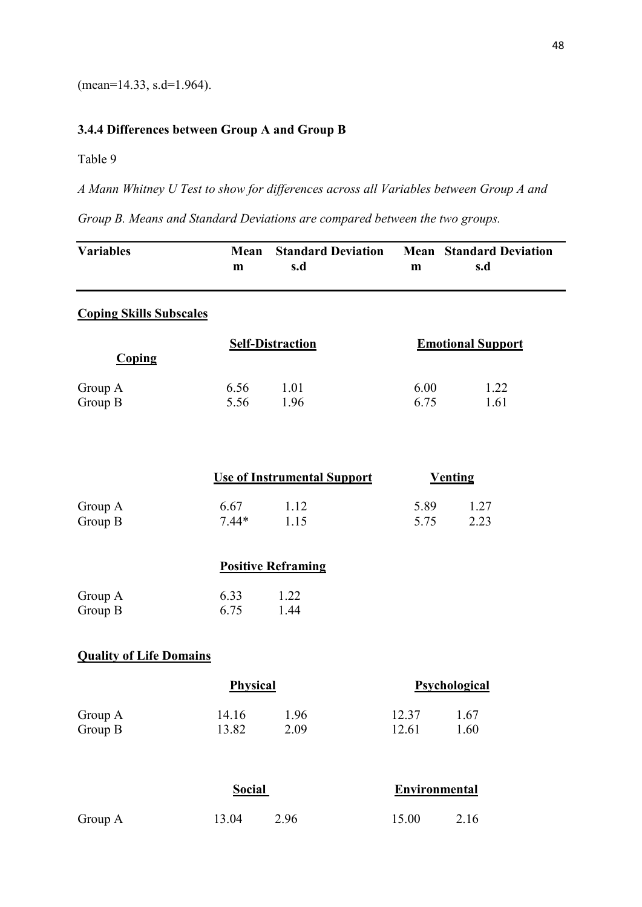(mean=14.33, s.d=1.964).

### 3.4.4 Differences between Group A and Group B

Table 9

*A Mann Whitney U Test to show for differences across all Variables between Group A and Group B. Means and Standard Deviations are compared between the two groups.*

| Variables | Mean m | Standard Deviation s.d | Mean m | Standard Deviation s.d |
|---|---|---|---|---|
| **Coping Skills Subscales** | | | | |
| **Coping** | **Self-Distraction** | | **Emotional Support** | |
| Group A | 6.56 | 1.01 | 6.00 | 1.22 |
| Group B | 5.56 | 1.96 | 6.75 | 1.61 |
| | **Use of Instrumental Support** | | **Venting** | |
| Group A | 6.67 | 1.12 | 5.89 | 1.27 |
| Group B | 7.44* | 1.15 | 5.75 | 2.23 |
| | **Positive Reframing** | | | |
| Group A | 6.33 | 1.22 | | |
| Group B | 6.75 | 1.44 | | |
| **Quality of Life Domains** | | | | |
| | **Physical** | | **Psychological** | |
| Group A | 14.16 | 1.96 | 12.37 | 1.67 |
| Group B | 13.82 | 2.09 | 12.61 | 1.60 |
| | **Social** | | **Environmental** | |
| Group A | 13.04 | 2.96 | 15.00 | 2.16 |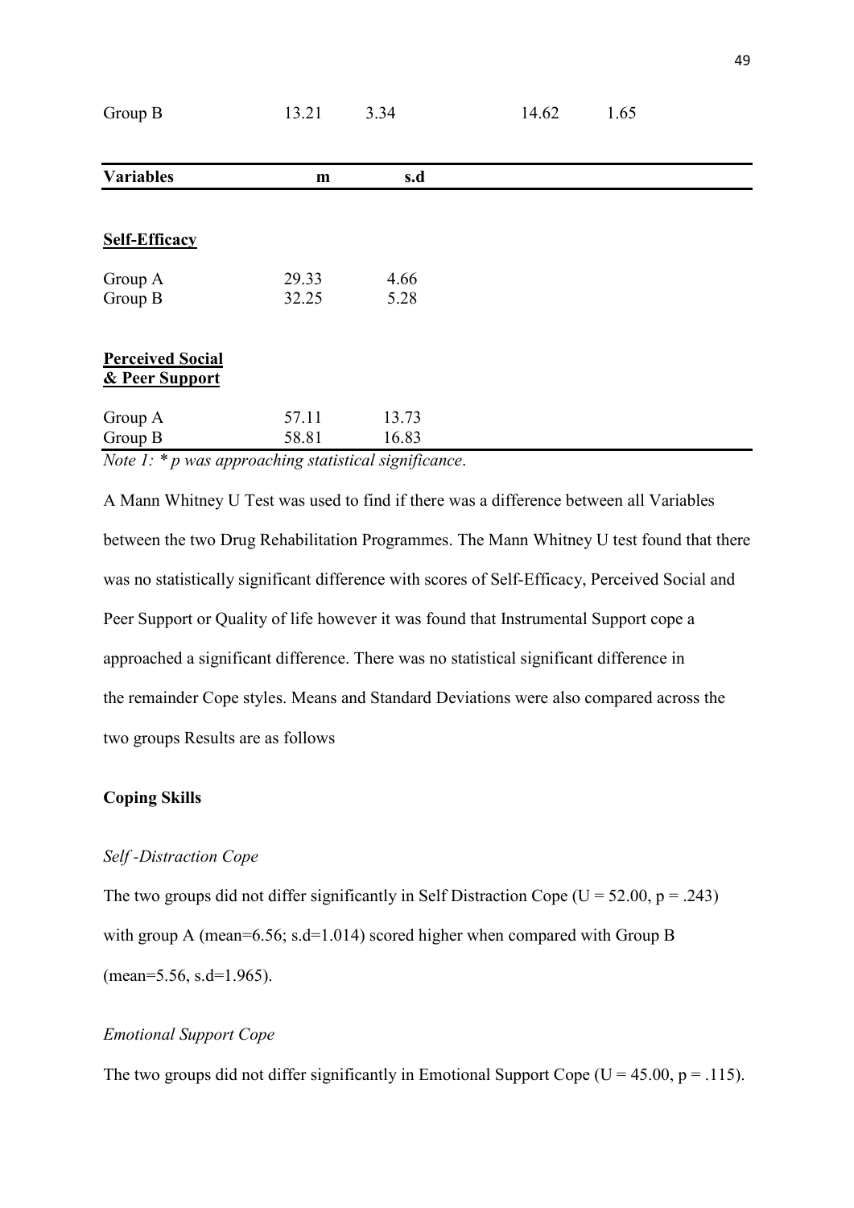| | | | | |
|---|---|---|---|---|
| Group B | 13.21 | 3.34 | 14.62 | 1.65 |

| **Variables** | **m** | **s.d** |
|---|---|---|
| **Self-Efficacy** | | |
| Group A | 29.33 | 4.66 |
| Group B | 32.25 | 5.28 |
| **Perceived Social & Peer Support** | | |
| Group A | 57.11 | 13.73 |
| Group B | 58.81 | 16.83 |

*Note 1: \* p was approaching statistical significance*.

A Mann Whitney U Test was used to find if there was a difference between all Variables between the two Drug Rehabilitation Programmes. The Mann Whitney U test found that there was no statistically significant difference with scores of Self-Efficacy, Perceived Social and Peer Support or Quality of life however it was found that Instrumental Support cope a approached a significant difference. There was no statistical significant difference in the remainder Cope styles. Means and Standard Deviations were also compared across the two groups Results are as follows

**Coping Skills**

*Self -Distraction Cope*

The two groups did not differ significantly in Self Distraction Cope ($U = 52.00$, $p = .243$) with group A (mean=6.56; s.d=1.014) scored higher when compared with Group B (mean=5.56, s.d=1.965).

*Emotional Support Cope*

The two groups did not differ significantly in Emotional Support Cope ($U = 45.00$, $p = .115$).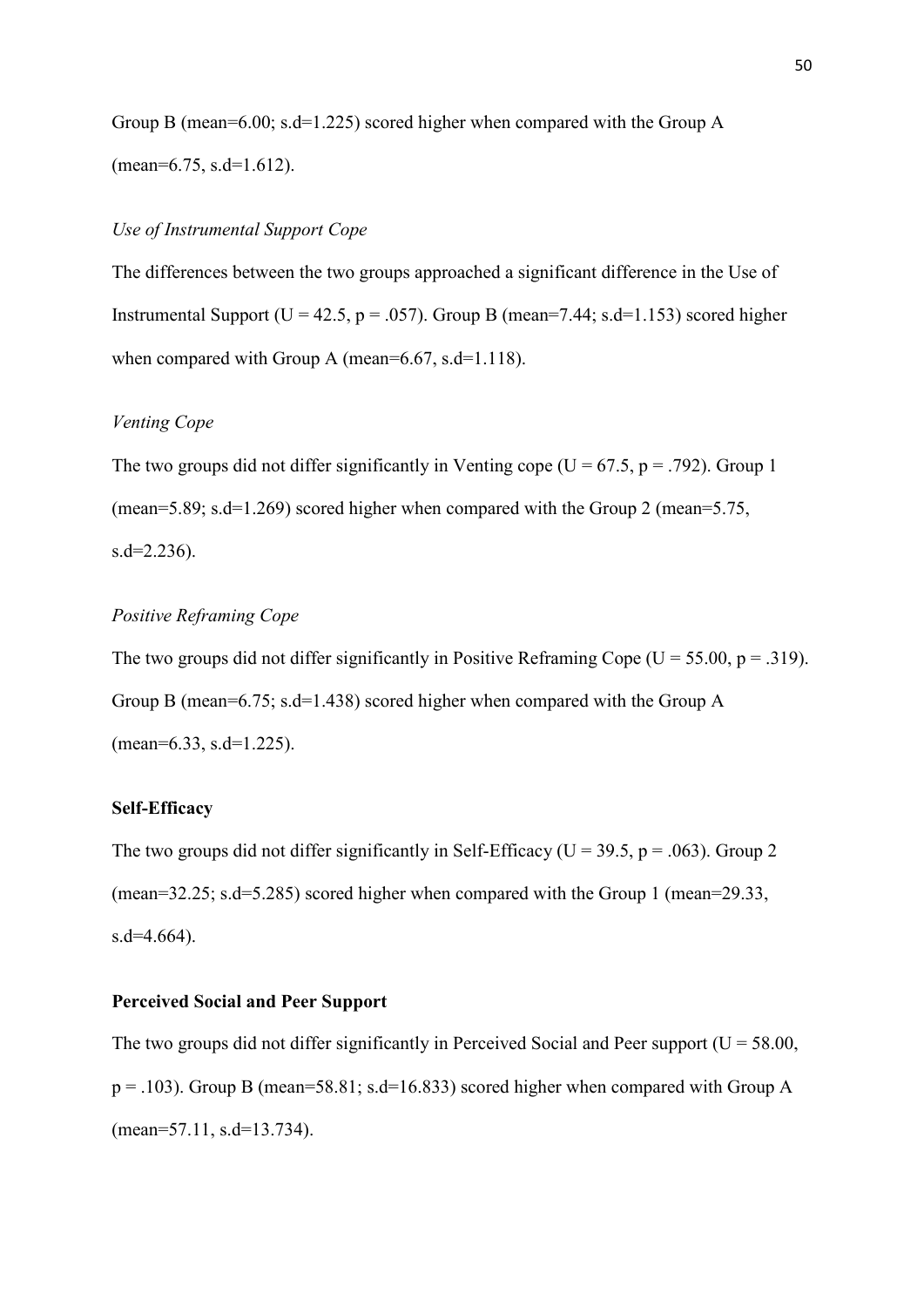Group B (mean=6.00; s.d=1.225) scored higher when compared with the Group A (mean=6.75, s.d=1.612).

*Use of Instrumental Support Cope*

The differences between the two groups approached a significant difference in the Use of Instrumental Support ($U = 42.5$, $p = .057$). Group B (mean=7.44; s.d=1.153) scored higher when compared with Group A (mean=6.67, s.d=1.118).

*Venting Cope*

The two groups did not differ significantly in Venting cope ($U = 67.5$, $p = .792$). Group 1 (mean=5.89; s.d=1.269) scored higher when compared with the Group 2 (mean=5.75, s.d=2.236).

*Positive Reframing Cope*

The two groups did not differ significantly in Positive Reframing Cope ($U = 55.00$, $p = .319$). Group B (mean=6.75; s.d=1.438) scored higher when compared with the Group A (mean=6.33, s.d=1.225).

**Self-Efficacy**

The two groups did not differ significantly in Self-Efficacy ($U = 39.5$, $p = .063$). Group 2 (mean=32.25; s.d=5.285) scored higher when compared with the Group 1 (mean=29.33, s.d=4.664).

**Perceived Social and Peer Support**

The two groups did not differ significantly in Perceived Social and Peer support ($U = 58.00$, $p = .103$). Group B (mean=58.81; s.d=16.833) scored higher when compared with Group A (mean=57.11, s.d=13.734).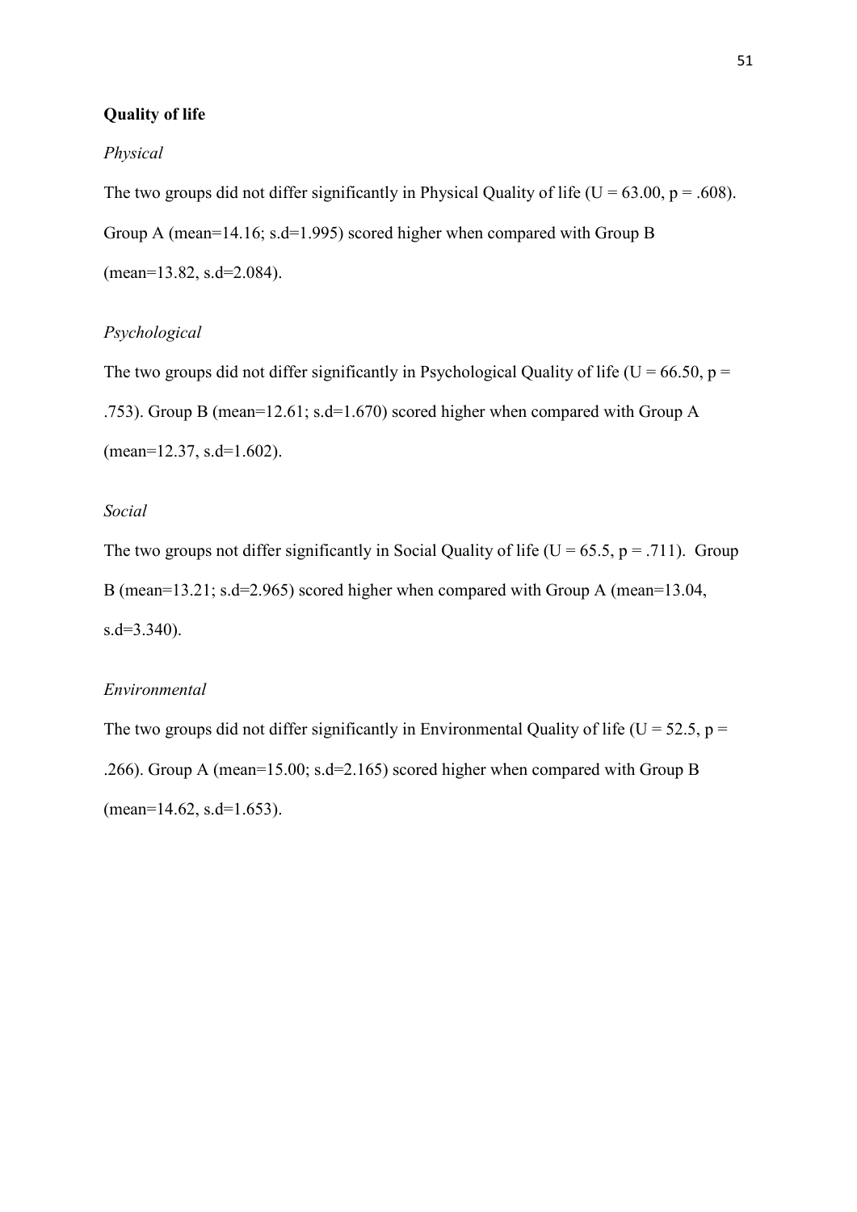**Quality of life**

*Physical*

The two groups did not differ significantly in Physical Quality of life ($U = 63.00$, $p = .608$). Group A (mean=14.16; s.d=1.995) scored higher when compared with Group B (mean=13.82, s.d=2.084).

*Psychological*

The two groups did not differ significantly in Psychological Quality of life ($U = 66.50$, $p = .753$). Group B (mean=12.61; s.d=1.670) scored higher when compared with Group A (mean=12.37, s.d=1.602).

*Social*

The two groups not differ significantly in Social Quality of life ($U = 65.5$, $p = .711$). Group B (mean=13.21; s.d=2.965) scored higher when compared with Group A (mean=13.04, s.d=3.340).

*Environmental*

The two groups did not differ significantly in Environmental Quality of life ($U = 52.5$, $p = .266$). Group A (mean=15.00; s.d=2.165) scored higher when compared with Group B (mean=14.62, s.d=1.653).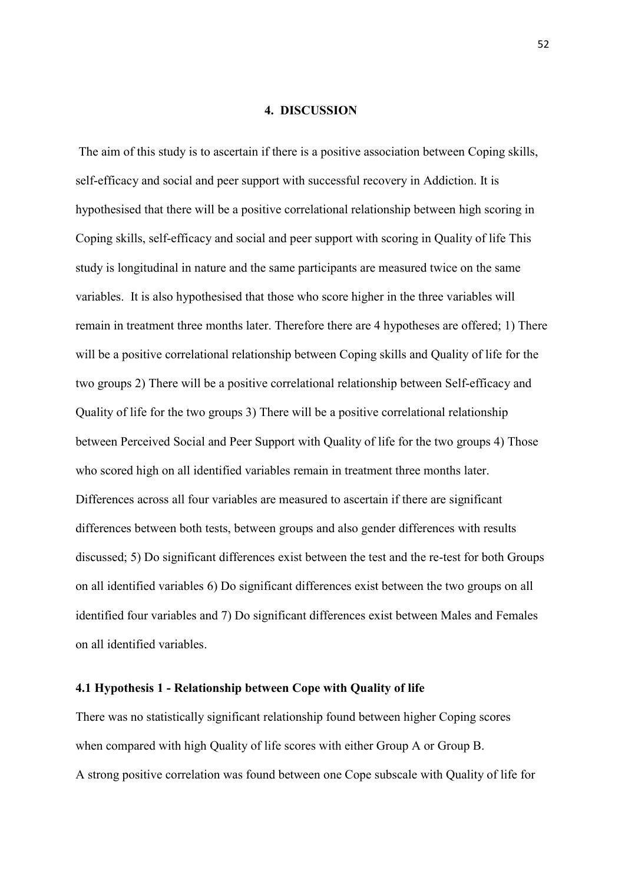## 4. DISCUSSION

The aim of this study is to ascertain if there is a positive association between Coping skills, self-efficacy and social and peer support with successful recovery in Addiction. It is hypothesised that there will be a positive correlational relationship between high scoring in Coping skills, self-efficacy and social and peer support with scoring in Quality of life This study is longitudinal in nature and the same participants are measured twice on the same variables. It is also hypothesised that those who score higher in the three variables will remain in treatment three months later. Therefore there are 4 hypotheses are offered; 1) There will be a positive correlational relationship between Coping skills and Quality of life for the two groups 2) There will be a positive correlational relationship between Self-efficacy and Quality of life for the two groups 3) There will be a positive correlational relationship between Perceived Social and Peer Support with Quality of life for the two groups 4) Those who scored high on all identified variables remain in treatment three months later. Differences across all four variables are measured to ascertain if there are significant differences between both tests, between groups and also gender differences with results discussed; 5) Do significant differences exist between the test and the re-test for both Groups on all identified variables 6) Do significant differences exist between the two groups on all identified four variables and 7) Do significant differences exist between Males and Females on all identified variables.

### 4.1 Hypothesis 1 - Relationship between Cope with Quality of life

There was no statistically significant relationship found between higher Coping scores when compared with high Quality of life scores with either Group A or Group B.
A strong positive correlation was found between one Cope subscale with Quality of life for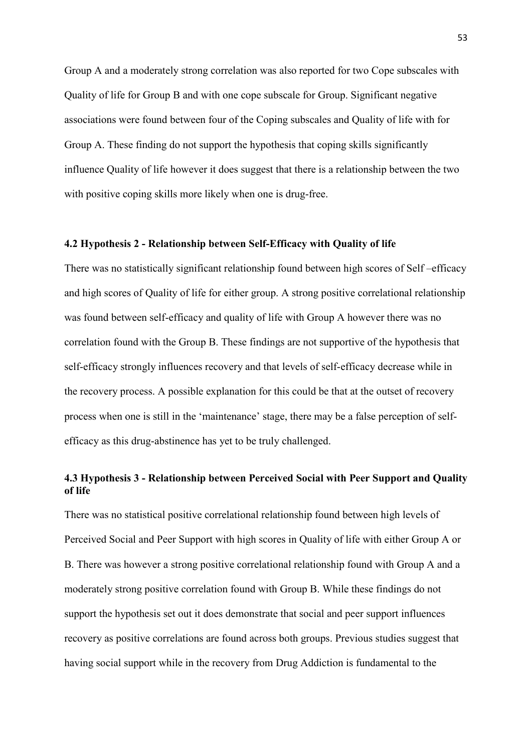Group A and a moderately strong correlation was also reported for two Cope subscales with Quality of life for Group B and with one cope subscale for Group. Significant negative associations were found between four of the Coping subscales and Quality of life with for Group A. These finding do not support the hypothesis that coping skills significantly influence Quality of life however it does suggest that there is a relationship between the two with positive coping skills more likely when one is drug-free.

### 4.2 Hypothesis 2 - Relationship between Self-Efficacy with Quality of life

There was no statistically significant relationship found between high scores of Self –efficacy and high scores of Quality of life for either group. A strong positive correlational relationship was found between self-efficacy and quality of life with Group A however there was no correlation found with the Group B. These findings are not supportive of the hypothesis that self-efficacy strongly influences recovery and that levels of self-efficacy decrease while in the recovery process. A possible explanation for this could be that at the outset of recovery process when one is still in the 'maintenance' stage, there may be a false perception of self-efficacy as this drug-abstinence has yet to be truly challenged.

### 4.3 Hypothesis 3 - Relationship between Perceived Social with Peer Support and Quality of life

There was no statistical positive correlational relationship found between high levels of Perceived Social and Peer Support with high scores in Quality of life with either Group A or B. There was however a strong positive correlational relationship found with Group A and a moderately strong positive correlation found with Group B. While these findings do not support the hypothesis set out it does demonstrate that social and peer support influences recovery as positive correlations are found across both groups. Previous studies suggest that having social support while in the recovery from Drug Addiction is fundamental to the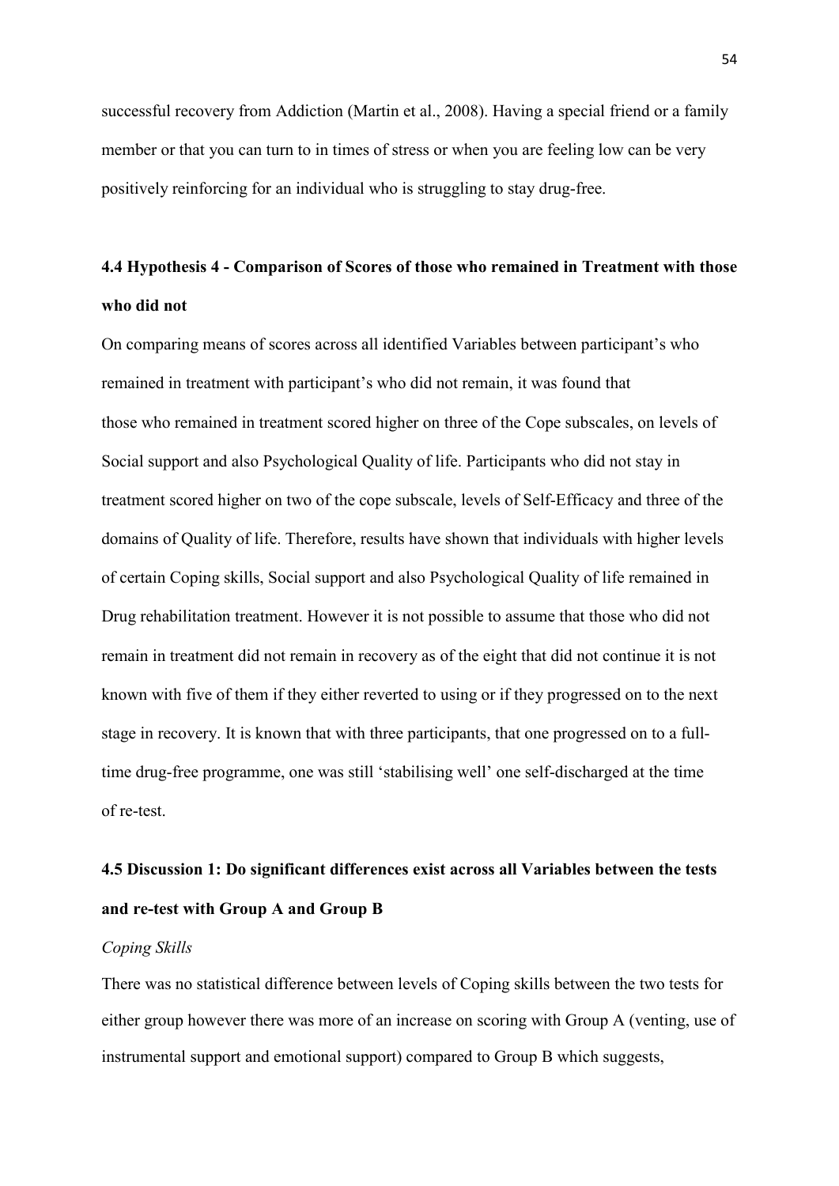successful recovery from Addiction (Martin et al., 2008). Having a special friend or a family member or that you can turn to in times of stress or when you are feeling low can be very positively reinforcing for an individual who is struggling to stay drug-free.

### 4.4 Hypothesis 4 - Comparison of Scores of those who remained in Treatment with those who did not

On comparing means of scores across all identified Variables between participant's who remained in treatment with participant's who did not remain, it was found that those who remained in treatment scored higher on three of the Cope subscales, on levels of Social support and also Psychological Quality of life. Participants who did not stay in treatment scored higher on two of the cope subscale, levels of Self-Efficacy and three of the domains of Quality of life. Therefore, results have shown that individuals with higher levels of certain Coping skills, Social support and also Psychological Quality of life remained in Drug rehabilitation treatment. However it is not possible to assume that those who did not remain in treatment did not remain in recovery as of the eight that did not continue it is not known with five of them if they either reverted to using or if they progressed on to the next stage in recovery. It is known that with three participants, that one progressed on to a full-time drug-free programme, one was still 'stabilising well' one self-discharged at the time of re-test.

### 4.5 Discussion 1: Do significant differences exist across all Variables between the tests and re-test with Group A and Group B

*Coping Skills*

There was no statistical difference between levels of Coping skills between the two tests for either group however there was more of an increase on scoring with Group A (venting, use of instrumental support and emotional support) compared to Group B which suggests,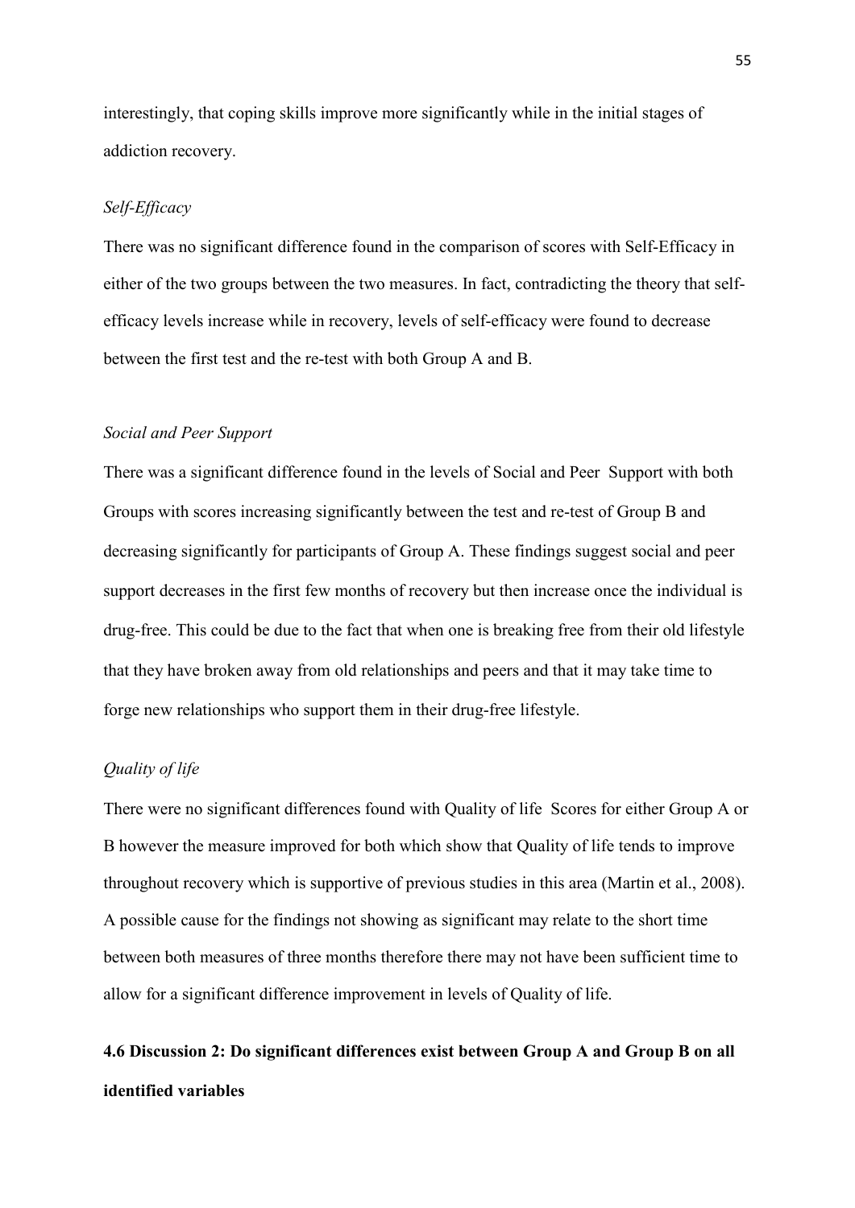interestingly, that coping skills improve more significantly while in the initial stages of addiction recovery.

*Self-Efficacy*

There was no significant difference found in the comparison of scores with Self-Efficacy in either of the two groups between the two measures. In fact, contradicting the theory that self-efficacy levels increase while in recovery, levels of self-efficacy were found to decrease between the first test and the re-test with both Group A and B.

*Social and Peer Support*

There was a significant difference found in the levels of Social and Peer Support with both Groups with scores increasing significantly between the test and re-test of Group B and decreasing significantly for participants of Group A. These findings suggest social and peer support decreases in the first few months of recovery but then increase once the individual is drug-free. This could be due to the fact that when one is breaking free from their old lifestyle that they have broken away from old relationships and peers and that it may take time to forge new relationships who support them in their drug-free lifestyle.

*Quality of life*

There were no significant differences found with Quality of life Scores for either Group A or B however the measure improved for both which show that Quality of life tends to improve throughout recovery which is supportive of previous studies in this area (Martin et al., 2008). A possible cause for the findings not showing as significant may relate to the short time between both measures of three months therefore there may not have been sufficient time to allow for a significant difference improvement in levels of Quality of life.

### 4.6 Discussion 2: Do significant differences exist between Group A and Group B on all identified variables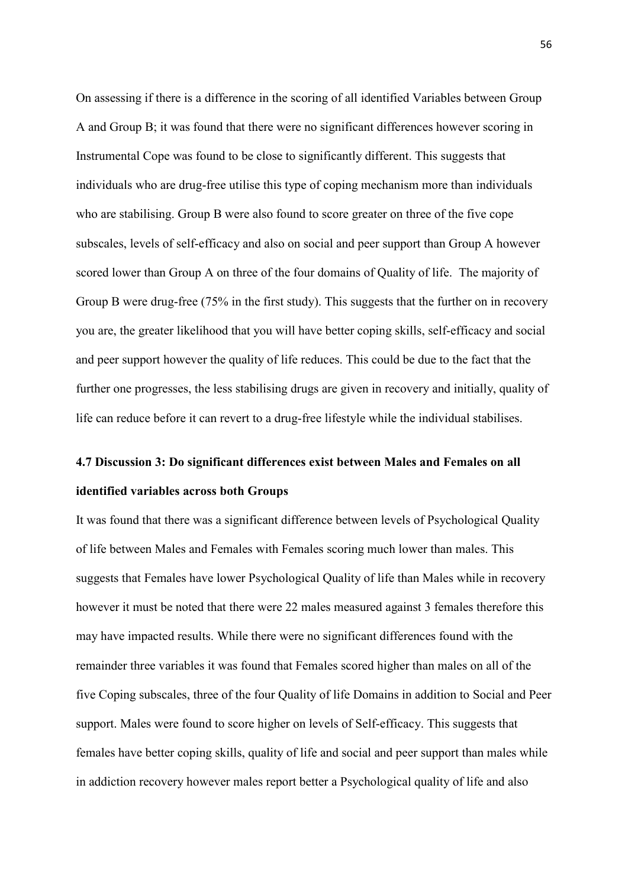On assessing if there is a difference in the scoring of all identified Variables between Group A and Group B; it was found that there were no significant differences however scoring in Instrumental Cope was found to be close to significantly different. This suggests that individuals who are drug-free utilise this type of coping mechanism more than individuals who are stabilising. Group B were also found to score greater on three of the five cope subscales, levels of self-efficacy and also on social and peer support than Group A however scored lower than Group A on three of the four domains of Quality of life. The majority of Group B were drug-free (75% in the first study). This suggests that the further on in recovery you are, the greater likelihood that you will have better coping skills, self-efficacy and social and peer support however the quality of life reduces. This could be due to the fact that the further one progresses, the less stabilising drugs are given in recovery and initially, quality of life can reduce before it can revert to a drug-free lifestyle while the individual stabilises.

### 4.7 Discussion 3: Do significant differences exist between Males and Females on all identified variables across both Groups

It was found that there was a significant difference between levels of Psychological Quality of life between Males and Females with Females scoring much lower than males. This suggests that Females have lower Psychological Quality of life than Males while in recovery however it must be noted that there were 22 males measured against 3 females therefore this may have impacted results. While there were no significant differences found with the remainder three variables it was found that Females scored higher than males on all of the five Coping subscales, three of the four Quality of life Domains in addition to Social and Peer support. Males were found to score higher on levels of Self-efficacy. This suggests that females have better coping skills, quality of life and social and peer support than males while in addiction recovery however males report better a Psychological quality of life and also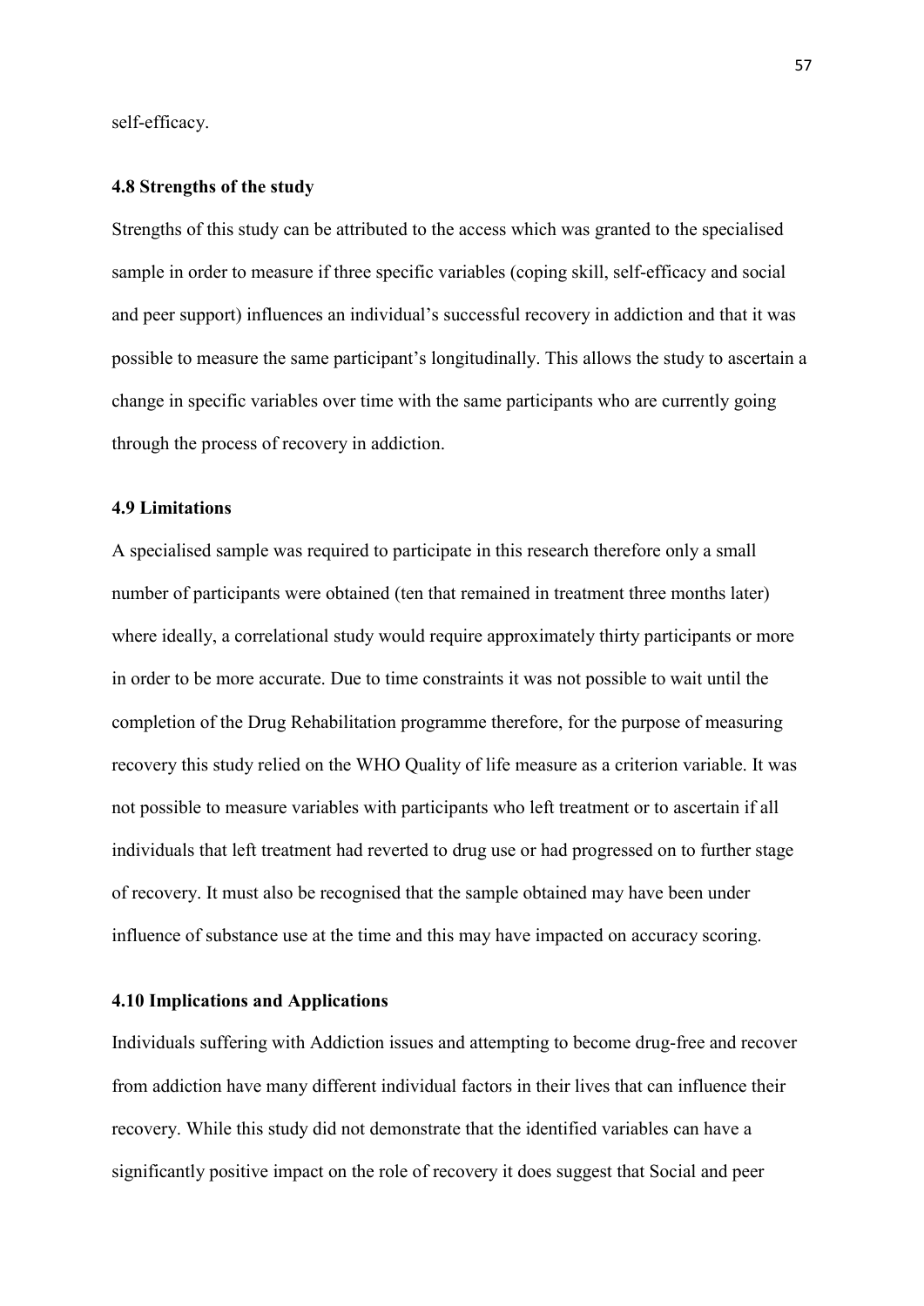self-efficacy.

### 4.8 Strengths of the study

Strengths of this study can be attributed to the access which was granted to the specialised sample in order to measure if three specific variables (coping skill, self-efficacy and social and peer support) influences an individual's successful recovery in addiction and that it was possible to measure the same participant's longitudinally. This allows the study to ascertain a change in specific variables over time with the same participants who are currently going through the process of recovery in addiction.

### 4.9 Limitations

A specialised sample was required to participate in this research therefore only a small number of participants were obtained (ten that remained in treatment three months later) where ideally, a correlational study would require approximately thirty participants or more in order to be more accurate. Due to time constraints it was not possible to wait until the completion of the Drug Rehabilitation programme therefore, for the purpose of measuring recovery this study relied on the WHO Quality of life measure as a criterion variable. It was not possible to measure variables with participants who left treatment or to ascertain if all individuals that left treatment had reverted to drug use or had progressed on to further stage of recovery. It must also be recognised that the sample obtained may have been under influence of substance use at the time and this may have impacted on accuracy scoring.

### 4.10 Implications and Applications

Individuals suffering with Addiction issues and attempting to become drug-free and recover from addiction have many different individual factors in their lives that can influence their recovery. While this study did not demonstrate that the identified variables can have a significantly positive impact on the role of recovery it does suggest that Social and peer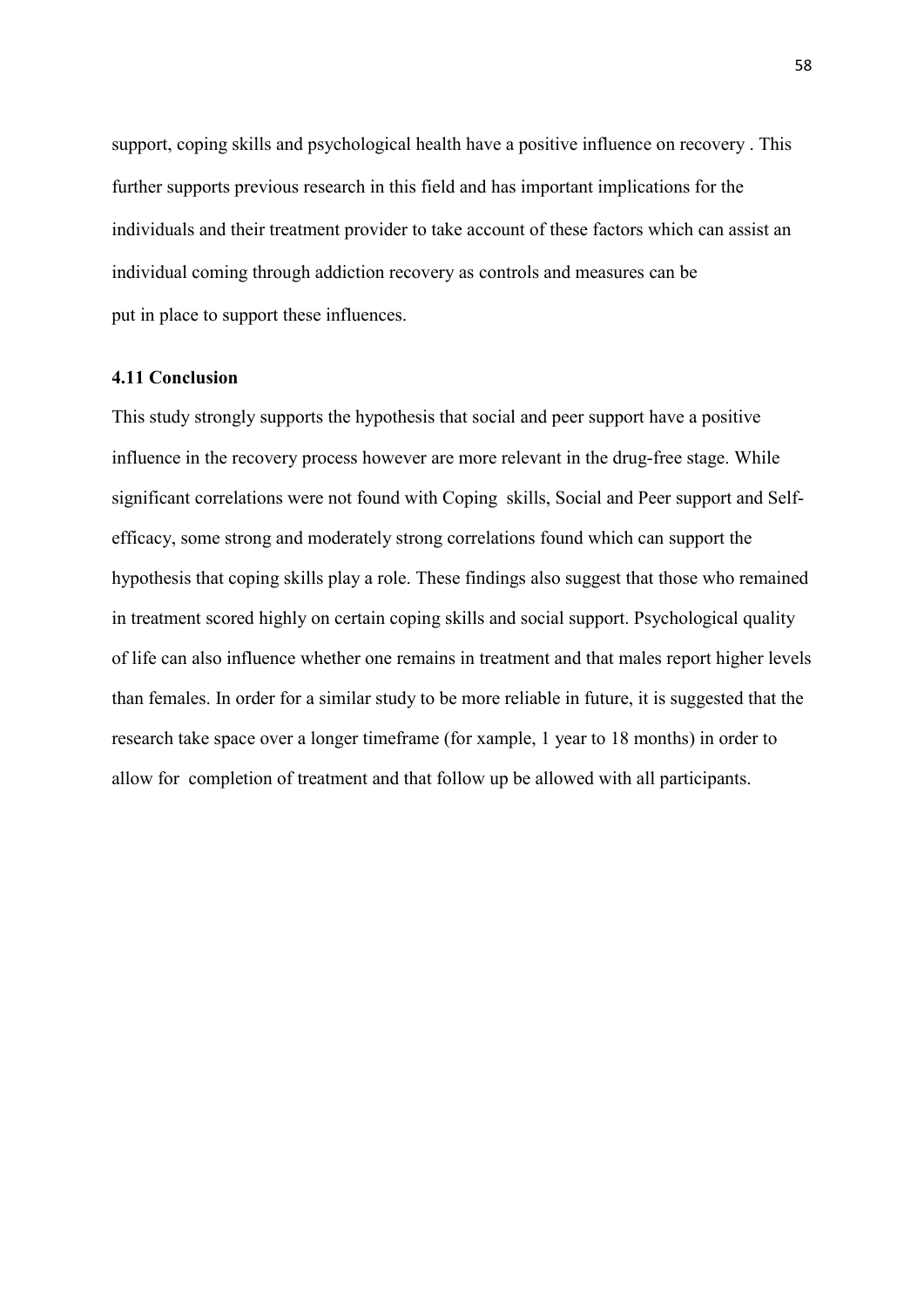support, coping skills and psychological health have a positive influence on recovery . This further supports previous research in this field and has important implications for the individuals and their treatment provider to take account of these factors which can assist an individual coming through addiction recovery as controls and measures can be put in place to support these influences.

### 4.11 Conclusion

This study strongly supports the hypothesis that social and peer support have a positive influence in the recovery process however are more relevant in the drug-free stage. While significant correlations were not found with Coping skills, Social and Peer support and Self-efficacy, some strong and moderately strong correlations found which can support the hypothesis that coping skills play a role. These findings also suggest that those who remained in treatment scored highly on certain coping skills and social support. Psychological quality of life can also influence whether one remains in treatment and that males report higher levels than females. In order for a similar study to be more reliable in future, it is suggested that the research take space over a longer timeframe (for xample, 1 year to 18 months) in order to allow for completion of treatment and that follow up be allowed with all participants.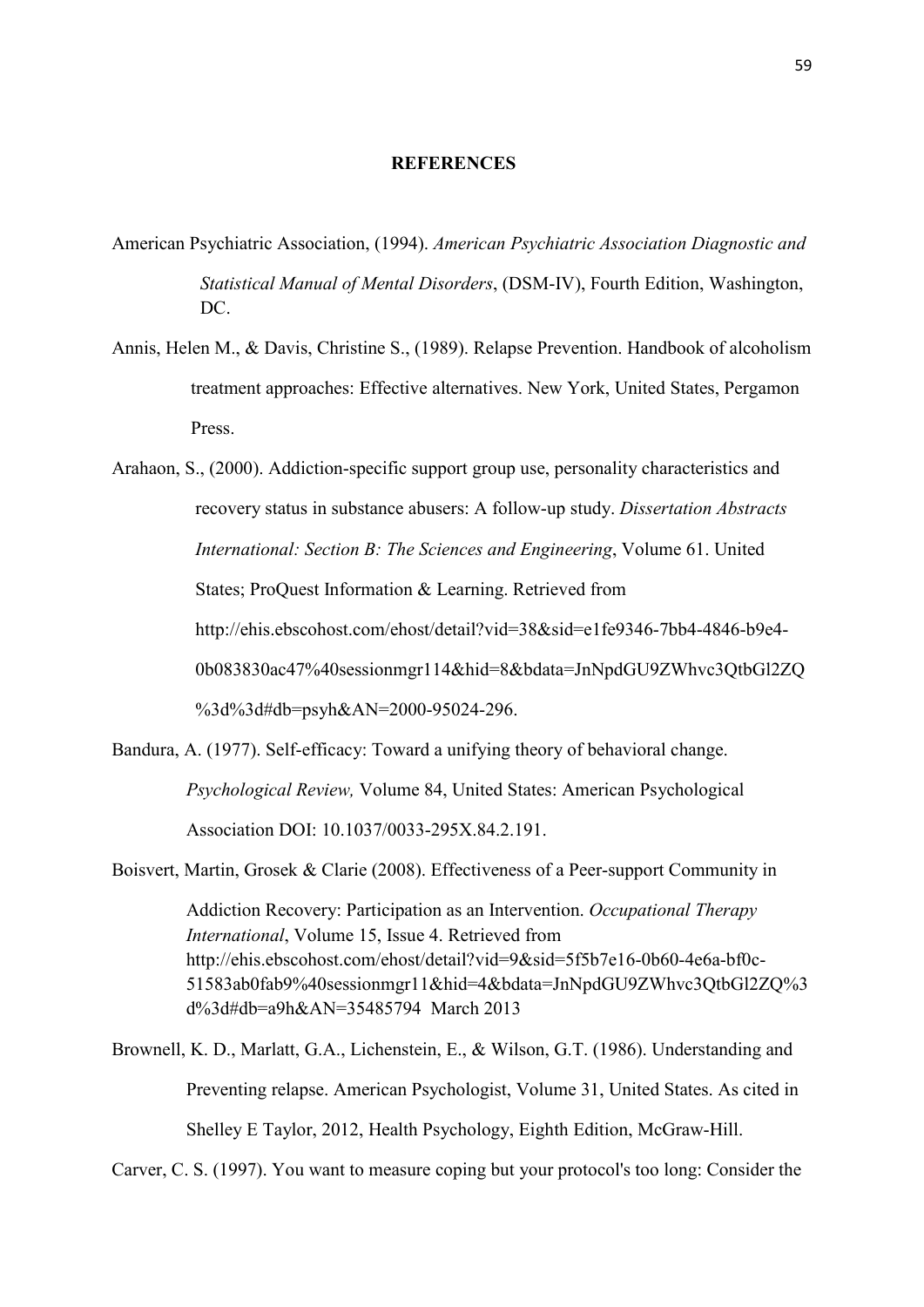## REFERENCES

American Psychiatric Association, (1994). *American Psychiatric Association Diagnostic and Statistical Manual of Mental Disorders*, (DSM-IV), Fourth Edition, Washington, DC.

Annis, Helen M., & Davis, Christine S., (1989). Relapse Prevention. Handbook of alcoholism treatment approaches: Effective alternatives. New York, United States, Pergamon Press.

Arahaon, S., (2000). Addiction-specific support group use, personality characteristics and recovery status in substance abusers: A follow-up study. *Dissertation Abstracts International: Section B: The Sciences and Engineering*, Volume 61. United States; ProQuest Information & Learning. Retrieved from http://ehis.ebscohost.com/ehost/detail?vid=38&sid=e1fe9346-7bb4-4846-b9e4-0b083830ac47%40sessionmgr114&hid=8&bdata=JnNpdGU9ZWhvc3QtbGl2ZQ%3d%3d#db=psyh&AN=2000-95024-296.

Bandura, A. (1977). Self-efficacy: Toward a unifying theory of behavioral change. *Psychological Review,* Volume 84, United States: American Psychological Association DOI: 10.1037/0033-295X.84.2.191.

Boisvert, Martin, Grosek & Clarie (2008). Effectiveness of a Peer-support Community in Addiction Recovery: Participation as an Intervention. *Occupational Therapy International*, Volume 15, Issue 4. Retrieved from http://ehis.ebscohost.com/ehost/detail?vid=9&sid=5f5b7e16-0b60-4e6a-bf0c-51583ab0fab9%40sessionmgr11&hid=4&bdata=JnNpdGU9ZWhvc3QtbGl2ZQ%3d%3d#db=a9h&AN=35485794 March 2013

Brownell, K. D., Marlatt, G.A., Lichenstein, E., & Wilson, G.T. (1986). Understanding and Preventing relapse. American Psychologist, Volume 31, United States. As cited in Shelley E Taylor, 2012, Health Psychology, Eighth Edition, McGraw-Hill.

Carver, C. S. (1997). You want to measure coping but your protocol's too long: Consider the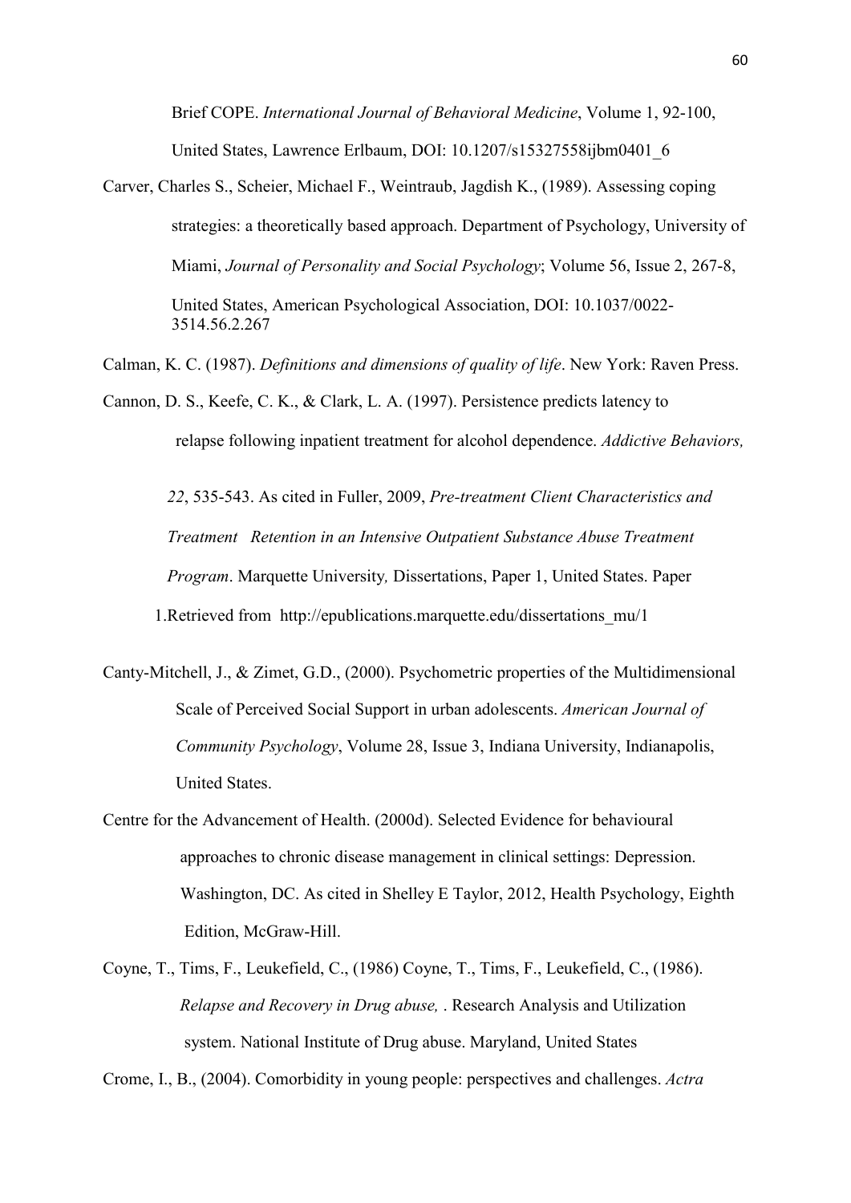Brief COPE. *International Journal of Behavioral Medicine*, Volume 1, 92-100, United States, Lawrence Erlbaum, DOI: 10.1207/s15327558ijbm0401_6

Carver, Charles S., Scheier, Michael F., Weintraub, Jagdish K., (1989). Assessing coping strategies: a theoretically based approach. Department of Psychology, University of Miami, *Journal of Personality and Social Psychology*; Volume 56, Issue 2, 267-8, United States, American Psychological Association, DOI: 10.1037/0022-3514.56.2.267

Calman, K. C. (1987). *Definitions and dimensions of quality of life*. New York: Raven Press.

Cannon, D. S., Keefe, C. K., & Clark, L. A. (1997). Persistence predicts latency to relapse following inpatient treatment for alcohol dependence. *Addictive Behaviors, 22*, 535-543. As cited in Fuller, 2009, *Pre-treatment Client Characteristics and Treatment Retention in an Intensive Outpatient Substance Abuse Treatment Program*. Marquette University*,* Dissertations, Paper 1, United States. Paper 1.Retrieved from http://epublications.marquette.edu/dissertations_mu/1

Canty-Mitchell, J., & Zimet, G.D., (2000). Psychometric properties of the Multidimensional Scale of Perceived Social Support in urban adolescents. *American Journal of Community Psychology*, Volume 28, Issue 3, Indiana University, Indianapolis, United States.

Centre for the Advancement of Health. (2000d). Selected Evidence for behavioural approaches to chronic disease management in clinical settings: Depression. Washington, DC. As cited in Shelley E Taylor, 2012, Health Psychology, Eighth Edition, McGraw-Hill.

Coyne, T., Tims, F., Leukefield, C., (1986) Coyne, T., Tims, F., Leukefield, C., (1986). *Relapse and Recovery in Drug abuse,* . Research Analysis and Utilization system. National Institute of Drug abuse. Maryland, United States

Crome, I., B., (2004). Comorbidity in young people: perspectives and challenges. *Actra*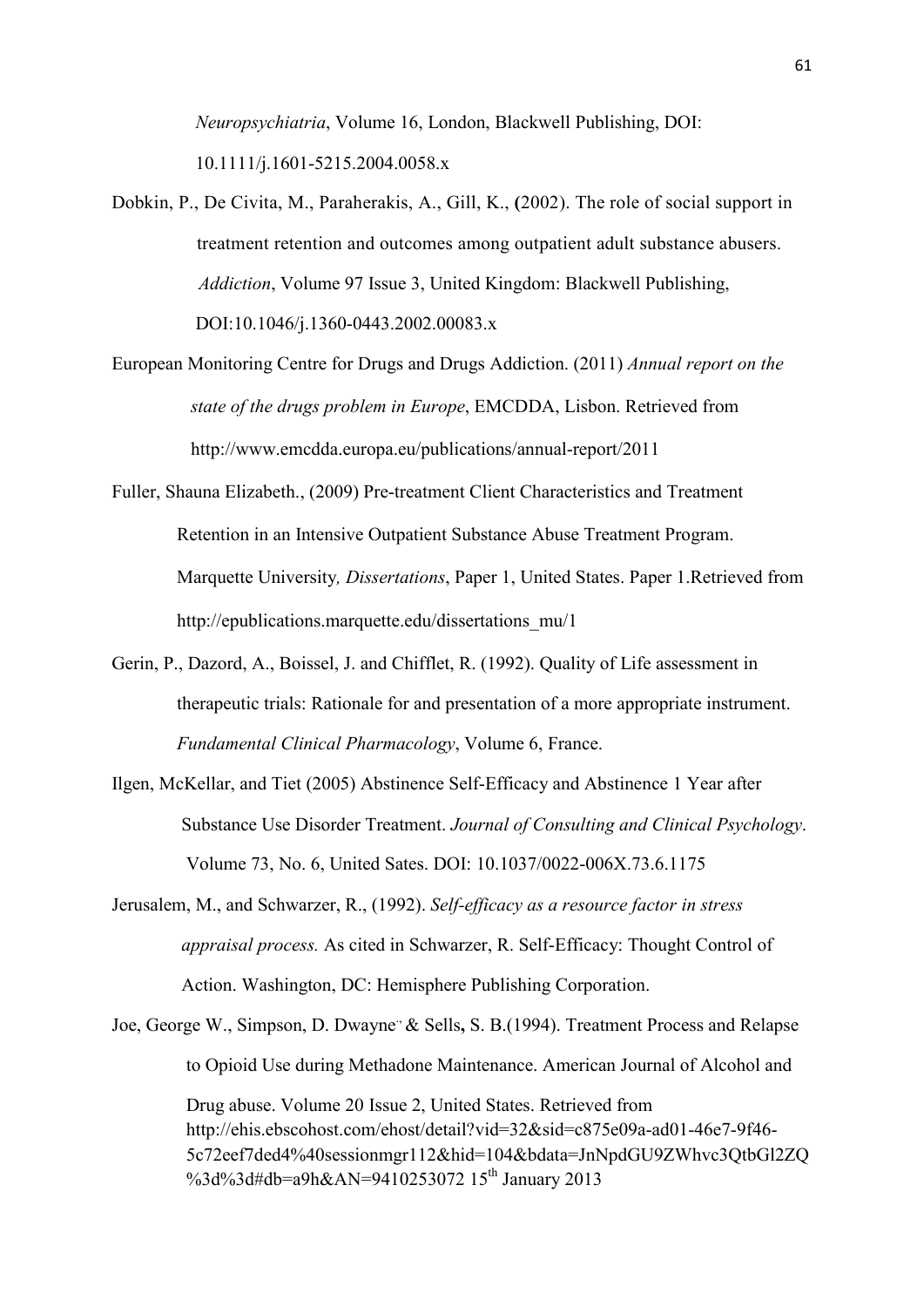*Neuropsychiatria*, Volume 16, London, Blackwell Publishing, DOI: 10.1111/j.1601-5215.2004.0058.x

Dobkin, P., De Civita, M., Paraherakis, A., Gill, K., (2002). The role of social support in treatment retention and outcomes among outpatient adult substance abusers. *Addiction*, Volume 97 Issue 3, United Kingdom: Blackwell Publishing, DOI:10.1046/j.1360-0443.2002.00083.x

European Monitoring Centre for Drugs and Drugs Addiction. (2011) *Annual report on the state of the drugs problem in Europe*, EMCDDA, Lisbon. Retrieved from http://www.emcdda.europa.eu/publications/annual-report/2011

Fuller, Shauna Elizabeth., (2009) Pre-treatment Client Characteristics and Treatment Retention in an Intensive Outpatient Substance Abuse Treatment Program. Marquette University*, Dissertations*, Paper 1, United States. Paper 1.Retrieved from http://epublications.marquette.edu/dissertations_mu/1

Gerin, P., Dazord, A., Boissel, J. and Chifflet, R. (1992). Quality of Life assessment in therapeutic trials: Rationale for and presentation of a more appropriate instrument. *Fundamental Clinical Pharmacology*, Volume 6, France.

Ilgen, McKellar, and Tiet (2005) Abstinence Self-Efficacy and Abstinence 1 Year after Substance Use Disorder Treatment. *Journal of Consulting and Clinical Psychology*. Volume 73, No. 6, United Sates. DOI: 10.1037/0022-006X.73.6.1175

Jerusalem, M., and Schwarzer, R., (1992). *Self-efficacy as a resource factor in stress appraisal process.* As cited in Schwarzer, R. Self-Efficacy: Thought Control of Action. Washington, DC: Hemisphere Publishing Corporation.

Joe, George W., Simpson, D. Dwayne & Sells, S. B.(1994). Treatment Process and Relapse to Opioid Use during Methadone Maintenance. American Journal of Alcohol and Drug abuse. Volume 20 Issue 2, United States. Retrieved from http://ehis.ebscohost.com/ehost/detail?vid=32&sid=c875e09a-ad01-46e7-9f46-5c72eef7ded4%40sessionmgr112&hid=104&bdata=JnNpdGU9ZWhvc3QtbGl2ZQ%3d%3d#db=a9h&AN=9410253072 15th January 2013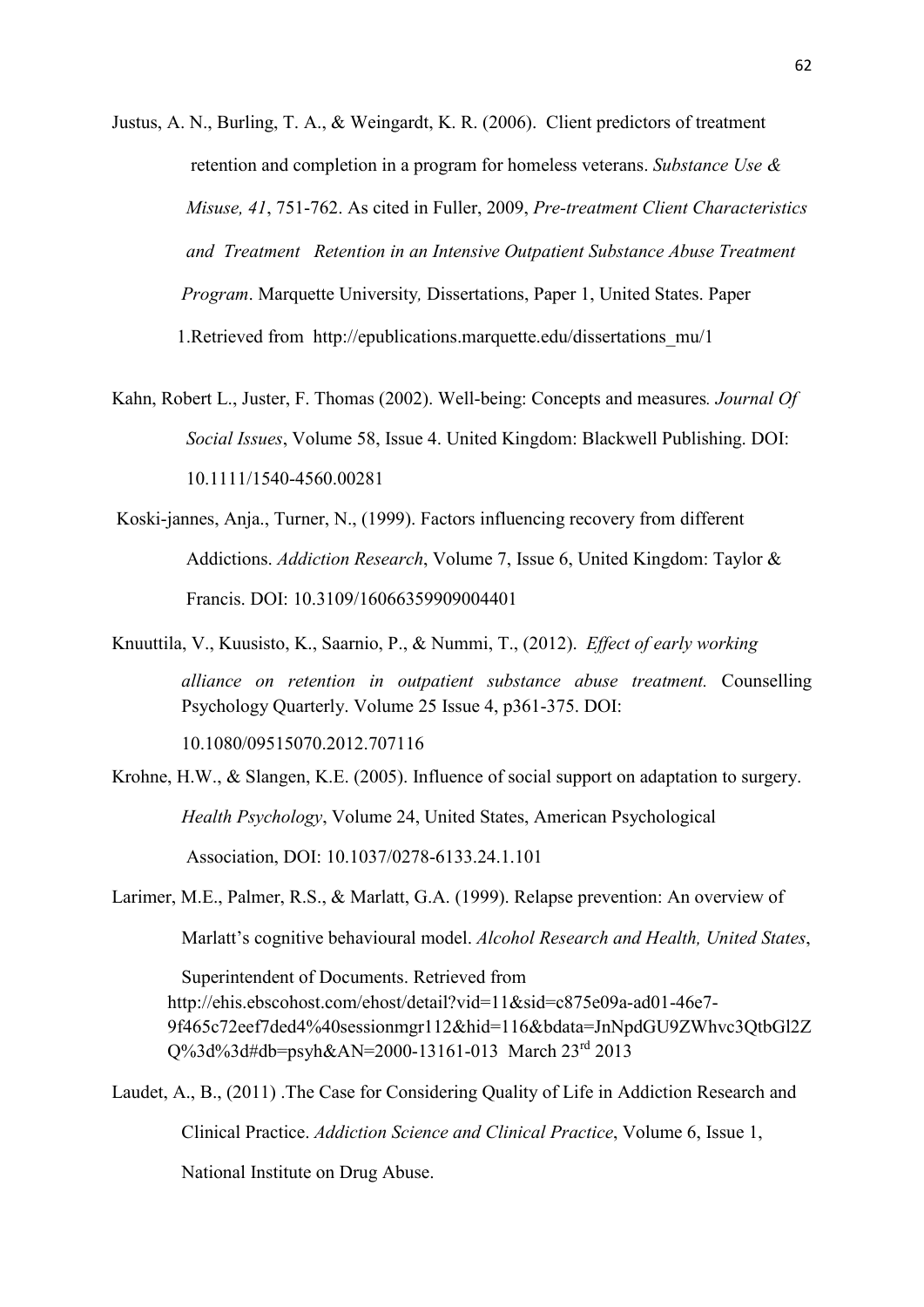Justus, A. N., Burling, T. A., & Weingardt, K. R. (2006). Client predictors of treatment retention and completion in a program for homeless veterans. *Substance Use & Misuse, 41*, 751-762. As cited in Fuller, 2009, *Pre-treatment Client Characteristics and Treatment Retention in an Intensive Outpatient Substance Abuse Treatment Program*. Marquette University*,* Dissertations, Paper 1, United States. Paper 1.Retrieved from http://epublications.marquette.edu/dissertations_mu/1

Kahn, Robert L., Juster, F. Thomas (2002). Well-being: Concepts and measures*. Journal Of Social Issues*, Volume 58, Issue 4. United Kingdom: Blackwell Publishing. DOI: 10.1111/1540-4560.00281

Koski-jannes, Anja., Turner, N., (1999). Factors influencing recovery from different Addictions. *Addiction Research*, Volume 7, Issue 6, United Kingdom: Taylor & Francis. DOI: 10.3109/16066359909004401

Knuuttila, V., Kuusisto, K., Saarnio, P., & Nummi, T., (2012). *Effect of early working alliance on retention in outpatient substance abuse treatment.* Counselling Psychology Quarterly. Volume 25 Issue 4, p361-375. DOI: 10.1080/09515070.2012.707116

Krohne, H.W., & Slangen, K.E. (2005). Influence of social support on adaptation to surgery. *Health Psychology*, Volume 24, United States, American Psychological Association, DOI: 10.1037/0278-6133.24.1.101

Larimer, M.E., Palmer, R.S., & Marlatt, G.A. (1999). Relapse prevention: An overview of Marlatt's cognitive behavioural model. *Alcohol Research and Health, United States*, Superintendent of Documents. Retrieved from http://ehis.ebscohost.com/ehost/detail?vid=11&sid=c875e09a-ad01-46e7-9f465c72eef7ded4%40sessionmgr112&hid=116&bdata=JnNpdGU9ZWhvc3QtbGl2ZQ%3d%3d#db=psyh&AN=2000-13161-013 March 23rd 2013

Laudet, A., B., (2011) .The Case for Considering Quality of Life in Addiction Research and Clinical Practice. *Addiction Science and Clinical Practice*, Volume 6, Issue 1, National Institute on Drug Abuse.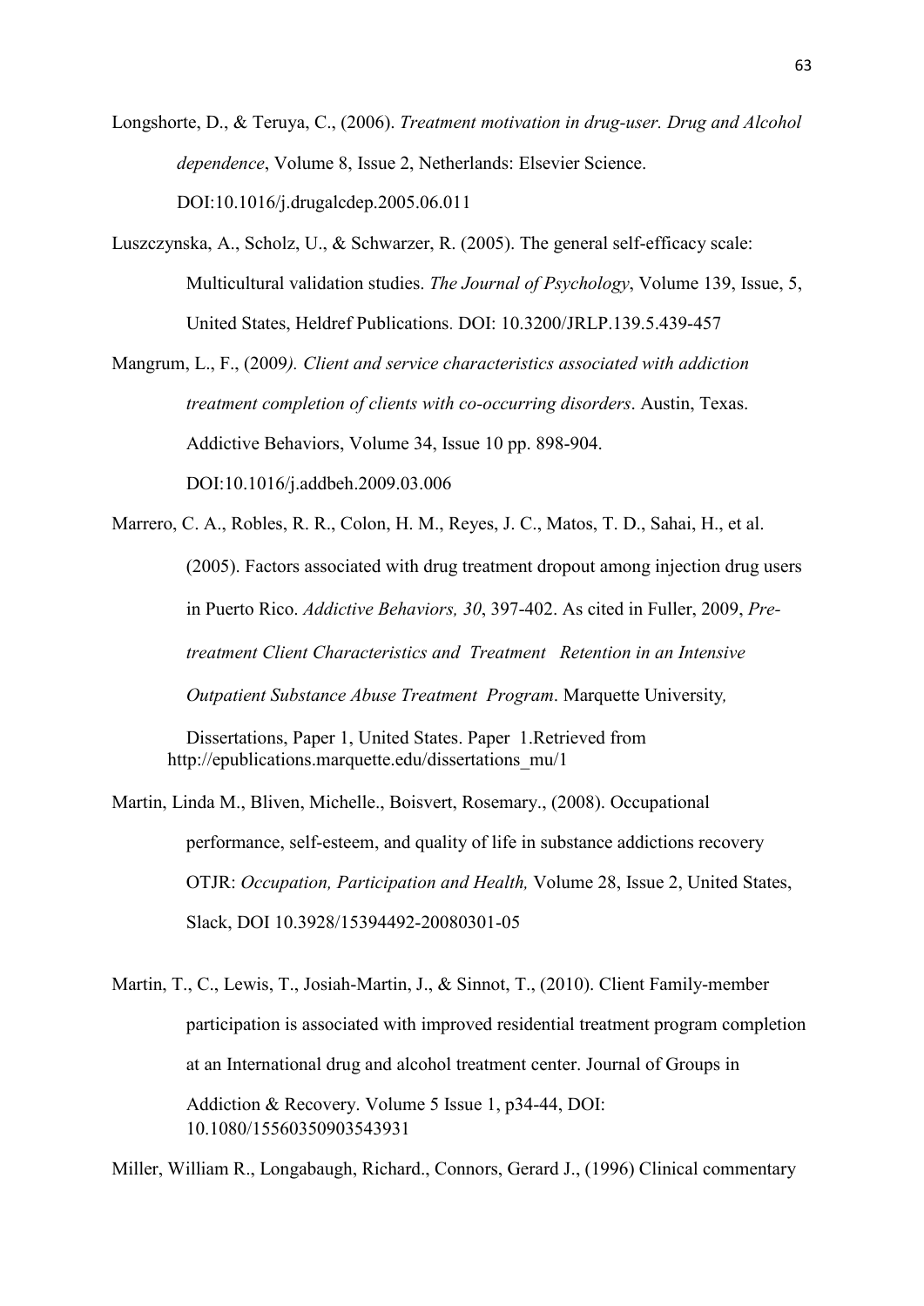Longshorte, D., & Teruya, C., (2006). *Treatment motivation in drug-user. Drug and Alcohol dependence*, Volume 8, Issue 2, Netherlands: Elsevier Science. DOI:10.1016/j.drugalcdep.2005.06.011

Luszczynska, A., Scholz, U., & Schwarzer, R. (2005). The general self-efficacy scale: Multicultural validation studies. *The Journal of Psychology*, Volume 139, Issue, 5, United States, Heldref Publications. DOI: 10.3200/JRLP.139.5.439-457

Mangrum, L., F., (2009*). Client and service characteristics associated with addiction treatment completion of clients with co-occurring disorders*. Austin, Texas. Addictive Behaviors, Volume 34, Issue 10 pp. 898-904. DOI:10.1016/j.addbeh.2009.03.006

Marrero, C. A., Robles, R. R., Colon, H. M., Reyes, J. C., Matos, T. D., Sahai, H., et al. (2005). Factors associated with drug treatment dropout among injection drug users in Puerto Rico. *Addictive Behaviors, 30*, 397-402. As cited in Fuller, 2009, *Pre-treatment Client Characteristics and Treatment Retention in an Intensive Outpatient Substance Abuse Treatment Program*. Marquette University*,* Dissertations, Paper 1, United States. Paper 1.Retrieved from http://epublications.marquette.edu/dissertations_mu/1

Martin, Linda M., Bliven, Michelle., Boisvert, Rosemary., (2008). Occupational performance, self-esteem, and quality of life in substance addictions recovery OTJR: *Occupation, Participation and Health,* Volume 28, Issue 2, United States, Slack, DOI 10.3928/15394492-20080301-05

Martin, T., C., Lewis, T., Josiah-Martin, J., & Sinnot, T., (2010). Client Family-member participation is associated with improved residential treatment program completion at an International drug and alcohol treatment center. Journal of Groups in Addiction & Recovery. Volume 5 Issue 1, p34-44, DOI: 10.1080/15560350903543931

Miller, William R., Longabaugh, Richard., Connors, Gerard J., (1996) Clinical commentary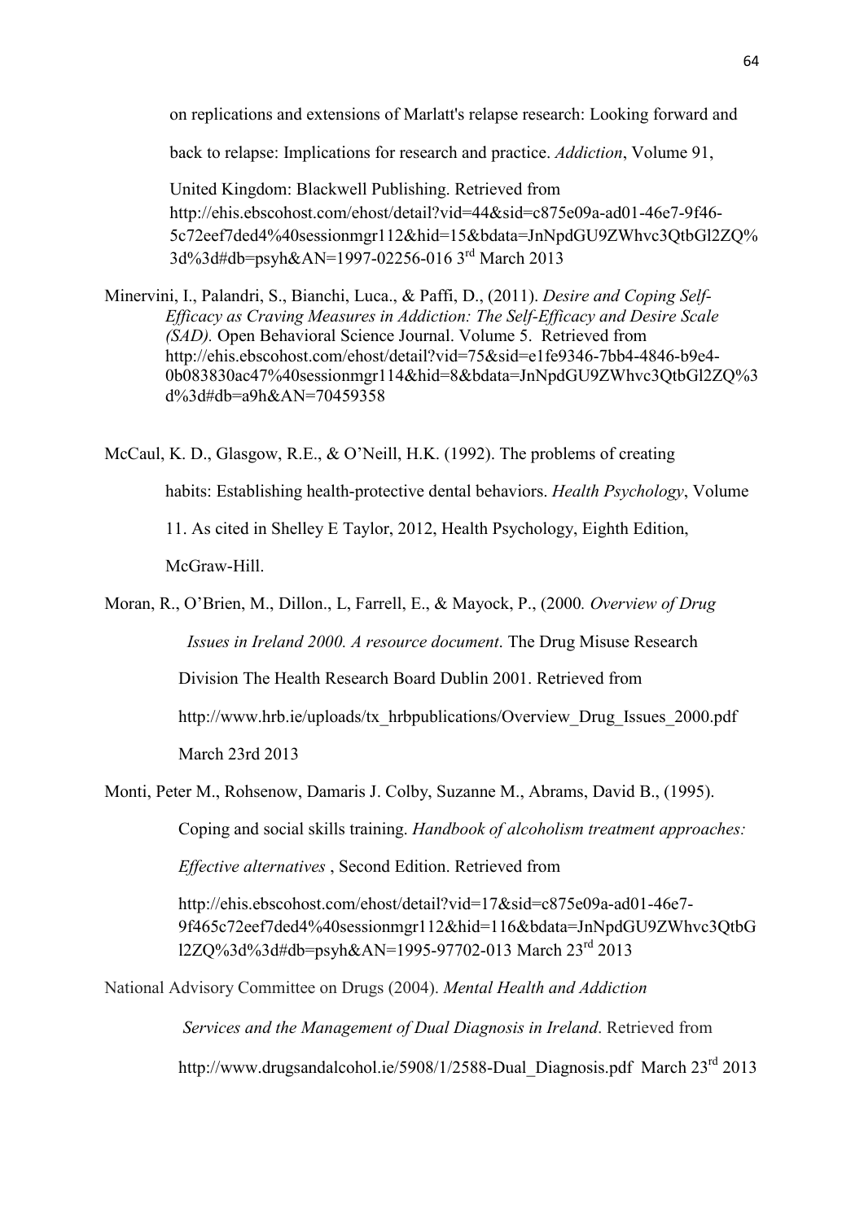on replications and extensions of Marlatt's relapse research: Looking forward and back to relapse: Implications for research and practice. *Addiction*, Volume 91, United Kingdom: Blackwell Publishing. Retrieved from http://ehis.ebscohost.com/ehost/detail?vid=44&sid=c875e09a-ad01-46e7-9f46-5c72eef7ded4%40sessionmgr112&hid=15&bdata=JnNpdGU9ZWhvc3QtbGl2ZQ%3d%3d#db=psyh&AN=1997-02256-016 3rd March 2013

Minervini, I., Palandri, S., Bianchi, Luca., & Paffi, D., (2011). *Desire and Coping Self-Efficacy as Craving Measures in Addiction: The Self-Efficacy and Desire Scale (SAD).* Open Behavioral Science Journal. Volume 5. Retrieved from http://ehis.ebscohost.com/ehost/detail?vid=75&sid=e1fe9346-7bb4-4846-b9e4-0b083830ac47%40sessionmgr114&hid=8&bdata=JnNpdGU9ZWhvc3QtbGl2ZQ%3d%3d#db=a9h&AN=70459358

McCaul, K. D., Glasgow, R.E., & O'Neill, H.K. (1992). The problems of creating habits: Establishing health-protective dental behaviors. *Health Psychology*, Volume 11. As cited in Shelley E Taylor, 2012, Health Psychology, Eighth Edition, McGraw-Hill.

Moran, R., O'Brien, M., Dillon., L, Farrell, E., & Mayock, P., (2000*. Overview of Drug Issues in Ireland 2000. A resource document*. The Drug Misuse Research Division The Health Research Board Dublin 2001. Retrieved from http://www.hrb.ie/uploads/tx_hrbpublications/Overview_Drug_Issues_2000.pdf March 23rd 2013

Monti, Peter M., Rohsenow, Damaris J. Colby, Suzanne M., Abrams, David B., (1995). Coping and social skills training. *Handbook of alcoholism treatment approaches: Effective alternatives* , Second Edition. Retrieved from http://ehis.ebscohost.com/ehost/detail?vid=17&sid=c875e09a-ad01-46e7-9f465c72eef7ded4%40sessionmgr112&hid=116&bdata=JnNpdGU9ZWhvc3QtbGl2ZQ%3d%3d#db=psyh&AN=1995-97702-013 March 23rd 2013

National Advisory Committee on Drugs (2004). *Mental Health and Addiction Services and the Management of Dual Diagnosis in Ireland*. Retrieved from http://www.drugsandalcohol.ie/5908/1/2588-Dual_Diagnosis.pdf March 23rd 2013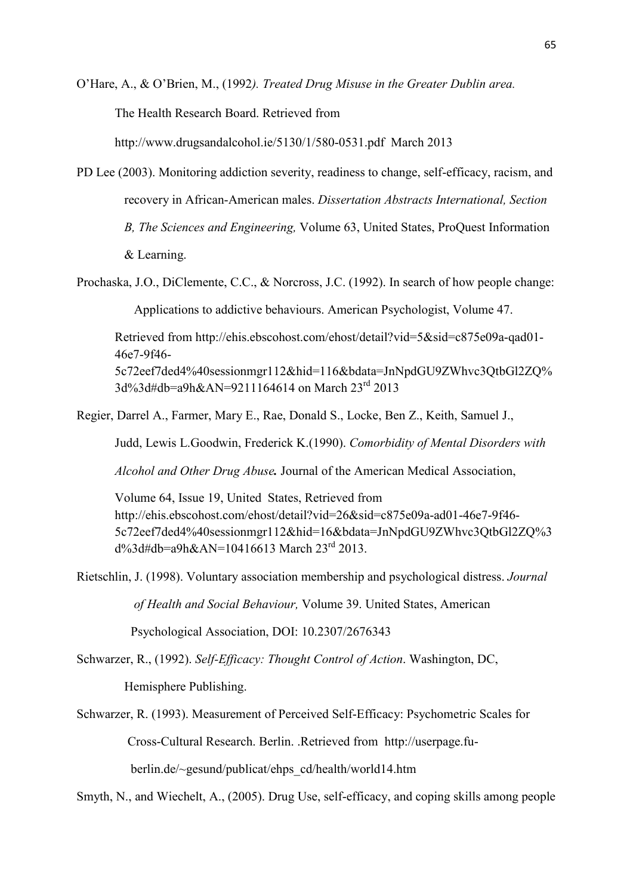O'Hare, A., & O'Brien, M., (1992*). Treated Drug Misuse in the Greater Dublin area.* The Health Research Board. Retrieved from http://www.drugsandalcohol.ie/5130/1/580-0531.pdf March 2013

PD Lee (2003). Monitoring addiction severity, readiness to change, self-efficacy, racism, and recovery in African-American males. *Dissertation Abstracts International, Section B, The Sciences and Engineering,* Volume 63, United States, ProQuest Information & Learning.

Prochaska, J.O., DiClemente, C.C., & Norcross, J.C. (1992). In search of how people change: Applications to addictive behaviours. American Psychologist, Volume 47. Retrieved from http://ehis.ebscohost.com/ehost/detail?vid=5&sid=c875e09a-qad01-46e7-9f46-5c72eef7ded4%40sessionmgr112&hid=116&bdata=JnNpdGU9ZWhvc3QtbGl2ZQ%3d%3d#db=a9h&AN=9211164614 on March 23rd 2013

Regier, Darrel A., Farmer, Mary E., Rae, Donald S., Locke, Ben Z., Keith, Samuel J., Judd, Lewis L.Goodwin, Frederick K.(1990). *Comorbidity of Mental Disorders with Alcohol and Other Drug Abuse.* Journal of the American Medical Association, Volume 64, Issue 19, United States, Retrieved from http://ehis.ebscohost.com/ehost/detail?vid=26&sid=c875e09a-ad01-46e7-9f46-5c72eef7ded4%40sessionmgr112&hid=16&bdata=JnNpdGU9ZWhvc3QtbGl2ZQ%3d%3d#db=a9h&AN=10416613 March 23rd 2013.

Rietschlin, J. (1998). Voluntary association membership and psychological distress. *Journal of Health and Social Behaviour,* Volume 39. United States, American Psychological Association, DOI: 10.2307/2676343

Schwarzer, R., (1992). *Self-Efficacy: Thought Control of Action*. Washington, DC, Hemisphere Publishing.

Schwarzer, R. (1993). Measurement of Perceived Self-Efficacy: Psychometric Scales for Cross-Cultural Research. Berlin. .Retrieved from http://userpage.fu-berlin.de/~gesund/publicat/ehps_cd/health/world14.htm

Smyth, N., and Wiechelt, A., (2005). Drug Use, self-efficacy, and coping skills among people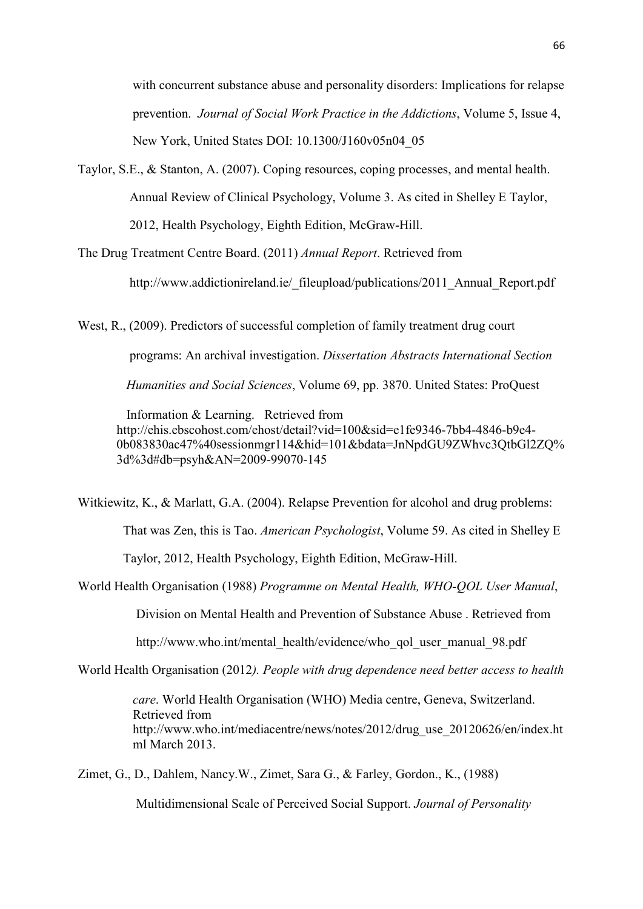with concurrent substance abuse and personality disorders: Implications for relapse prevention. *Journal of Social Work Practice in the Addictions*, Volume 5, Issue 4, New York, United States DOI: 10.1300/J160v05n04_05

Taylor, S.E., & Stanton, A. (2007). Coping resources, coping processes, and mental health. Annual Review of Clinical Psychology, Volume 3. As cited in Shelley E Taylor, 2012, Health Psychology, Eighth Edition, McGraw-Hill.

The Drug Treatment Centre Board. (2011) *Annual Report*. Retrieved from http://www.addictionireland.ie/_fileupload/publications/2011_Annual_Report.pdf

West, R., (2009). Predictors of successful completion of family treatment drug court programs: An archival investigation. *Dissertation Abstracts International Section Humanities and Social Sciences*, Volume 69, pp. 3870. United States: ProQuest Information & Learning. Retrieved from http://ehis.ebscohost.com/ehost/detail?vid=100&sid=e1fe9346-7bb4-4846-b9e4-0b083830ac47%40sessionmgr114&hid=101&bdata=JnNpdGU9ZWhvc3QtbGl2ZQ%3d%3d#db=psyh&AN=2009-99070-145

Witkiewitz, K., & Marlatt, G.A. (2004). Relapse Prevention for alcohol and drug problems: That was Zen, this is Tao. *American Psychologist*, Volume 59. As cited in Shelley E Taylor, 2012, Health Psychology, Eighth Edition, McGraw-Hill.

World Health Organisation (1988) *Programme on Mental Health, WHO-QOL User Manual*, Division on Mental Health and Prevention of Substance Abuse . Retrieved from http://www.who.int/mental_health/evidence/who_qol_user_manual_98.pdf

World Health Organisation (2012*). People with drug dependence need better access to health care*. World Health Organisation (WHO) Media centre, Geneva, Switzerland. Retrieved from http://www.who.int/mediacentre/news/notes/2012/drug_use_20120626/en/index.html March 2013.

Zimet, G., D., Dahlem, Nancy.W., Zimet, Sara G., & Farley, Gordon., K., (1988) Multidimensional Scale of Perceived Social Support. *Journal of Personality*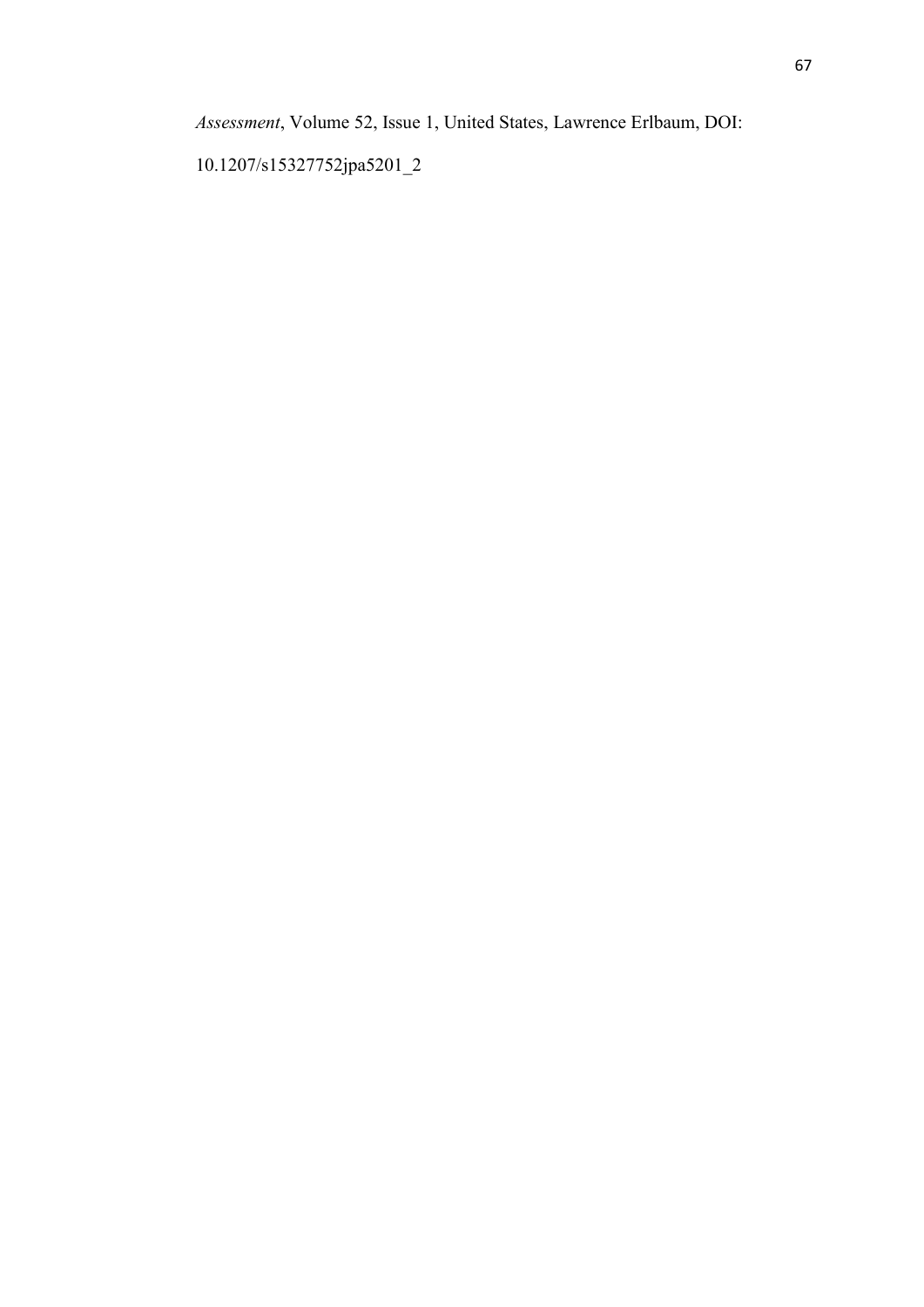*Assessment*, Volume 52, Issue 1, United States, Lawrence Erlbaum, DOI:

10.1207/s15327752jpa5201_2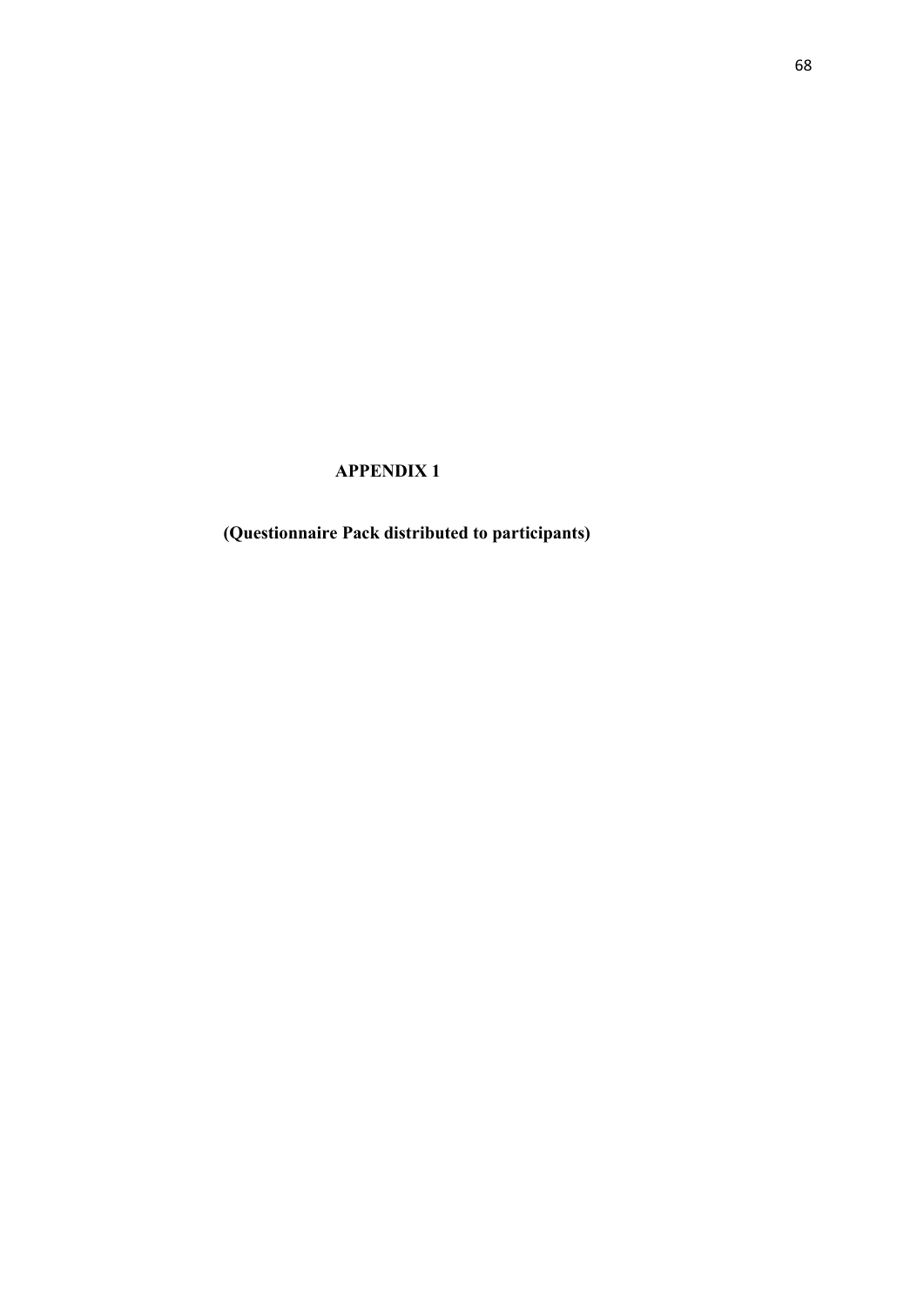# APPENDIX 1

**(Questionnaire Pack distributed to participants)**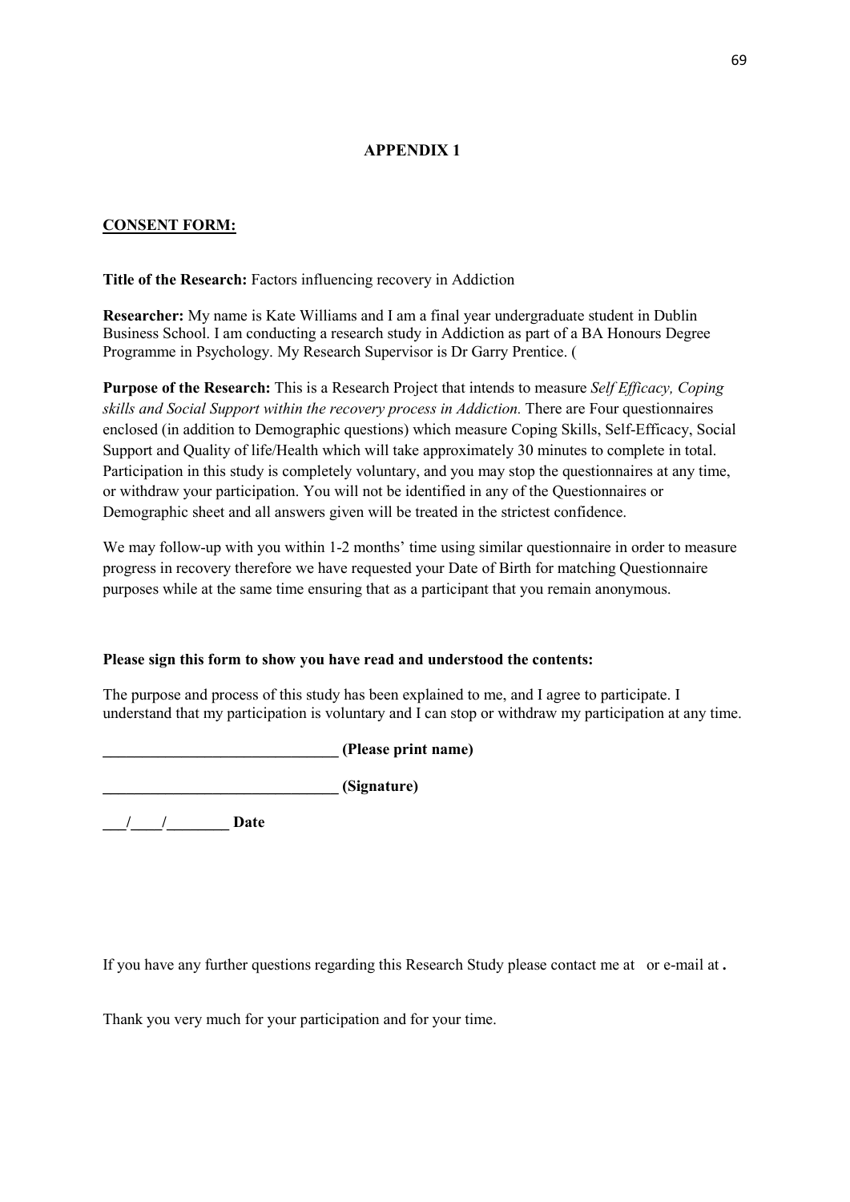## APPENDIX 1

**CONSENT FORM:**

**Title of the Research:** Factors influencing recovery in Addiction

**Researcher:** My name is Kate Williams and I am a final year undergraduate student in Dublin Business School. I am conducting a research study in Addiction as part of a BA Honours Degree Programme in Psychology. My Research Supervisor is Dr Garry Prentice. (

**Purpose of the Research:** This is a Research Project that intends to measure *Self Efficacy, Coping skills and Social Support within the recovery process in Addiction.* There are Four questionnaires enclosed (in addition to Demographic questions) which measure Coping Skills, Self-Efficacy, Social Support and Quality of life/Health which will take approximately 30 minutes to complete in total. Participation in this study is completely voluntary, and you may stop the questionnaires at any time, or withdraw your participation. You will not be identified in any of the Questionnaires or Demographic sheet and all answers given will be treated in the strictest confidence.

We may follow-up with you within 1-2 months' time using similar questionnaire in order to measure progress in recovery therefore we have requested your Date of Birth for matching Questionnaire purposes while at the same time ensuring that as a participant that you remain anonymous.

**Please sign this form to show you have read and understood the contents:**

The purpose and process of this study has been explained to me, and I agree to participate. I understand that my participation is voluntary and I can stop or withdraw my participation at any time.

**______________________________ (Please print name)**

**______________________________ (Signature)**

**___/____/________ Date**

If you have any further questions regarding this Research Study please contact me at or e-mail at **.**

Thank you very much for your participation and for your time.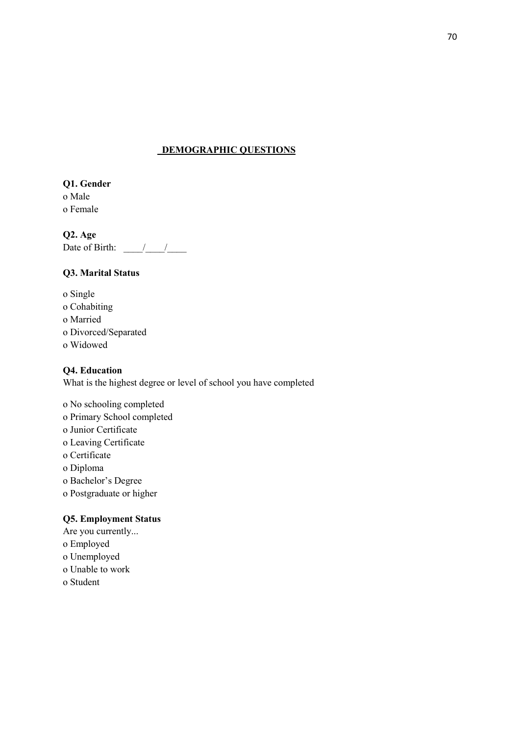## DEMOGRAPHIC QUESTIONS

**Q1. Gender**

o Male
o Female

**Q2. Age**

Date of Birth: ____/____/____

**Q3. Marital Status**

o Single
o Cohabiting
o Married
o Divorced/Separated
o Widowed

**Q4. Education**

What is the highest degree or level of school you have completed

o No schooling completed
o Primary School completed
o Junior Certificate
o Leaving Certificate
o Certificate
o Diploma
o Bachelor's Degree
o Postgraduate or higher

**Q5. Employment Status**

Are you currently...

o Employed
o Unemployed
o Unable to work
o Student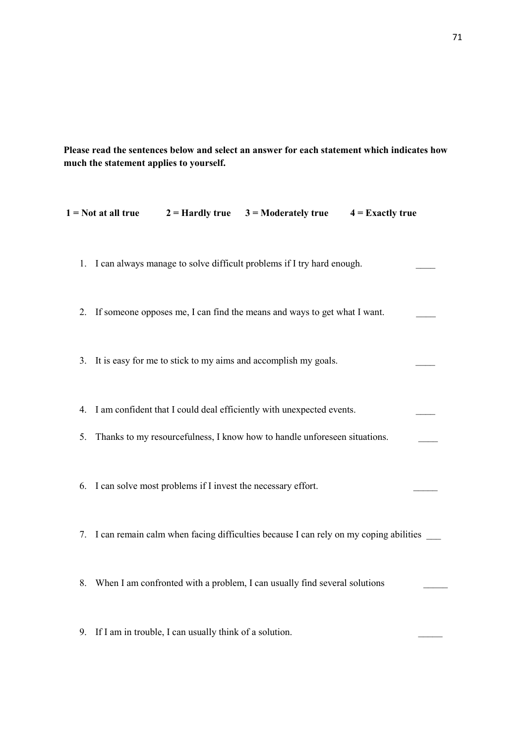**Please read the sentences below and select an answer for each statement which indicates how much the statement applies to yourself.**

**1 = Not at all true     2 = Hardly true     3 = Moderately true     4 = Exactly true**

1. I can always manage to solve difficult problems if I try hard enough. ____
2. If someone opposes me, I can find the means and ways to get what I want. ____
3. It is easy for me to stick to my aims and accomplish my goals. ____
4. I am confident that I could deal efficiently with unexpected events. ____
5. Thanks to my resourcefulness, I know how to handle unforeseen situations. ____
6. I can solve most problems if I invest the necessary effort. _____
7. I can remain calm when facing difficulties because I can rely on my coping abilities ___
8. When I am confronted with a problem, I can usually find several solutions _____
9. If I am in trouble, I can usually think of a solution. _____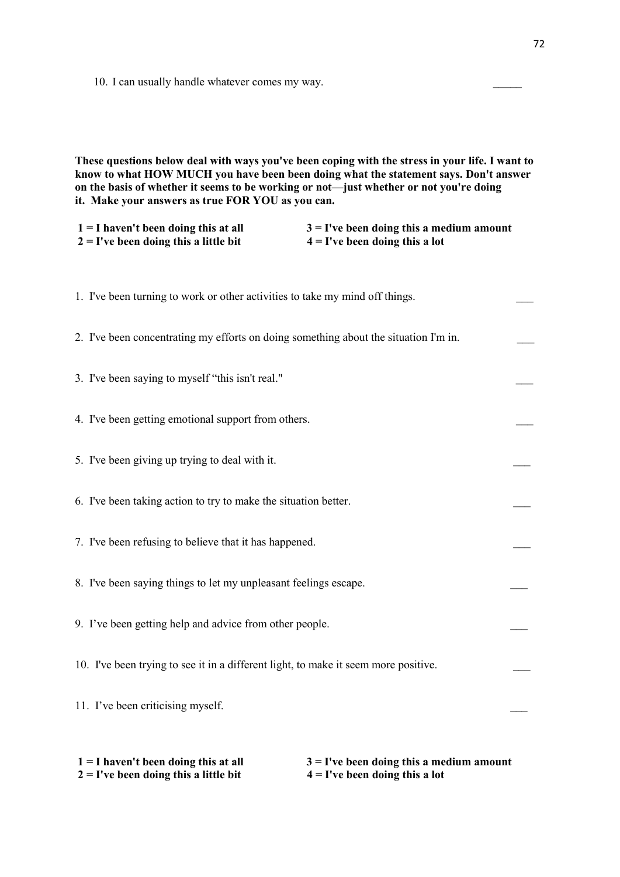10. I can usually handle whatever comes my way. _____

**These questions below deal with ways you've been coping with the stress in your life. I want to know to what HOW MUCH you have been been doing what the statement says. Don't answer on the basis of whether it seems to be working or not—just whether or not you're doing it. Make your answers as true FOR YOU as you can.**

**1 = I haven't been doing this at all**  
**2 = I've been doing this a little bit**  
**3 = I've been doing this a medium amount**  
**4 = I've been doing this a lot**

1. I've been turning to work or other activities to take my mind off things. ___

2. I've been concentrating my efforts on doing something about the situation I'm in. ___

3. I've been saying to myself "this isn't real." ___

4. I've been getting emotional support from others. ___

5. I've been giving up trying to deal with it. ___

6. I've been taking action to try to make the situation better. ___

7. I've been refusing to believe that it has happened. ___

8. I've been saying things to let my unpleasant feelings escape. ___

9. I've been getting help and advice from other people. ___

10. I've been trying to see it in a different light, to make it seem more positive. ___

11. I've been criticising myself. ___

**1 = I haven't been doing this at all**  
**2 = I've been doing this a little bit**  
**3 = I've been doing this a medium amount**  
**4 = I've been doing this a lot**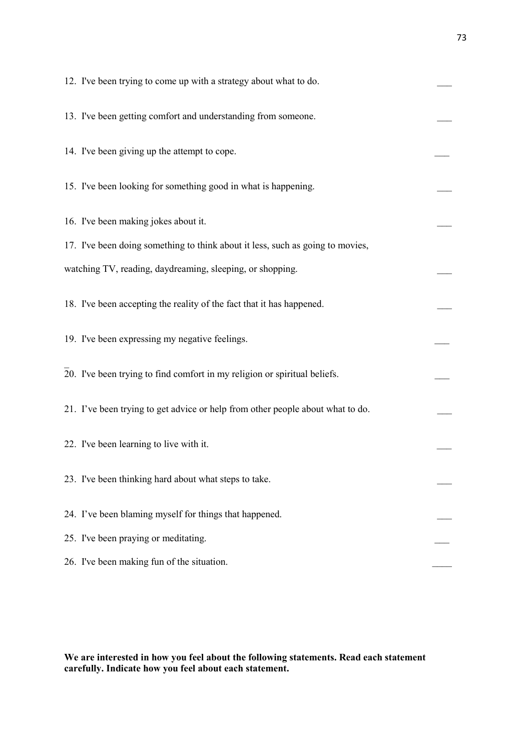12. I've been trying to come up with a strategy about what to do. ___

13. I've been getting comfort and understanding from someone. ___

14. I've been giving up the attempt to cope. ___

15. I've been looking for something good in what is happening. ___

16. I've been making jokes about it. ___

17. I've been doing something to think about it less, such as going to movies, watching TV, reading, daydreaming, sleeping, or shopping. ___

18. I've been accepting the reality of the fact that it has happened. ___

19. I've been expressing my negative feelings. ___

20. I've been trying to find comfort in my religion or spiritual beliefs. ___

21. I've been trying to get advice or help from other people about what to do. ___

22. I've been learning to live with it. ___

23. I've been thinking hard about what steps to take. ___

24. I've been blaming myself for things that happened. ___

25. I've been praying or meditating. ___

26. I've been making fun of the situation. ____

**We are interested in how you feel about the following statements. Read each statement carefully. Indicate how you feel about each statement.**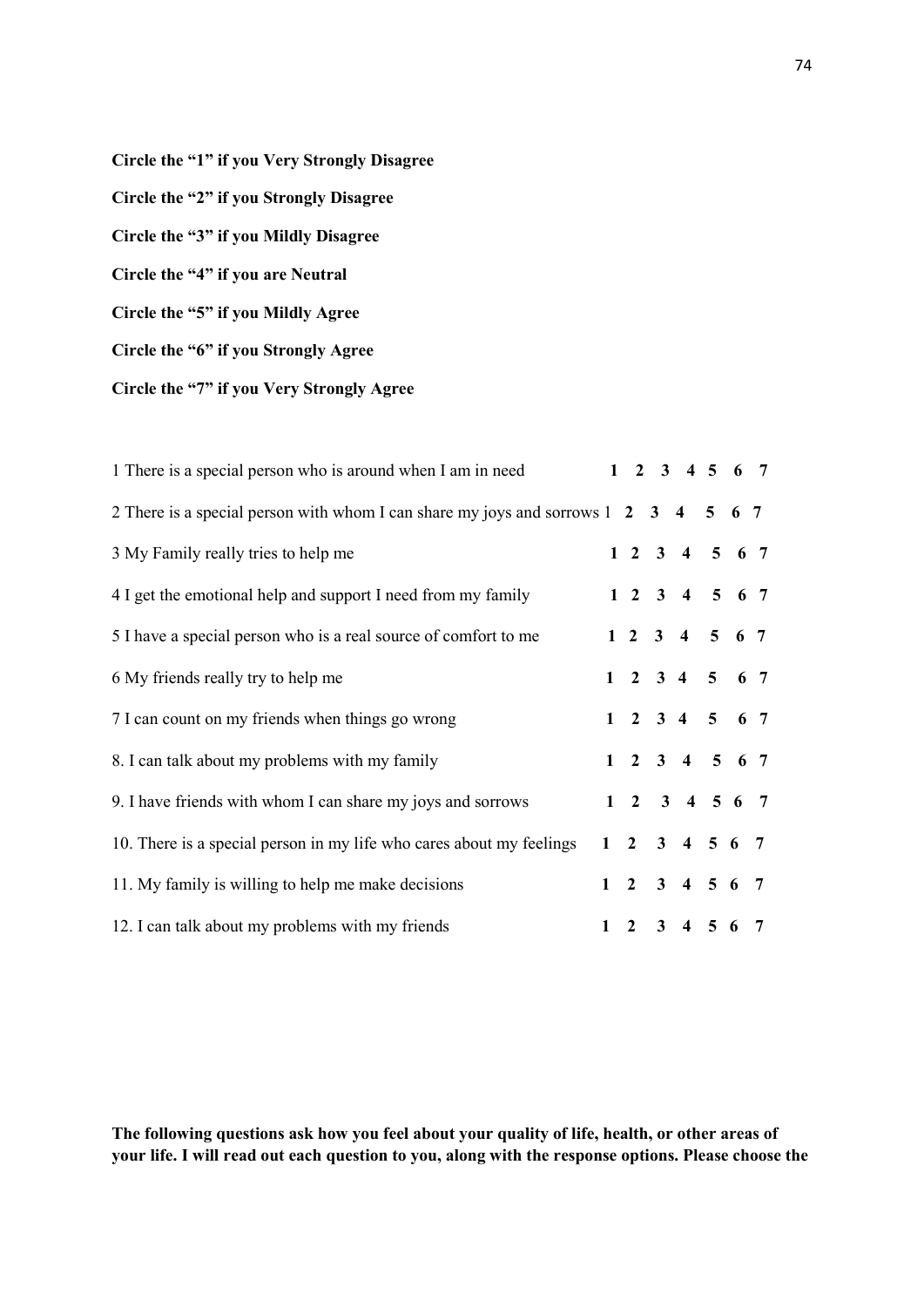**Circle the "1" if you Very Strongly Disagree**

**Circle the "2" if you Strongly Disagree**

**Circle the "3" if you Mildly Disagree**

**Circle the "4" if you are Neutral**

**Circle the "5" if you Mildly Agree**

**Circle the "6" if you Strongly Agree**

**Circle the "7" if you Very Strongly Agree**

| | | | | | | | |
|---|---|---|---|---|---|---|---|
| 1 There is a special person who is around when I am in need | **1** | **2** | **3** | **4** | **5** | **6** | **7** |
| 2 There is a special person with whom I can share my joys and sorrows | 1 | **2** | **3** | **4** | **5** | **6** | **7** |
| 3 My Family really tries to help me | **1** | **2** | **3** | **4** | **5** | **6** | **7** |
| 4 I get the emotional help and support I need from my family | **1** | **2** | **3** | **4** | **5** | **6** | **7** |
| 5 I have a special person who is a real source of comfort to me | **1** | **2** | **3** | **4** | **5** | **6** | **7** |
| 6 My friends really try to help me | **1** | **2** | **3** | **4** | **5** | **6** | **7** |
| 7 I can count on my friends when things go wrong | **1** | **2** | **3** | **4** | **5** | **6** | **7** |
| 8. I can talk about my problems with my family | **1** | **2** | **3** | **4** | **5** | **6** | **7** |
| 9. I have friends with whom I can share my joys and sorrows | **1** | **2** | **3** | **4** | **5** | **6** | **7** |
| 10. There is a special person in my life who cares about my feelings | **1** | **2** | **3** | **4** | **5** | **6** | **7** |
| 11. My family is willing to help me make decisions | **1** | **2** | **3** | **4** | **5** | **6** | **7** |
| 12. I can talk about my problems with my friends | **1** | **2** | **3** | **4** | **5** | **6** | **7** |

**The following questions ask how you feel about your quality of life, health, or other areas of your life. I will read out each question to you, along with the response options. Please choose the**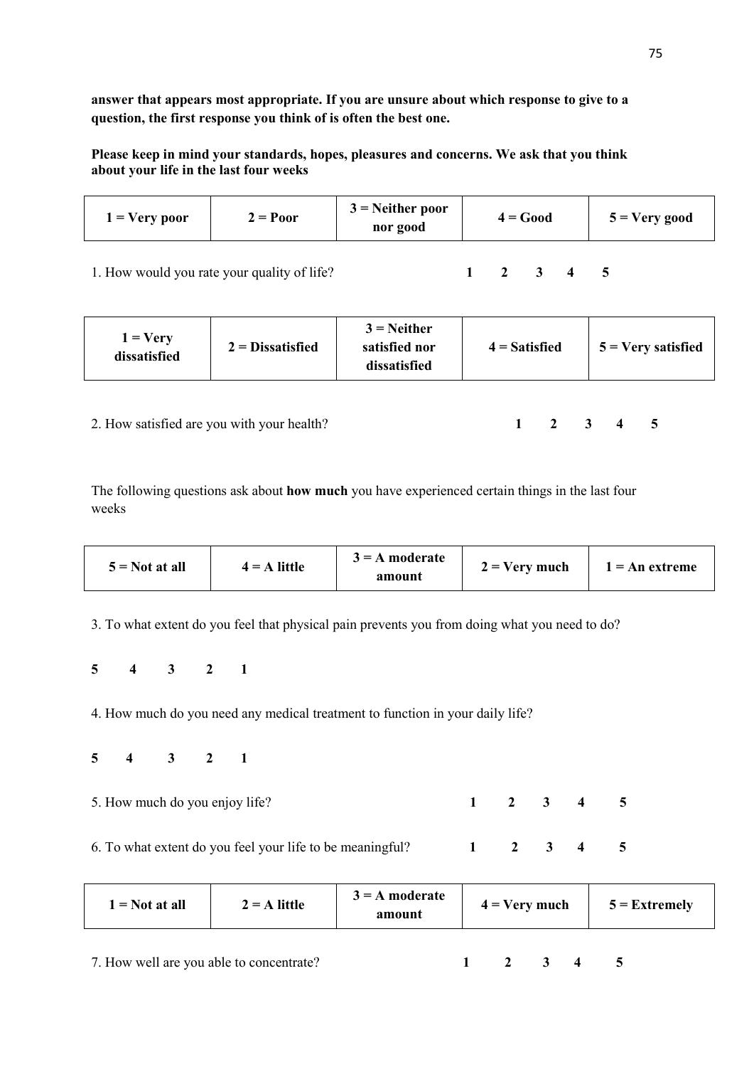**answer that appears most appropriate. If you are unsure about which response to give to a question, the first response you think of is often the best one.**

**Please keep in mind your standards, hopes, pleasures and concerns. We ask that you think about your life in the last four weeks**

| 1 = Very poor | 2 = Poor | 3 = Neither poor nor good | 4 = Good | 5 = Very good |
|---|---|---|---|---|

1. How would you rate your quality of life? **1 2 3 4 5**

| 1 = Very dissatisfied | 2 = Dissatisfied | 3 = Neither satisfied nor dissatisfied | 4 = Satisfied | 5 = Very satisfied |
|---|---|---|---|---|

2. How satisfied are you with your health? **1 2 3 4 5**

The following questions ask about **how much** you have experienced certain things in the last four weeks

| 5 = Not at all | 4 = A little | 3 = A moderate amount | 2 = Very much | 1 = An extreme |
|---|---|---|---|---|

3. To what extent do you feel that physical pain prevents you from doing what you need to do?

**5 4 3 2 1**

4. How much do you need any medical treatment to function in your daily life?

**5 4 3 2 1**

5. How much do you enjoy life? **1 2 3 4 5**

6. To what extent do you feel your life to be meaningful? **1 2 3 4 5**

| 1 = Not at all | 2 = A little | 3 = A moderate amount | 4 = Very much | 5 = Extremely |
|---|---|---|---|---|

7. How well are you able to concentrate? **1 2 3 4 5**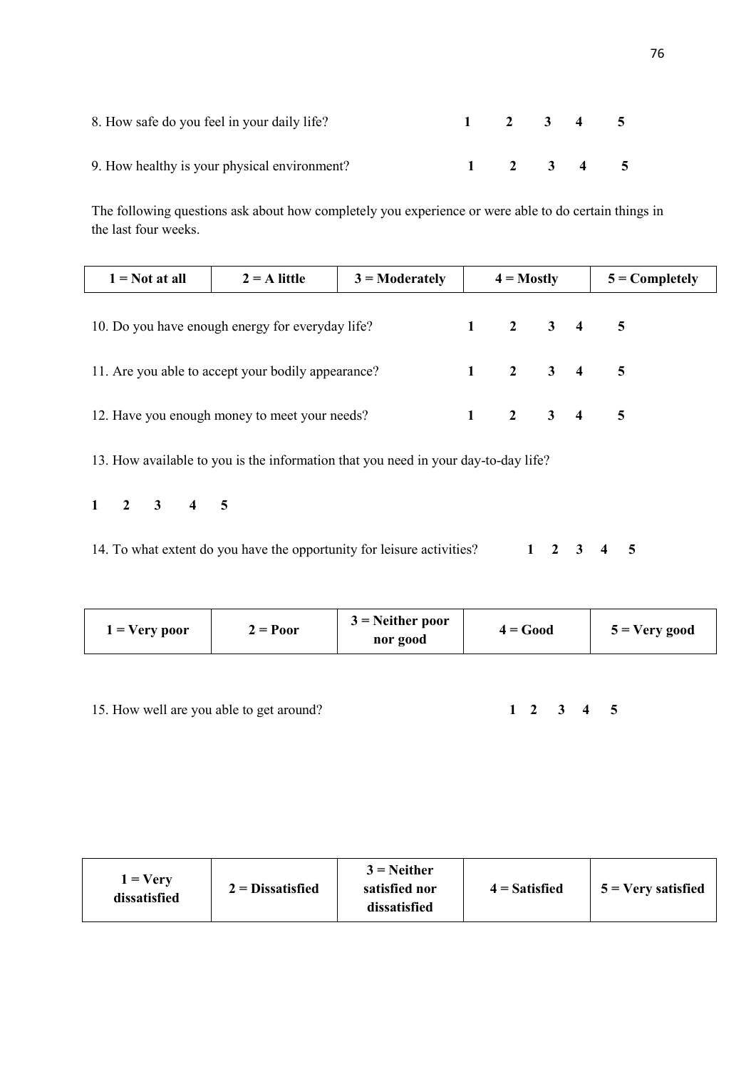8. How safe do you feel in your daily life? **1 2 3 4 5**

9. How healthy is your physical environment? **1 2 3 4 5**

The following questions ask about how completely you experience or were able to do certain things in the last four weeks.

| 1 = Not at all | 2 = A little | 3 = Moderately | 4 = Mostly | 5 = Completely |
|---|---|---|---|---|

10. Do you have enough energy for everyday life? **1 2 3 4 5**

11. Are you able to accept your bodily appearance? **1 2 3 4 5**

12. Have you enough money to meet your needs? **1 2 3 4 5**

13. How available to you is the information that you need in your day-to-day life?

**1 2 3 4 5**

14. To what extent do you have the opportunity for leisure activities? **1 2 3 4 5**

| 1 = Very poor | 2 = Poor | 3 = Neither poor nor good | 4 = Good | 5 = Very good |
|---|---|---|---|---|

15. How well are you able to get around? **1 2 3 4 5**

| 1 = Very dissatisfied | 2 = Dissatisfied | 3 = Neither satisfied nor dissatisfied | 4 = Satisfied | 5 = Very satisfied |
|---|---|---|---|---|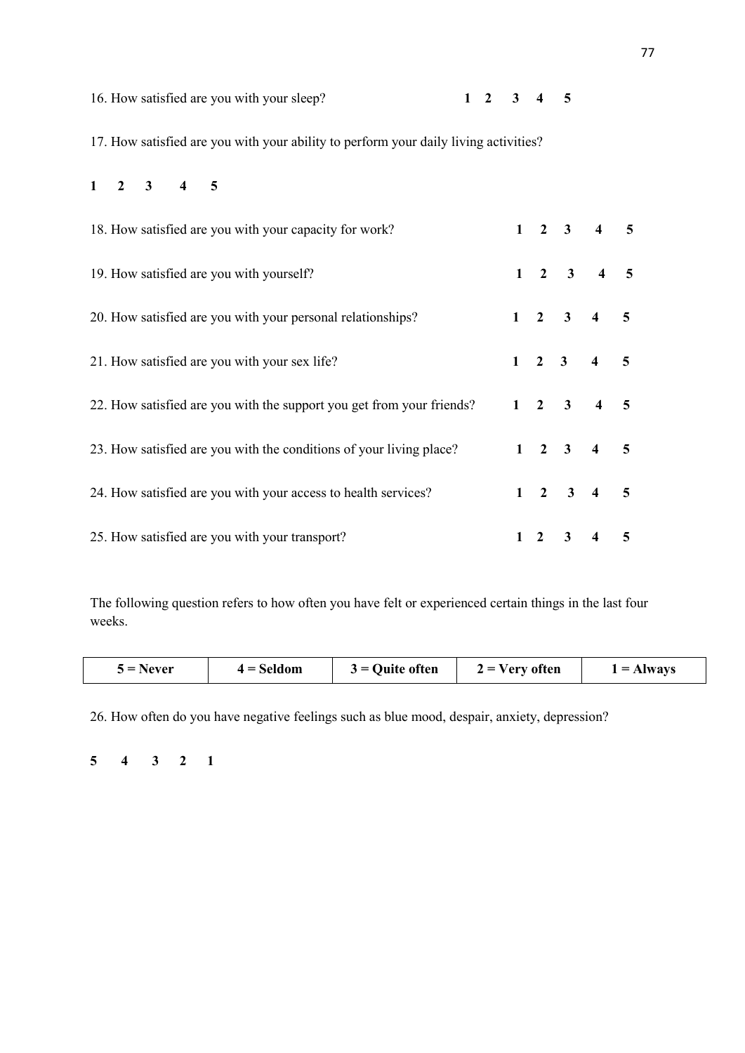16. How satisfied are you with your sleep? **1 2 3 4 5**

17. How satisfied are you with your ability to perform your daily living activities?

**1 2 3 4 5**

18. How satisfied are you with your capacity for work? **1 2 3 4 5**

19. How satisfied are you with yourself? **1 2 3 4 5**

20. How satisfied are you with your personal relationships? **1 2 3 4 5**

21. How satisfied are you with your sex life? **1 2 3 4 5**

22. How satisfied are you with the support you get from your friends? **1 2 3 4 5**

23. How satisfied are you with the conditions of your living place? **1 2 3 4 5**

24. How satisfied are you with your access to health services? **1 2 3 4 5**

25. How satisfied are you with your transport? **1 2 3 4 5**

The following question refers to how often you have felt or experienced certain things in the last four weeks.

| **5 = Never** | **4 = Seldom** | **3 = Quite often** | **2 = Very often** | **1 = Always** |
|---|---|---|---|---|

26. How often do you have negative feelings such as blue mood, despair, anxiety, depression?

**5 4 3 2 1**